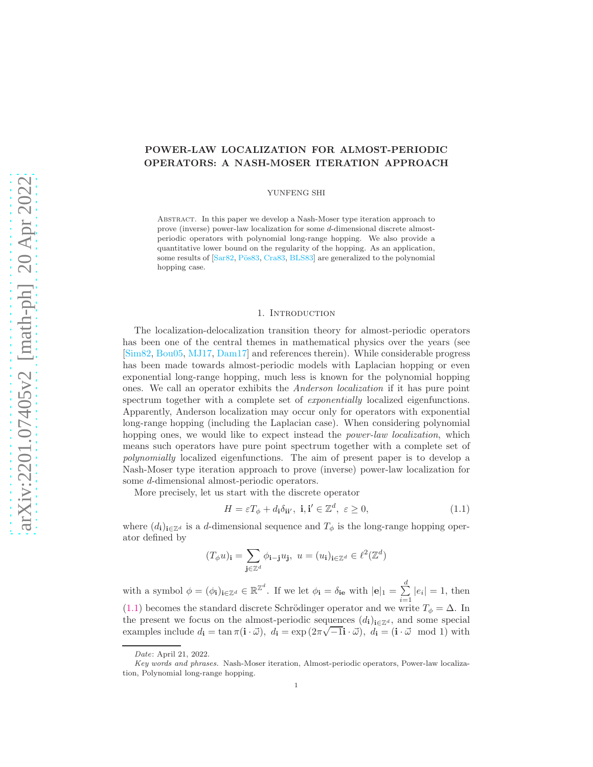# POWER-LAW LOCALIZATION FOR ALMOST-PERIODIC OPERATORS: A NASH-MOSER ITERATION APPROACH

YUNFENG SHI

Abstract. In this paper we develop a Nash-Moser type iteration approach to prove (inverse) power-law localization for some $d$-dimensional discrete almost-periodic operators with polynomial long-range hopping. We also provide a quantitative lower bound on the regularity of the hopping. As an application, some results of [Sar82, Pös83, Cra83, BLS83] are generalized to the polynomial hopping case.

## 1. Introduction

The localization-delocalization transition theory for almost-periodic operators has been one of the central themes in mathematical physics over the years (see [Sim82, Bou05, MJ17, Dam17] and references therein). While considerable progress has been made towards almost-periodic models with Laplacian hopping or even exponential long-range hopping, much less is known for the polynomial hopping ones. We call an operator exhibits the *Anderson localization* if it has pure point spectrum together with a complete set of *exponentially* localized eigenfunctions. Apparently, Anderson localization may occur only for operators with exponential long-range hopping (including the Laplacian case). When considering polynomial hopping ones, we would like to expect instead the *power-law localization*, which means such operators have pure point spectrum together with a complete set of *polynomially* localized eigenfunctions. The aim of present paper is to develop a Nash-Moser type iteration approach to prove (inverse) power-law localization for some $d$-dimensional almost-periodic operators.

More precisely, let us start with the discrete operator

$$H = \varepsilon T_\phi + d_{\mathbf{i}}\delta_{\mathbf{i}\mathbf{i}'},\ \mathbf{i}, \mathbf{i}' \in \mathbb{Z}^d,\ \varepsilon \geq 0, \tag{1.1}$$

where $(d_{\mathbf{i}})_{\mathbf{i}\in\mathbb{Z}^d}$ is a $d$-dimensional sequence and $T_\phi$ is the long-range hopping operator defined by

$$(T_\phi u)_{\mathbf{i}} = \sum_{\mathbf{j}\in\mathbb{Z}^d} \phi_{\mathbf{i}-\mathbf{j}} u_{\mathbf{j}},\ u = (u_{\mathbf{i}})_{\mathbf{i}\in\mathbb{Z}^d} \in \ell^2(\mathbb{Z}^d)$$

with a symbol $\phi = (\phi_{\mathbf{i}})_{\mathbf{i}\in\mathbb{Z}^d} \in \mathbb{R}^{\mathbb{Z}^d}$. If we let $\phi_{\mathbf{i}} = \delta_{\mathbf{i}\mathbf{e}}$ with $|\mathbf{e}|_1 = \sum\limits_{i=1}^{d} |e_i| = 1$, then (1.1) becomes the standard discrete Schrödinger operator and we write $T_\phi = \Delta$. In the present we focus on the almost-periodic sequences $(d_{\mathbf{i}})_{\mathbf{i}\in\mathbb{Z}^d}$, and some special examples include $d_{\mathbf{i}} = \tan \pi(\mathbf{i}\cdot\vec{\omega}),\ d_{\mathbf{i}} = \exp(2\pi\sqrt{-1}\mathbf{i}\cdot\vec{\omega}),\ d_{\mathbf{i}} = (\mathbf{i}\cdot\vec{\omega} \mod 1)$ with

*Date*: April 21, 2022.

*Key words and phrases.* Nash-Moser iteration, Almost-periodic operators, Power-law localization, Polynomial long-range hopping.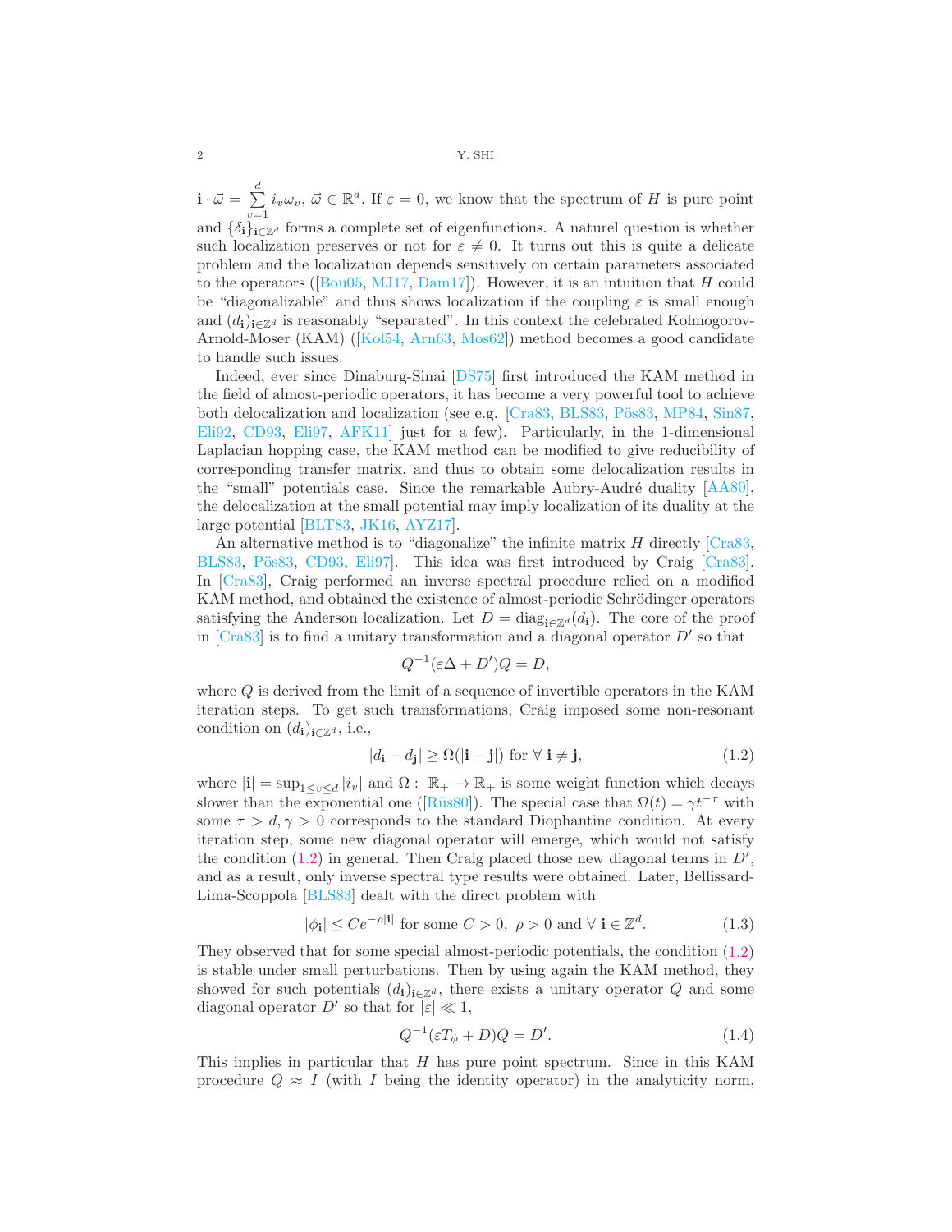$\mathbf{i}\cdot\vec{\omega}=\sum_{v=1}^{d} i_v\omega_v$, $\vec{\omega}\in\mathbb{R}^d$. If $\varepsilon=0$, we know that the spectrum of $H$ is pure point and $\{\delta_{\mathbf{i}}\}_{\mathbf{i}\in\mathbb{Z}^d}$ forms a complete set of eigenfunctions. A naturel question is whether such localization preserves or not for $\varepsilon\neq 0$. It turns out this is quite a delicate problem and the localization depends sensitively on certain parameters associated to the operators ([Bou05, MJ17, Dam17]). However, it is an intuition that $H$ could be "diagonalizable" and thus shows localization if the coupling $\varepsilon$ is small enough and $(d_{\mathbf{i}})_{\mathbf{i}\in\mathbb{Z}^d}$ is reasonably "separated". In this context the celebrated Kolmogorov-Arnold-Moser (KAM) ([Kol54, Arn63, Mos62]) method becomes a good candidate to handle such issues.

Indeed, ever since Dinaburg-Sinai [DS75] first introduced the KAM method in the field of almost-periodic operators, it has become a very powerful tool to achieve both delocalization and localization (see e.g. [Cra83, BLS83, Pös83, MP84, Sin87, Eli92, CD93, Eli97, AFK11] just for a few). Particularly, in the 1-dimensional Laplacian hopping case, the KAM method can be modified to give reducibility of corresponding transfer matrix, and thus to obtain some delocalization results in the "small" potentials case. Since the remarkable Aubry-Audré duality [AA80], the delocalization at the small potential may imply localization of its duality at the large potential [BLT83, JK16, AYZ17].

An alternative method is to "diagonalize" the infinite matrix $H$ directly [Cra83, BLS83, Pös83, CD93, Eli97]. This idea was first introduced by Craig [Cra83]. In [Cra83], Craig performed an inverse spectral procedure relied on a modified KAM method, and obtained the existence of almost-periodic Schrödinger operators satisfying the Anderson localization. Let $D=\operatorname{diag}_{\mathbf{i}\in\mathbb{Z}^d}(d_{\mathbf{i}})$. The core of the proof in [Cra83] is to find a unitary transformation and a diagonal operator $D'$ so that

$$Q^{-1}(\varepsilon\Delta+D')Q=D,$$

where $Q$ is derived from the limit of a sequence of invertible operators in the KAM iteration steps. To get such transformations, Craig imposed some non-resonant condition on $(d_{\mathbf{i}})_{\mathbf{i}\in\mathbb{Z}^d}$, i.e.,

$$|d_{\mathbf{i}}-d_{\mathbf{j}}|\geq\Omega(|\mathbf{i}-\mathbf{j}|)\text{ for }\forall\ \mathbf{i}\neq\mathbf{j},\tag{1.2}$$

where $|\mathbf{i}|=\sup_{1\leq v\leq d}|i_v|$ and $\Omega:\ \mathbb{R}_+\to\mathbb{R}_+$ is some weight function which decays slower than the exponential one ([Rüs80]). The special case that $\Omega(t)=\gamma t^{-\tau}$ with some $\tau>d,\gamma>0$ corresponds to the standard Diophantine condition. At every iteration step, some new diagonal operator will emerge, which would not satisfy the condition (1.2) in general. Then Craig placed those new diagonal terms in $D'$, and as a result, only inverse spectral type results were obtained. Later, Bellissard-Lima-Scoppola [BLS83] dealt with the direct problem with

$$|\phi_{\mathbf{i}}|\leq Ce^{-\rho|\mathbf{i}|}\text{ for some }C>0,\ \rho>0\text{ and }\forall\ \mathbf{i}\in\mathbb{Z}^d.\tag{1.3}$$

They observed that for some special almost-periodic potentials, the condition (1.2) is stable under small perturbations. Then by using again the KAM method, they showed for such potentials $(d_{\mathbf{i}})_{\mathbf{i}\in\mathbb{Z}^d}$, there exists a unitary operator $Q$ and some diagonal operator $D'$ so that for $|\varepsilon|\ll 1$,

$$Q^{-1}(\varepsilon T_\phi+D)Q=D'.\tag{1.4}$$

This implies in particular that $H$ has pure point spectrum. Since in this KAM procedure $Q\approx I$ (with $I$ being the identity operator) in the analyticity norm,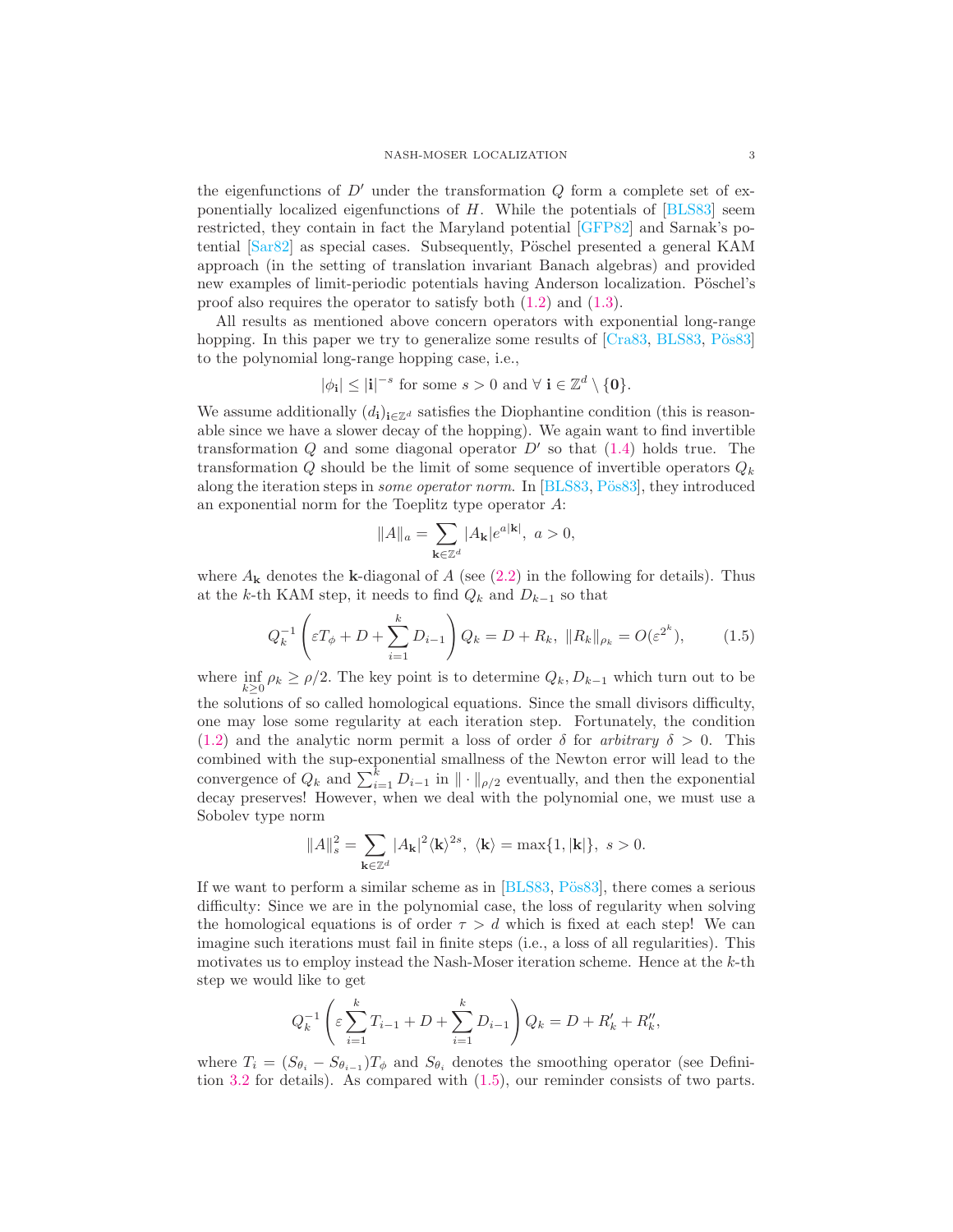the eigenfunctions of $D'$ under the transformation $Q$ form a complete set of exponentially localized eigenfunctions of $H$. While the potentials of [BLS83] seem restricted, they contain in fact the Maryland potential [GFP82] and Sarnak's potential [Sar82] as special cases. Subsequently, Pöschel presented a general KAM approach (in the setting of translation invariant Banach algebras) and provided new examples of limit-periodic potentials having Anderson localization. Pöschel's proof also requires the operator to satisfy both (1.2) and (1.3).

All results as mentioned above concern operators with exponential long-range hopping. In this paper we try to generalize some results of [Cra83, BLS83, Pös83] to the polynomial long-range hopping case, i.e.,

$$|\phi_{\mathbf{i}}| \leq |\mathbf{i}|^{-s} \text{ for some } s > 0 \text{ and } \forall\ \mathbf{i} \in \mathbb{Z}^d \setminus \{\mathbf{0}\}.$$

We assume additionally $(d_{\mathbf{i}})_{\mathbf{i}\in\mathbb{Z}^d}$ satisfies the Diophantine condition (this is reasonable since we have a slower decay of the hopping). We again want to find invertible transformation $Q$ and some diagonal operator $D'$ so that (1.4) holds true. The transformation $Q$ should be the limit of some sequence of invertible operators $Q_k$ along the iteration steps in *some operator norm*. In [BLS83, Pös83], they introduced an exponential norm for the Toeplitz type operator $A$:

$$\|A\|_a = \sum_{\mathbf{k}\in\mathbb{Z}^d} |A_{\mathbf{k}}| e^{a|\mathbf{k}|},\ a > 0,$$

where $A_{\mathbf{k}}$ denotes the $\mathbf{k}$-diagonal of $A$ (see (2.2) in the following for details). Thus at the $k$-th KAM step, it needs to find $Q_k$ and $D_{k-1}$ so that

$$Q_k^{-1}\left(\varepsilon T_\phi + D + \sum_{i=1}^{k} D_{i-1}\right) Q_k = D + R_k,\ \|R_k\|_{\rho_k} = O(\varepsilon^{2^k}), \tag{1.5}$$

where $\inf_{k\geq 0} \rho_k \geq \rho/2$. The key point is to determine $Q_k, D_{k-1}$ which turn out to be the solutions of so called homological equations. Since the small divisors difficulty, one may lose some regularity at each iteration step. Fortunately, the condition (1.2) and the analytic norm permit a loss of order $\delta$ for *arbitrary* $\delta > 0$. This combined with the sup-exponential smallness of the Newton error will lead to the convergence of $Q_k$ and $\sum_{i=1}^{k} D_{i-1}$ in $\|\cdot\|_{\rho/2}$ eventually, and then the exponential decay preserves! However, when we deal with the polynomial one, we must use a Sobolev type norm

$$\|A\|_s^2 = \sum_{\mathbf{k}\in\mathbb{Z}^d} |A_{\mathbf{k}}|^2 \langle \mathbf{k}\rangle^{2s},\ \langle \mathbf{k}\rangle = \max\{1, |\mathbf{k}|\},\ s > 0.$$

If we want to perform a similar scheme as in [BLS83, Pös83], there comes a serious difficulty: Since we are in the polynomial case, the loss of regularity when solving the homological equations is of order $\tau > d$ which is fixed at each step! We can imagine such iterations must fail in finite steps (i.e., a loss of all regularities). This motivates us to employ instead the Nash-Moser iteration scheme. Hence at the $k$-th step we would like to get

$$Q_k^{-1}\left(\varepsilon \sum_{i=1}^{k} T_{i-1} + D + \sum_{i=1}^{k} D_{i-1}\right) Q_k = D + R_k' + R_k'',$$

where $T_i = (S_{\theta_i} - S_{\theta_{i-1}})T_\phi$ and $S_{\theta_i}$ denotes the smoothing operator (see Definition 3.2 for details). As compared with (1.5), our reminder consists of two parts.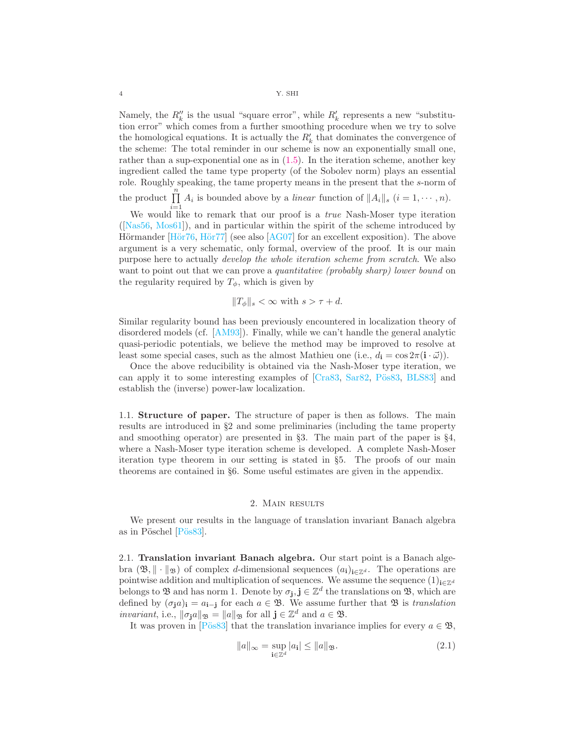Namely, the $R''_k$ is the usual "square error", while $R'_k$ represents a new "substitution error" which comes from a further smoothing procedure when we try to solve the homological equations. It is actually the $R'_k$ that dominates the convergence of the scheme: The total reminder in our scheme is now an exponentially small one, rather than a sup-exponential one as in (1.5). In the iteration scheme, another key ingredient called the tame type property (of the Sobolev norm) plays an essential role. Roughly speaking, the tame property means in the present that the $s$-norm of the product $\prod_{i=1}^{n} A_i$ is bounded above by a *linear* function of $\|A_i\|_s$ $(i = 1, \cdots, n)$.

We would like to remark that our proof is a *true* Nash-Moser type iteration ([Nas56, Mos61]), and in particular within the spirit of the scheme introduced by Hörmander [Hör76, Hör77] (see also [AG07] for an excellent exposition). The above argument is a very schematic, only formal, overview of the proof. It is our main purpose here to actually *develop the whole iteration scheme from scratch*. We also want to point out that we can prove a *quantitative (probably sharp) lower bound* on the regularity required by $T_\phi$, which is given by

$$\|T_\phi\|_s < \infty \text{ with } s > \tau + d.$$

Similar regularity bound has been previously encountered in localization theory of disordered models (cf. [AM93]). Finally, while we can't handle the general analytic quasi-periodic potentials, we believe the method may be improved to resolve at least some special cases, such as the almost Mathieu one (i.e., $d_{\mathbf{i}} = \cos 2\pi(\mathbf{i} \cdot \vec{\omega})$).

Once the above reducibility is obtained via the Nash-Moser type iteration, we can apply it to some interesting examples of [Cra83, Sar82, Pös83, BLS83] and establish the (inverse) power-law localization.

### 1.1. Structure of paper.

The structure of paper is then as follows. The main results are introduced in §2 and some preliminaries (including the tame property and smoothing operator) are presented in §3. The main part of the paper is §4, where a Nash-Moser type iteration scheme is developed. A complete Nash-Moser iteration type theorem in our setting is stated in §5. The proofs of our main theorems are contained in §6. Some useful estimates are given in the appendix.

## 2. Main results

We present our results in the language of translation invariant Banach algebra as in Pöschel [Pös83].

### 2.1. Translation invariant Banach algebra.

Our start point is a Banach algebra $(\mathfrak{B}, \|\cdot\|_{\mathfrak{B}})$ of complex $d$-dimensional sequences $(a_{\mathbf{i}})_{\mathbf{i}\in\mathbb{Z}^d}$. The operations are pointwise addition and multiplication of sequences. We assume the sequence $(1)_{\mathbf{i}\in\mathbb{Z}^d}$ belongs to $\mathfrak{B}$ and has norm 1. Denote by $\sigma_{\mathbf{j}}, \mathbf{j} \in \mathbb{Z}^d$ the translations on $\mathfrak{B}$, which are defined by $(\sigma_{\mathbf{j}} a)_{\mathbf{i}} = a_{\mathbf{i}-\mathbf{j}}$ for each $a \in \mathfrak{B}$. We assume further that $\mathfrak{B}$ is *translation invariant*, i.e., $\|\sigma_{\mathbf{j}} a\|_{\mathfrak{B}} = \|a\|_{\mathfrak{B}}$ for all $\mathbf{j} \in \mathbb{Z}^d$ and $a \in \mathfrak{B}$.

It was proven in [Pös83] that the translation invariance implies for every $a \in \mathfrak{B}$,

$$\|a\|_\infty = \sup_{\mathbf{i}\in\mathbb{Z}^d} |a_{\mathbf{i}}| \le \|a\|_{\mathfrak{B}}. \tag{2.1}$$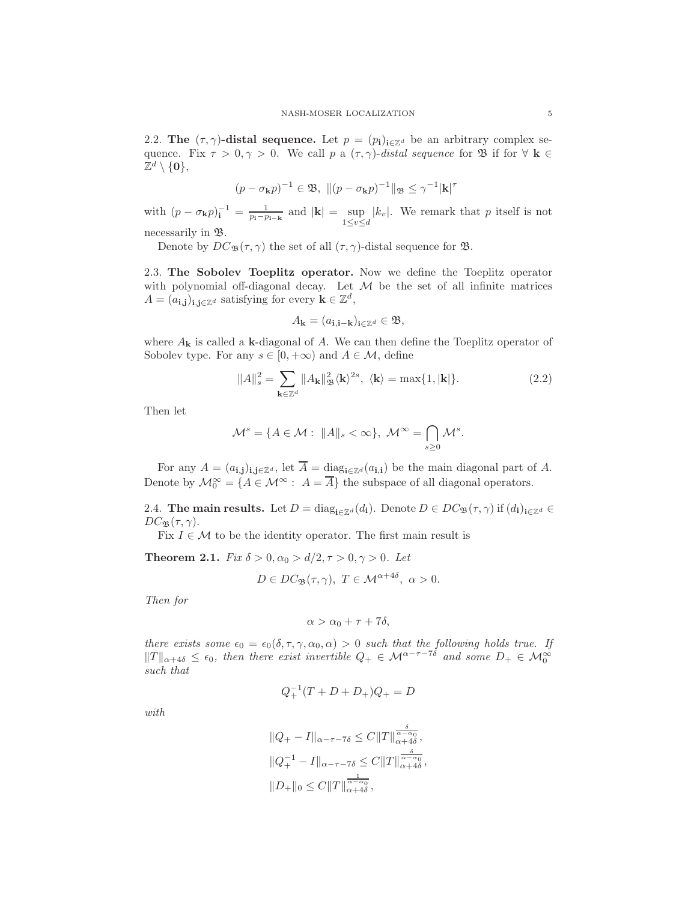### 2.2. The $(\tau, \gamma)$-distal sequence.

Let $p = (p_{\mathbf{i}})_{\mathbf{i}\in\mathbb{Z}^d}$ be an arbitrary complex sequence. Fix $\tau > 0, \gamma > 0$. We call $p$ a *$(\tau,\gamma)$-distal sequence* for $\mathfrak{B}$ if for $\forall$ $\mathbf{k} \in \mathbb{Z}^d \setminus \{\mathbf{0}\}$,

$$(p - \sigma_{\mathbf{k}} p)^{-1} \in \mathfrak{B}, \ \|(p - \sigma_{\mathbf{k}} p)^{-1}\|_{\mathfrak{B}} \leq \gamma^{-1} |\mathbf{k}|^{\tau}$$

with $(p - \sigma_{\mathbf{k}} p)^{-1}_{\mathbf{i}} = \frac{1}{p_{\mathbf{i}} - p_{\mathbf{i}-\mathbf{k}}}$ and $|\mathbf{k}| = \sup\limits_{1\leq v\leq d} |k_v|$. We remark that $p$ itself is not necessarily in $\mathfrak{B}$.

Denote by $DC_{\mathfrak{B}}(\tau,\gamma)$ the set of all $(\tau,\gamma)$-distal sequence for $\mathfrak{B}$.

### 2.3. The Sobolev Toeplitz operator.

Now we define the Toeplitz operator with polynomial off-diagonal decay. Let $\mathcal{M}$ be the set of all infinite matrices $A = (a_{\mathbf{i},\mathbf{j}})_{\mathbf{i},\mathbf{j}\in\mathbb{Z}^d}$ satisfying for every $\mathbf{k} \in \mathbb{Z}^d$,

$$A_{\mathbf{k}} = (a_{\mathbf{i},\mathbf{i}-\mathbf{k}})_{\mathbf{i}\in\mathbb{Z}^d} \in \mathfrak{B},$$

where $A_{\mathbf{k}}$ is called a $\mathbf{k}$-diagonal of $A$. We can then define the Toeplitz operator of Sobolev type. For any $s \in [0, +\infty)$ and $A \in \mathcal{M}$, define

$$\|A\|_s^2 = \sum_{\mathbf{k}\in\mathbb{Z}^d} \|A_{\mathbf{k}}\|_{\mathfrak{B}}^2 \langle \mathbf{k}\rangle^{2s}, \ \langle \mathbf{k}\rangle = \max\{1, |\mathbf{k}|\}. \tag{2.2}$$

Then let

$$\mathcal{M}^s = \{A \in \mathcal{M} : \ \|A\|_s < \infty\}, \ \mathcal{M}^\infty = \bigcap_{s\geq 0} \mathcal{M}^s.$$

For any $A = (a_{\mathbf{i},\mathbf{j}})_{\mathbf{i},\mathbf{j}\in\mathbb{Z}^d}$, let $\overline{A} = \mathrm{diag}_{\mathbf{i}\in\mathbb{Z}^d}(a_{\mathbf{i},\mathbf{i}})$ be the main diagonal part of $A$. Denote by $\mathcal{M}_0^\infty = \{A \in \mathcal{M}^\infty : \ A = \overline{A}\}$ the subspace of all diagonal operators.

### 2.4. The main results.

Let $D = \mathrm{diag}_{\mathbf{i}\in\mathbb{Z}^d}(d_{\mathbf{i}})$. Denote $D \in DC_{\mathfrak{B}}(\tau,\gamma)$ if $(d_{\mathbf{i}})_{\mathbf{i}\in\mathbb{Z}^d} \in DC_{\mathfrak{B}}(\tau,\gamma)$.

Fix $I \in \mathcal{M}$ to be the identity operator. The first main result is

**Theorem 2.1.** *Fix $\delta > 0, \alpha_0 > d/2, \tau > 0, \gamma > 0$. Let*

$$D \in DC_{\mathfrak{B}}(\tau,\gamma), \ T \in \mathcal{M}^{\alpha+4\delta}, \ \alpha > 0.$$

*Then for*

$$\alpha > \alpha_0 + \tau + 7\delta,$$

*there exists some $\epsilon_0 = \epsilon_0(\delta,\tau,\gamma,\alpha_0,\alpha) > 0$ such that the following holds true. If $\|T\|_{\alpha+4\delta} \leq \epsilon_0$, then there exist invertible $Q_+ \in \mathcal{M}^{\alpha-\tau-7\delta}$ and some $D_+ \in \mathcal{M}_0^\infty$ such that*

$$Q_+^{-1}(T + D + D_+)Q_+ = D$$

*with*

$$\|Q_+ - I\|_{\alpha-\tau-7\delta} \leq C\|T\|_{\alpha+4\delta}^{\frac{\delta}{\alpha-\alpha_0}},$$

$$\|Q_+^{-1} - I\|_{\alpha-\tau-7\delta} \leq C\|T\|_{\alpha+4\delta}^{\frac{\delta}{\alpha-\alpha_0}},$$

$$\|D_+\|_0 \leq C\|T\|_{\alpha+4\delta}^{\frac{1}{\alpha-\alpha_0}},$$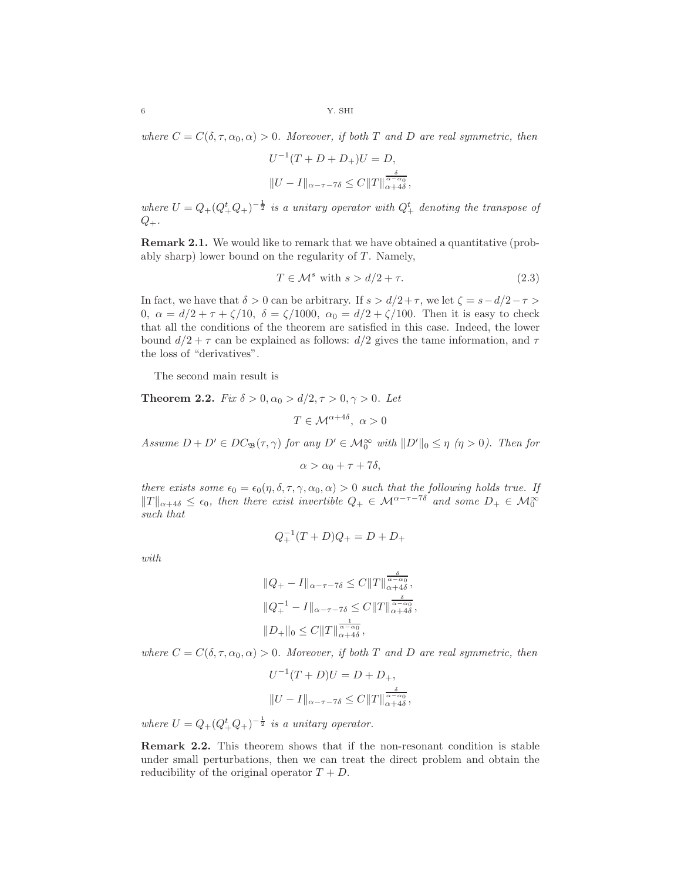*where $C = C(\delta, \tau, \alpha_0, \alpha) > 0$. Moreover, if both $T$ and $D$ are real symmetric, then*

$$U^{-1}(T + D + D_+)U = D,$$

$$\|U - I\|_{\alpha-\tau-7\delta} \leq C\|T\|_{\alpha+4\delta}^{\frac{\delta}{\alpha-\alpha_0}},$$

*where $U = Q_+(Q_+^t Q_+)^{-\frac{1}{2}}$ is a unitary operator with $Q_+^t$ denoting the transpose of $Q_+$.*

**Remark 2.1.** We would like to remark that we have obtained a quantitative (probably sharp) lower bound on the regularity of $T$. Namely,

$$T \in \mathcal{M}^s \text{ with } s > d/2 + \tau. \tag{2.3}$$

In fact, we have that $\delta > 0$ can be arbitrary. If $s > d/2+\tau$, we let $\zeta = s - d/2 - \tau > 0$, $\alpha = d/2 + \tau + \zeta/10$, $\delta = \zeta/1000$, $\alpha_0 = d/2 + \zeta/100$. Then it is easy to check that all the conditions of the theorem are satisfied in this case. Indeed, the lower bound $d/2 + \tau$ can be explained as follows: $d/2$ gives the tame information, and $\tau$ the loss of "derivatives".

The second main result is

**Theorem 2.2.** *Fix $\delta > 0, \alpha_0 > d/2, \tau > 0, \gamma > 0$. Let*

$$T \in \mathcal{M}^{\alpha+4\delta},\ \alpha > 0$$

*Assume $D + D' \in DC_{\mathfrak{B}}(\tau, \gamma)$ for any $D' \in \mathcal{M}_0^\infty$ with $\|D'\|_0 \leq \eta$ ($\eta > 0$). Then for*

$$\alpha > \alpha_0 + \tau + 7\delta,$$

*there exists some $\epsilon_0 = \epsilon_0(\eta, \delta, \tau, \gamma, \alpha_0, \alpha) > 0$ such that the following holds true. If $\|T\|_{\alpha+4\delta} \leq \epsilon_0$, then there exist invertible $Q_+ \in \mathcal{M}^{\alpha-\tau-7\delta}$ and some $D_+ \in \mathcal{M}_0^\infty$ such that*

$$Q_+^{-1}(T + D)Q_+ = D + D_+$$

*with*

$$\|Q_+ - I\|_{\alpha-\tau-7\delta} \leq C\|T\|_{\alpha+4\delta}^{\frac{\delta}{\alpha-\alpha_0}},$$

$$\|Q_+^{-1} - I\|_{\alpha-\tau-7\delta} \leq C\|T\|_{\alpha+4\delta}^{\frac{\delta}{\alpha-\alpha_0}},$$

$$\|D_+\|_0 \leq C\|T\|_{\alpha+4\delta}^{\frac{1}{\alpha-\alpha_0}},$$

*where $C = C(\delta, \tau, \alpha_0, \alpha) > 0$. Moreover, if both $T$ and $D$ are real symmetric, then*

$$U^{-1}(T + D)U = D + D_+,$$

$$\|U - I\|_{\alpha-\tau-7\delta} \leq C\|T\|_{\alpha+4\delta}^{\frac{\delta}{\alpha-\alpha_0}},$$

*where $U = Q_+(Q_+^t Q_+)^{-\frac{1}{2}}$ is a unitary operator.*

**Remark 2.2.** This theorem shows that if the non-resonant condition is stable under small perturbations, then we can treat the direct problem and obtain the reducibility of the original operator $T + D$.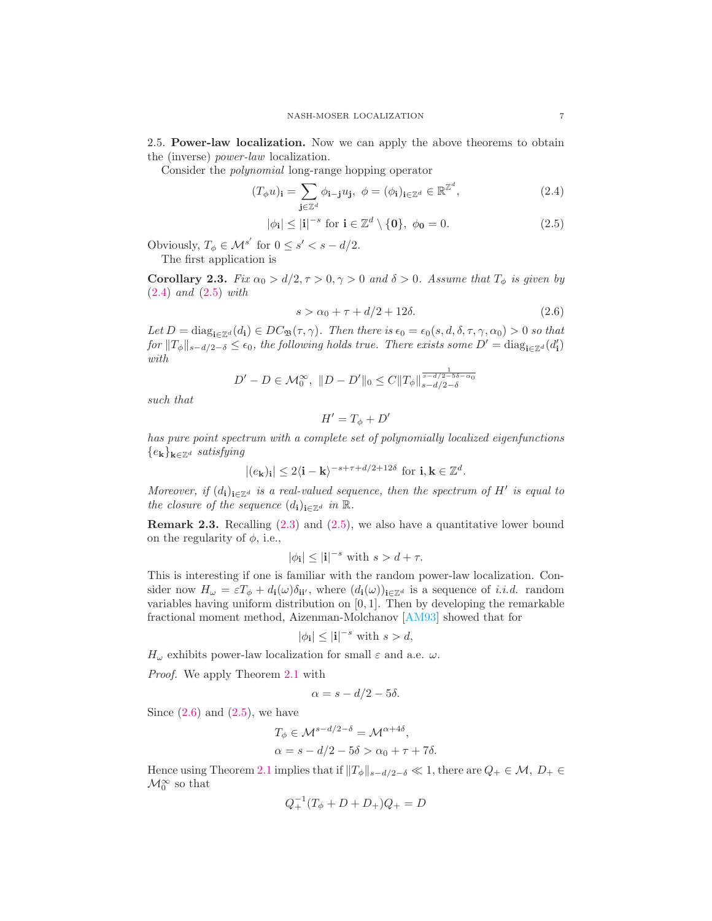### 2.5. Power-law localization.

Now we can apply the above theorems to obtain the (inverse) *power-law* localization.

Consider the *polynomial* long-range hopping operator

$$(T_\phi u)_{\mathbf{i}} = \sum_{\mathbf{j}\in\mathbb{Z}^d} \phi_{\mathbf{i}-\mathbf{j}} u_{\mathbf{j}},\ \phi = (\phi_{\mathbf{i}})_{\mathbf{i}\in\mathbb{Z}^d} \in \mathbb{R}^{\mathbb{Z}^d}, \tag{2.4}$$

$$|\phi_{\mathbf{i}}| \leq |\mathbf{i}|^{-s} \text{ for } \mathbf{i} \in \mathbb{Z}^d \setminus \{\mathbf{0}\},\ \phi_{\mathbf{0}} = 0. \tag{2.5}$$

Obviously, $T_\phi \in \mathcal{M}^{s'}$ for $0 \leq s' < s - d/2$.

The first application is

**Corollary 2.3.** *Fix $\alpha_0 > d/2, \tau > 0, \gamma > 0$ and $\delta > 0$. Assume that $T_\phi$ is given by (2.4) and (2.5) with*

$$s > \alpha_0 + \tau + d/2 + 12\delta. \tag{2.6}$$

*Let $D = \mathrm{diag}_{\mathbf{i}\in\mathbb{Z}^d}(d_{\mathbf{i}}) \in DC_{\mathfrak{B}}(\tau,\gamma)$. Then there is $\epsilon_0 = \epsilon_0(s, d, \delta, \tau, \gamma, \alpha_0) > 0$ so that for $\|T_\phi\|_{s-d/2-\delta} \leq \epsilon_0$, the following holds true. There exists some $D' = \mathrm{diag}_{\mathbf{i}\in\mathbb{Z}^d}(d'_{\mathbf{i}})$ with*

$$D' - D \in \mathcal{M}_0^\infty,\ \|D - D'\|_0 \leq C\|T_\phi\|_{s-d/2-\delta}^{\frac{1}{s-d/2-5\delta-\alpha_0}}$$

*such that*

$$H' = T_\phi + D'$$

*has pure point spectrum with a complete set of polynomially localized eigenfunctions $\{e_{\mathbf{k}}\}_{\mathbf{k}\in\mathbb{Z}^d}$ satisfying*

$$|(e_{\mathbf{k}})_{\mathbf{i}}| \leq 2\langle \mathbf{i} - \mathbf{k}\rangle^{-s+\tau+d/2+12\delta} \text{ for } \mathbf{i}, \mathbf{k} \in \mathbb{Z}^d.$$

*Moreover, if $(d_{\mathbf{i}})_{\mathbf{i}\in\mathbb{Z}^d}$ is a real-valued sequence, then the spectrum of $H'$ is equal to the closure of the sequence $(d_{\mathbf{i}})_{\mathbf{i}\in\mathbb{Z}^d}$ in $\mathbb{R}$.*

**Remark 2.3.** Recalling (2.3) and (2.5), we also have a quantitative lower bound on the regularity of $\phi$, i.e.,

$$|\phi_{\mathbf{i}}| \leq |\mathbf{i}|^{-s} \text{ with } s > d + \tau.$$

This is interesting if one is familiar with the random power-law localization. Consider now $H_\omega = \varepsilon T_\phi + d_{\mathbf{i}}(\omega)\delta_{\mathbf{i}\mathbf{i}'}$, where $(d_{\mathbf{i}}(\omega))_{\mathbf{i}\in\mathbb{Z}^d}$ is a sequence of *i.i.d.* random variables having uniform distribution on $[0, 1]$. Then by developing the remarkable fractional moment method, Aizenman-Molchanov [AM93] showed that for

$$|\phi_{\mathbf{i}}| \leq |\mathbf{i}|^{-s} \text{ with } s > d,$$

$H_\omega$ exhibits power-law localization for small $\varepsilon$ and a.e. $\omega$.

*Proof.* We apply Theorem 2.1 with

$$\alpha = s - d/2 - 5\delta.$$

Since (2.6) and (2.5), we have

$$T_\phi \in \mathcal{M}^{s-d/2-\delta} = \mathcal{M}^{\alpha+4\delta},$$
$$\alpha = s - d/2 - 5\delta > \alpha_0 + \tau + 7\delta.$$

Hence using Theorem 2.1 implies that if $\|T_\phi\|_{s-d/2-\delta} \ll 1$, there are $Q_+ \in \mathcal{M},\ D_+ \in \mathcal{M}_0^\infty$ so that

$$Q_+^{-1}(T_\phi + D + D_+)Q_+ = D$$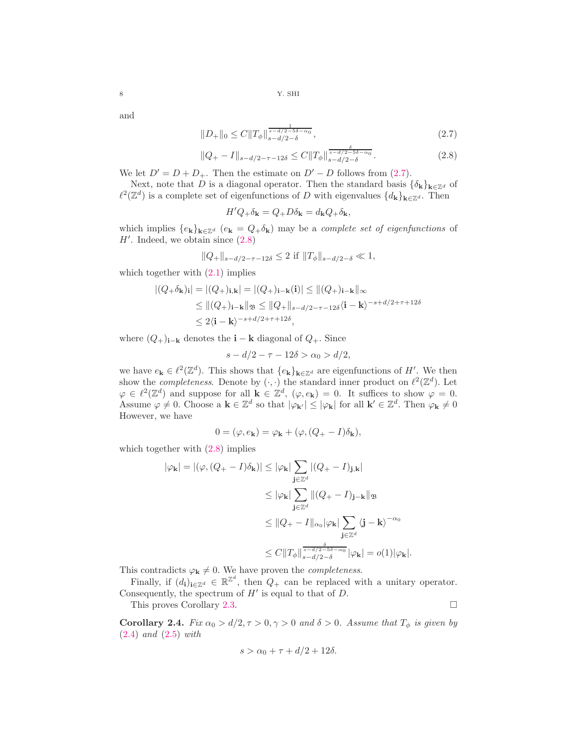and

$$\|D_+\|_0 \le C\|T_\phi\|_{s-d/2-\delta}^{\frac{1}{s-d/2-5\delta-\alpha_0}}, \tag{2.7}$$

$$\|Q_+ - I\|_{s-d/2-\tau-12\delta} \le C\|T_\phi\|_{s-d/2-\delta}^{\frac{\delta}{s-d/2-5\delta-\alpha_0}}. \tag{2.8}$$

We let $D' = D + D_+$. Then the estimate on $D' - D$ follows from (2.7).

Next, note that $D$ is a diagonal operator. Then the standard basis $\{\delta_{\mathbf{k}}\}_{\mathbf{k}\in\mathbb{Z}^d}$ of $\ell^2(\mathbb{Z}^d)$ is a complete set of eigenfunctions of $D$ with eigenvalues $\{d_{\mathbf{k}}\}_{\mathbf{k}\in\mathbb{Z}^d}$. Then

$$H'Q_+\delta_{\mathbf{k}} = Q_+D\delta_{\mathbf{k}} = d_{\mathbf{k}}Q_+\delta_{\mathbf{k}},$$

which implies $\{e_{\mathbf{k}}\}_{\mathbf{k}\in\mathbb{Z}^d}$ ($e_{\mathbf{k}} = Q_+\delta_{\mathbf{k}}$) may be a *complete set of eigenfunctions* of $H'$. Indeed, we obtain since (2.8)

$$\|Q_+\|_{s-d/2-\tau-12\delta} \le 2 \text{ if } \|T_\phi\|_{s-d/2-\delta} \ll 1,$$

which together with (2.1) implies

$$\begin{aligned}
|(Q_+\delta_{\mathbf{k}})_{\mathbf{i}}| &= |(Q_+)_{\mathbf{i},\mathbf{k}}| = |(Q_+)_{\mathbf{i}-\mathbf{k}}(\mathbf{i})| \le \|(Q_+)_{\mathbf{i}-\mathbf{k}}\|_\infty \\
&\le \|(Q_+)_{\mathbf{i}-\mathbf{k}}\|_{\mathfrak{B}} \le \|Q_+\|_{s-d/2-\tau-12\delta}\langle \mathbf{i}-\mathbf{k}\rangle^{-s+d/2+\tau+12\delta} \\
&\le 2\langle \mathbf{i}-\mathbf{k}\rangle^{-s+d/2+\tau+12\delta},
\end{aligned}$$

where $(Q_+)_{\mathbf{i}-\mathbf{k}}$ denotes the $\mathbf{i}-\mathbf{k}$ diagonal of $Q_+$. Since

$$s - d/2 - \tau - 12\delta > \alpha_0 > d/2,$$

we have $e_{\mathbf{k}} \in \ell^2(\mathbb{Z}^d)$. This shows that $\{e_{\mathbf{k}}\}_{\mathbf{k}\in\mathbb{Z}^d}$ are eigenfunctions of $H'$. We then show the *completeness*. Denote by $(\cdot,\cdot)$ the standard inner product on $\ell^2(\mathbb{Z}^d)$. Let $\varphi \in \ell^2(\mathbb{Z}^d)$ and suppose for all $\mathbf{k} \in \mathbb{Z}^d$, $(\varphi, e_{\mathbf{k}}) = 0$. It suffices to show $\varphi = 0$. Assume $\varphi \ne 0$. Choose a $\mathbf{k} \in \mathbb{Z}^d$ so that $|\varphi_{\mathbf{k}'}| \le |\varphi_{\mathbf{k}}|$ for all $\mathbf{k}' \in \mathbb{Z}^d$. Then $\varphi_{\mathbf{k}} \ne 0$ However, we have

$$0 = (\varphi, e_{\mathbf{k}}) = \varphi_{\mathbf{k}} + (\varphi, (Q_+ - I)\delta_{\mathbf{k}}),$$

which together with (2.8) implies

$$\begin{aligned}
|\varphi_{\mathbf{k}}| = |(\varphi, (Q_+ - I)\delta_{\mathbf{k}})| &\le |\varphi_{\mathbf{k}}|\sum_{\mathbf{j}\in\mathbb{Z}^d}|(Q_+ - I)_{\mathbf{j},\mathbf{k}}| \\
&\le |\varphi_{\mathbf{k}}|\sum_{\mathbf{j}\in\mathbb{Z}^d}\|(Q_+ - I)_{\mathbf{j}-\mathbf{k}}\|_{\mathfrak{B}} \\
&\le \|Q_+ - I\|_{\alpha_0}|\varphi_{\mathbf{k}}|\sum_{\mathbf{j}\in\mathbb{Z}^d}\langle \mathbf{j}-\mathbf{k}\rangle^{-\alpha_0} \\
&\le C\|T_\phi\|_{s-d/2-\delta}^{\frac{\delta}{s-d/2-5\delta-\alpha_0}}|\varphi_{\mathbf{k}}| = o(1)|\varphi_{\mathbf{k}}|.
\end{aligned}$$

This contradicts $\varphi_{\mathbf{k}} \ne 0$. We have proven the *completeness*.

Finally, if $(d_{\mathbf{i}})_{\mathbf{i}\in\mathbb{Z}^d} \in \mathbb{R}^{\mathbb{Z}^d}$, then $Q_+$ can be replaced with a unitary operator. Consequently, the spectrum of $H'$ is equal to that of $D$.

This proves Corollary 2.3. $\square$

**Corollary 2.4.** *Fix $\alpha_0 > d/2, \tau > 0, \gamma > 0$ and $\delta > 0$. Assume that $T_\phi$ is given by (2.4) and (2.5) with*

$$s > \alpha_0 + \tau + d/2 + 12\delta.$$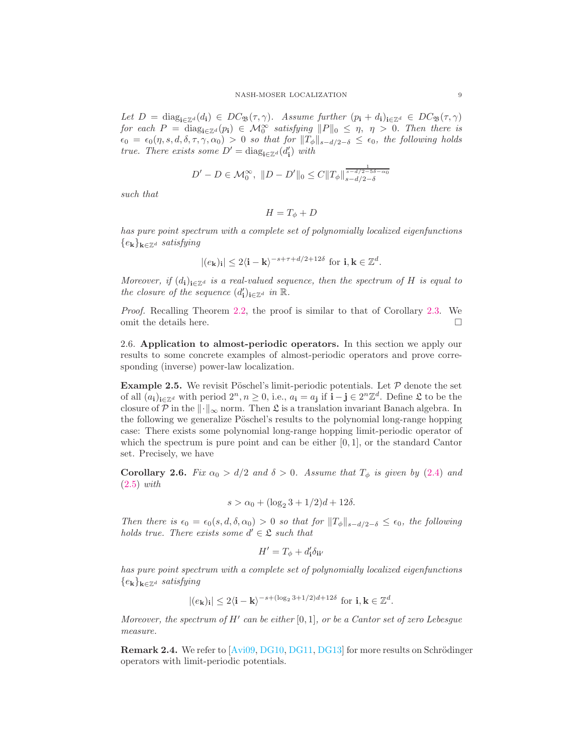*Let $D = \mathrm{diag}_{\mathbf{i}\in\mathbb{Z}^d}(d_{\mathbf{i}}) \in DC_{\mathfrak{B}}(\tau,\gamma)$. Assume further $(p_{\mathbf{i}} + d_{\mathbf{i}})_{\mathbf{i}\in\mathbb{Z}^d} \in DC_{\mathfrak{B}}(\tau,\gamma)$ for each $P = \mathrm{diag}_{\mathbf{i}\in\mathbb{Z}^d}(p_{\mathbf{i}}) \in \mathcal{M}_0^\infty$ satisfying $\|P\|_0 \leq \eta$, $\eta > 0$. Then there is $\epsilon_0 = \epsilon_0(\eta, s, d, \delta, \tau, \gamma, \alpha_0) > 0$ so that for $\|T_\phi\|_{s-d/2-\delta} \leq \epsilon_0$, the following holds true. There exists some $D' = \mathrm{diag}_{\mathbf{i}\in\mathbb{Z}^d}(d'_{\mathbf{i}})$ with*

$$D' - D \in \mathcal{M}_0^\infty,\ \|D - D'\|_0 \leq C\|T_\phi\|_{s-d/2-\delta}^{\frac{1}{s-d/2-5\delta-\alpha_0}}$$

*such that*

$$H = T_\phi + D$$

*has pure point spectrum with a complete set of polynomially localized eigenfunctions $\{e_{\mathbf{k}}\}_{\mathbf{k}\in\mathbb{Z}^d}$ satisfying*

$$|(e_{\mathbf{k}})_{\mathbf{i}}| \leq 2\langle \mathbf{i} - \mathbf{k}\rangle^{-s+\tau+d/2+12\delta} \text{ for } \mathbf{i}, \mathbf{k} \in \mathbb{Z}^d.$$

*Moreover, if $(d_{\mathbf{i}})_{\mathbf{i}\in\mathbb{Z}^d}$ is a real-valued sequence, then the spectrum of $H$ is equal to the closure of the sequence $(d'_{\mathbf{i}})_{\mathbf{i}\in\mathbb{Z}^d}$ in $\mathbb{R}$.*

*Proof.* Recalling Theorem 2.2, the proof is similar to that of Corollary 2.3. We omit the details here. □

2.6. **Application to almost-periodic operators.** In this section we apply our results to some concrete examples of almost-periodic operators and prove corresponding (inverse) power-law localization.

**Example 2.5.** We revisit Pöschel's limit-periodic potentials. Let $\mathcal{P}$ denote the set of all $(a_{\mathbf{i}})_{\mathbf{i}\in\mathbb{Z}^d}$ with period $2^n, n \geq 0$, i.e., $a_{\mathbf{i}} = a_{\mathbf{j}}$ if $\mathbf{i} - \mathbf{j} \in 2^n\mathbb{Z}^d$. Define $\mathfrak{L}$ to be the closure of $\mathcal{P}$ in the $\|\cdot\|_\infty$ norm. Then $\mathfrak{L}$ is a translation invariant Banach algebra. In the following we generalize Pöschel's results to the polynomial long-range hopping case: There exists some polynomial long-range hopping limit-periodic operator of which the spectrum is pure point and can be either $[0,1]$, or the standard Cantor set. Precisely, we have

**Corollary 2.6.** *Fix $\alpha_0 > d/2$ and $\delta > 0$. Assume that $T_\phi$ is given by (2.4) and (2.5) with*

$$s > \alpha_0 + (\log_2 3 + 1/2)d + 12\delta.$$

*Then there is $\epsilon_0 = \epsilon_0(s, d, \delta, \alpha_0) > 0$ so that for $\|T_\phi\|_{s-d/2-\delta} \leq \epsilon_0$, the following holds true. There exists some $d' \in \mathfrak{L}$ such that*

$$H' = T_\phi + d'_{\mathbf{i}}\delta_{\mathbf{i}\mathbf{i}'}$$

*has pure point spectrum with a complete set of polynomially localized eigenfunctions $\{e_{\mathbf{k}}\}_{\mathbf{k}\in\mathbb{Z}^d}$ satisfying*

$$|(e_{\mathbf{k}})_{\mathbf{i}}| \leq 2\langle \mathbf{i} - \mathbf{k}\rangle^{-s+(\log_2 3+1/2)d+12\delta} \text{ for } \mathbf{i}, \mathbf{k} \in \mathbb{Z}^d.$$

*Moreover, the spectrum of $H'$ can be either $[0,1]$, or be a Cantor set of zero Lebesgue measure.*

**Remark 2.4.** We refer to [Avi09, DG10, DG11, DG13] for more results on Schrödinger operators with limit-periodic potentials.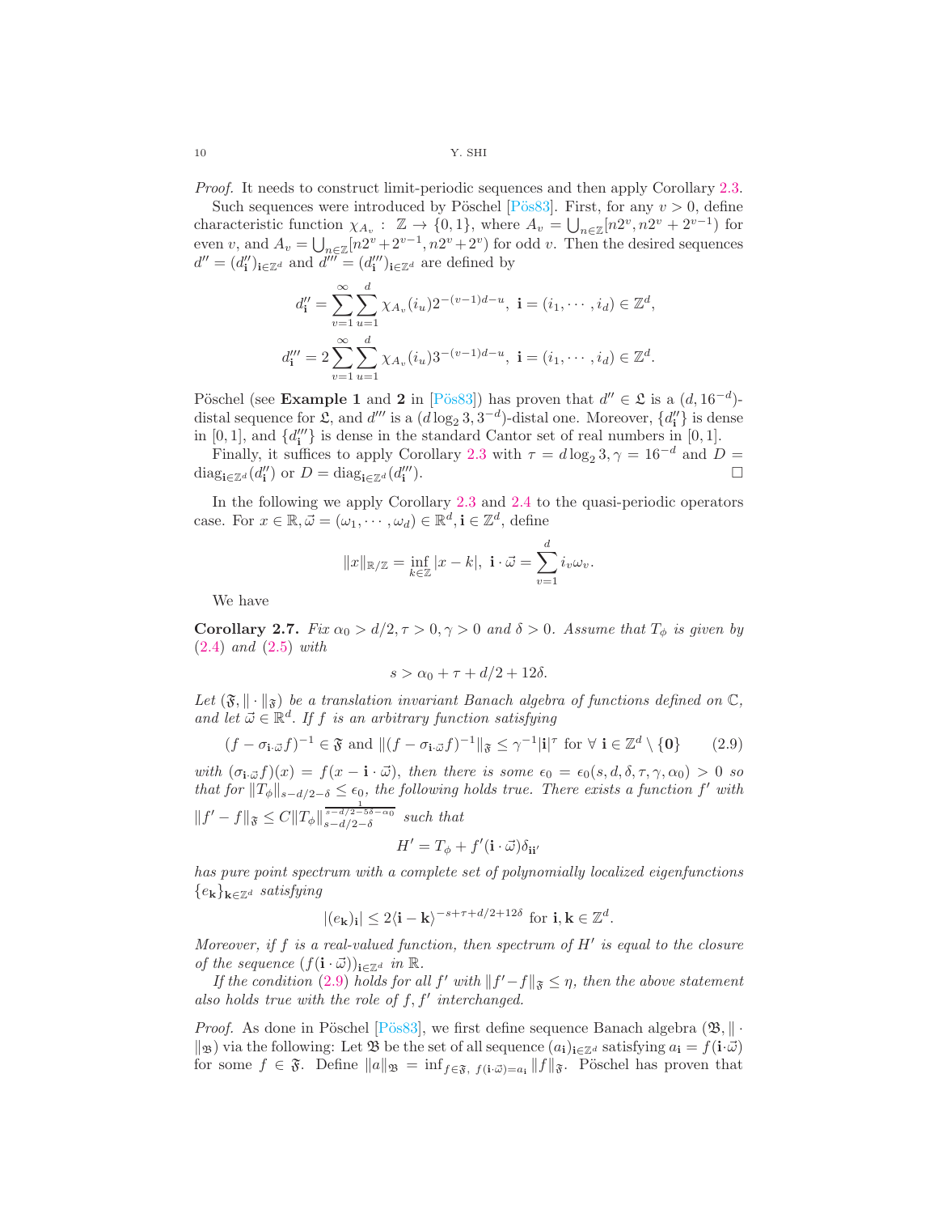*Proof.* It needs to construct limit-periodic sequences and then apply Corollary 2.3.

Such sequences were introduced by Pöschel [Pös83]. First, for any $v > 0$, define characteristic function $\chi_{A_v} : \mathbb{Z} \to \{0, 1\}$, where $A_v = \bigcup_{n\in\mathbb{Z}}[n2^v, n2^v + 2^{v-1})$ for even $v$, and $A_v = \bigcup_{n\in\mathbb{Z}}[n2^v + 2^{v-1}, n2^v + 2^v)$ for odd $v$. Then the desired sequences $d'' = (d''_{\mathbf{i}})_{\mathbf{i}\in\mathbb{Z}^d}$ and $d''' = (d'''_{\mathbf{i}})_{\mathbf{i}\in\mathbb{Z}^d}$ are defined by

$$d''_{\mathbf{i}} = \sum_{v=1}^{\infty}\sum_{u=1}^{d} \chi_{A_v}(i_u)2^{-(v-1)d-u}, \ \mathbf{i} = (i_1, \cdots, i_d) \in \mathbb{Z}^d,$$

$$d'''_{\mathbf{i}} = 2\sum_{v=1}^{\infty}\sum_{u=1}^{d} \chi_{A_v}(i_u)3^{-(v-1)d-u}, \ \mathbf{i} = (i_1, \cdots, i_d) \in \mathbb{Z}^d.$$

Pöschel (see **Example 1** and **2** in [Pös83]) has proven that $d'' \in \mathfrak{L}$ is a $(d, 16^{-d})$-distal sequence for $\mathfrak{L}$, and $d'''$ is a $(d\log_2 3, 3^{-d})$-distal one. Moreover, $\{d''_{\mathbf{i}}\}$ is dense in $[0, 1]$, and $\{d'''_{\mathbf{i}}\}$ is dense in the standard Cantor set of real numbers in $[0, 1]$.

Finally, it suffices to apply Corollary 2.3 with $\tau = d\log_2 3, \gamma = 16^{-d}$ and $D = \mathrm{diag}_{\mathbf{i}\in\mathbb{Z}^d}(d''_{\mathbf{i}})$ or $D = \mathrm{diag}_{\mathbf{i}\in\mathbb{Z}^d}(d'''_{\mathbf{i}})$. $\square$

In the following we apply Corollary 2.3 and 2.4 to the quasi-periodic operators case. For $x \in \mathbb{R}, \vec{\omega} = (\omega_1, \cdots, \omega_d) \in \mathbb{R}^d, \mathbf{i} \in \mathbb{Z}^d$, define

$$\|x\|_{\mathbb{R}/\mathbb{Z}} = \inf_{k\in\mathbb{Z}} |x - k|, \ \mathbf{i}\cdot\vec{\omega} = \sum_{v=1}^{d} i_v\omega_v.$$

We have

**Corollary 2.7.** *Fix $\alpha_0 > d/2, \tau > 0, \gamma > 0$ and $\delta > 0$. Assume that $T_\phi$ is given by (2.4) and (2.5) with*

$$s > \alpha_0 + \tau + d/2 + 12\delta.$$

*Let $(\mathfrak{F}, \|\cdot\|_{\mathfrak{F}})$ be a translation invariant Banach algebra of functions defined on $\mathbb{C}$, and let $\vec{\omega} \in \mathbb{R}^d$. If $f$ is an arbitrary function satisfying*

$$(f - \sigma_{\mathbf{i}\cdot\vec{\omega}}f)^{-1} \in \mathfrak{F} \text{ and } \|(f - \sigma_{\mathbf{i}\cdot\vec{\omega}}f)^{-1}\|_{\mathfrak{F}} \le \gamma^{-1}|\mathbf{i}|^\tau \text{ for } \forall\ \mathbf{i} \in \mathbb{Z}^d \setminus \{\mathbf{0}\} \tag{2.9}$$

*with $(\sigma_{\mathbf{i}\cdot\vec{\omega}}f)(x) = f(x - \mathbf{i}\cdot\vec{\omega})$, then there is some $\epsilon_0 = \epsilon_0(s, d, \delta, \tau, \gamma, \alpha_0) > 0$ so that for $\|T_\phi\|_{s-d/2-\delta} \le \epsilon_0$, the following holds true. There exists a function $f'$ with $\|f' - f\|_{\mathfrak{F}} \le C\|T_\phi\|_{s-d/2-\delta}^{\frac{1}{s-d/2-5\delta-\alpha_0}}$ such that*

$$H' = T_\phi + f'(\mathbf{i}\cdot\vec{\omega})\delta_{\mathbf{i}\mathbf{i}'}$$

*has pure point spectrum with a complete set of polynomially localized eigenfunctions $\{e_{\mathbf{k}}\}_{\mathbf{k}\in\mathbb{Z}^d}$ satisfying*

$$|(e_{\mathbf{k}})_{\mathbf{i}}| \le 2\langle \mathbf{i} - \mathbf{k}\rangle^{-s+\tau+d/2+12\delta} \text{ for } \mathbf{i}, \mathbf{k} \in \mathbb{Z}^d.$$

*Moreover, if $f$ is a real-valued function, then spectrum of $H'$ is equal to the closure of the sequence $(f(\mathbf{i}\cdot\vec{\omega}))_{\mathbf{i}\in\mathbb{Z}^d}$ in $\mathbb{R}$.*

*If the condition (2.9) holds for all $f'$ with $\|f' - f\|_{\mathfrak{F}} \le \eta$, then the above statement also holds true with the role of $f, f'$ interchanged.*

*Proof.* As done in Pöschel [Pös83], we first define sequence Banach algebra $(\mathfrak{B}, \|\cdot\|_{\mathfrak{B}})$ via the following: Let $\mathfrak{B}$ be the set of all sequence $(a_{\mathbf{i}})_{\mathbf{i}\in\mathbb{Z}^d}$ satisfying $a_{\mathbf{i}} = f(\mathbf{i}\cdot\vec{\omega})$ for some $f \in \mathfrak{F}$. Define $\|a\|_{\mathfrak{B}} = \inf_{f\in\mathfrak{F},\ f(\mathbf{i}\cdot\vec{\omega})=a_{\mathbf{i}}} \|f\|_{\mathfrak{F}}$. Pöschel has proven that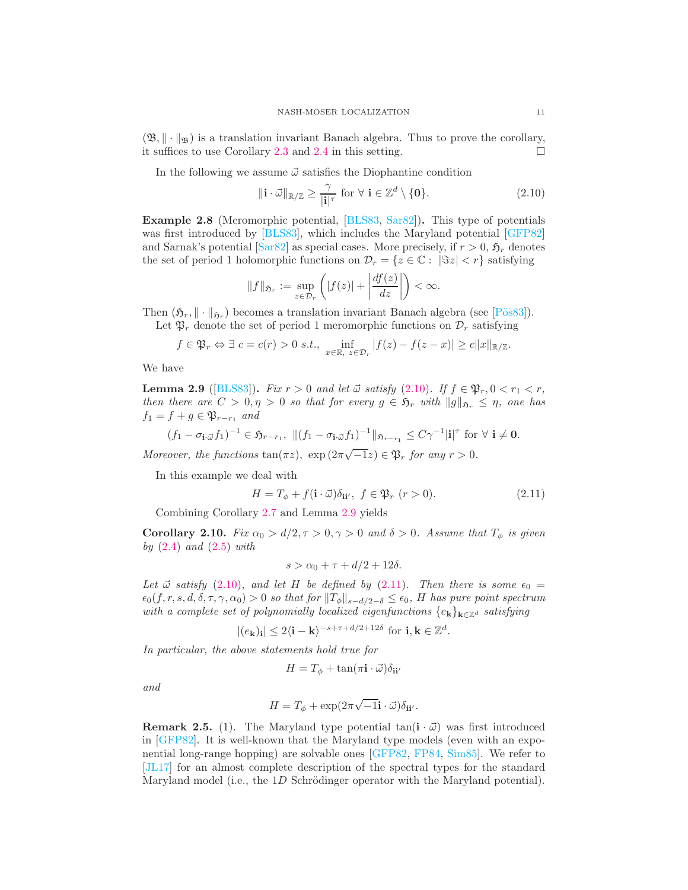$(\mathfrak{B}, \|\cdot\|_{\mathfrak{B}})$ is a translation invariant Banach algebra. Thus to prove the corollary, it suffices to use Corollary 2.3 and 2.4 in this setting. $\square$

In the following we assume $\vec{\omega}$ satisfies the Diophantine condition

$$\|\mathbf{i}\cdot\vec{\omega}\|_{\mathbb{R}/\mathbb{Z}} \geq \frac{\gamma}{|\mathbf{i}|^{\tau}} \text{ for } \forall\ \mathbf{i}\in\mathbb{Z}^d\setminus\{\mathbf{0}\}. \tag{2.10}$$

**Example 2.8** (Meromorphic potential, [BLS83, Sar82])**.** This type of potentials was first introduced by [BLS83], which includes the Maryland potential [GFP82] and Sarnak's potential [Sar82] as special cases. More precisely, if $r>0$, $\mathfrak{H}_r$ denotes the set of period 1 holomorphic functions on $\mathcal{D}_r=\{z\in\mathbb{C}:\ |\Im z|<r\}$ satisfying

$$\|f\|_{\mathfrak{H}_r} := \sup_{z\in\mathcal{D}_r}\left(|f(z)| + \left|\frac{df(z)}{dz}\right|\right) < \infty.$$

Then $(\mathfrak{H}_r, \|\cdot\|_{\mathfrak{H}_r})$ becomes a translation invariant Banach algebra (see [Pös83]).

Let $\mathfrak{P}_r$ denote the set of period 1 meromorphic functions on $\mathcal{D}_r$ satisfying

$$f\in\mathfrak{P}_r \Leftrightarrow \exists\ c=c(r)>0\ s.t., \inf_{x\in\mathbb{R},\ z\in\mathcal{D}_r}|f(z)-f(z-x)| \geq c\|x\|_{\mathbb{R}/\mathbb{Z}}.$$

We have

**Lemma 2.9** ([BLS83])**.** *Fix $r>0$ and let $\vec{\omega}$ satisfy (2.10). If $f\in\mathfrak{P}_r, 0<r_1<r$, then there are $C>0,\eta>0$ so that for every $g\in\mathfrak{H}_r$ with $\|g\|_{\mathfrak{H}_r}\leq\eta$, one has $f_1=f+g\in\mathfrak{P}_{r-r_1}$ and*

$$(f_1-\sigma_{\mathbf{i}\cdot\vec{\omega}}f_1)^{-1}\in\mathfrak{H}_{r-r_1},\ \|(f_1-\sigma_{\mathbf{i}\cdot\vec{\omega}}f_1)^{-1}\|_{\mathfrak{H}_{r-r_1}} \leq C\gamma^{-1}|\mathbf{i}|^{\tau} \text{ for } \forall\ \mathbf{i}\neq\mathbf{0}.$$

*Moreover, the functions $\tan(\pi z),\ \exp(2\pi\sqrt{-1}z)\in\mathfrak{P}_r$ for any $r>0$.*

In this example we deal with

$$H = T_\phi + f(\mathbf{i}\cdot\vec{\omega})\delta_{\mathbf{i}\mathbf{i}'},\ f\in\mathfrak{P}_r\ (r>0). \tag{2.11}$$

Combining Corollary 2.7 and Lemma 2.9 yields

**Corollary 2.10.** *Fix $\alpha_0>d/2,\tau>0,\gamma>0$ and $\delta>0$. Assume that $T_\phi$ is given by (2.4) and (2.5) with*

$$s>\alpha_0+\tau+d/2+12\delta.$$

*Let $\vec{\omega}$ satisfy (2.10), and let $H$ be defined by (2.11). Then there is some $\epsilon_0=\epsilon_0(f,r,s,d,\delta,\tau,\gamma,\alpha_0)>0$ so that for $\|T_\phi\|_{s-d/2-\delta}\leq\epsilon_0$, $H$ has pure point spectrum with a complete set of polynomially localized eigenfunctions $\{e_{\mathbf{k}}\}_{\mathbf{k}\in\mathbb{Z}^d}$ satisfying*

$$|(e_{\mathbf{k}})_{\mathbf{i}}| \leq 2\langle\mathbf{i}-\mathbf{k}\rangle^{-s+\tau+d/2+12\delta} \text{ for } \mathbf{i},\mathbf{k}\in\mathbb{Z}^d.$$

*In particular, the above statements hold true for*

$$H = T_\phi + \tan(\pi\mathbf{i}\cdot\vec{\omega})\delta_{\mathbf{i}\mathbf{i}'}$$

*and*

$$H = T_\phi + \exp(2\pi\sqrt{-1}\mathbf{i}\cdot\vec{\omega})\delta_{\mathbf{i}\mathbf{i}'}.$$

**Remark 2.5.** (1). The Maryland type potential $\tan(\mathbf{i}\cdot\vec{\omega})$ was first introduced in [GFP82]. It is well-known that the Maryland type models (even with an exponential long-range hopping) are solvable ones [GFP82, FP84, Sim85]. We refer to [JL17] for an almost complete description of the spectral types for the standard Maryland model (i.e., the $1D$ Schrödinger operator with the Maryland potential).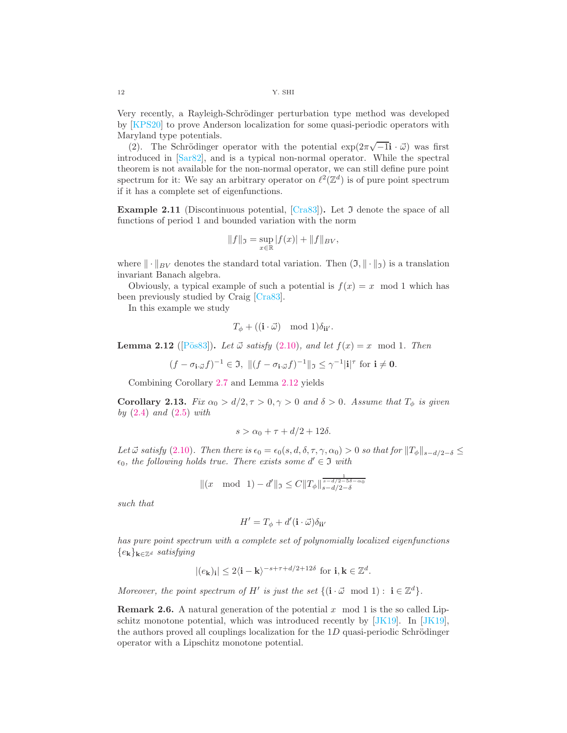Very recently, a Rayleigh-Schrödinger perturbation type method was developed by [KPS20] to prove Anderson localization for some quasi-periodic operators with Maryland type potentials.

(2). The Schrödinger operator with the potential $\exp(2\pi\sqrt{-1}\mathbf{i}\cdot\vec{\omega})$ was first introduced in [Sar82], and is a typical non-normal operator. While the spectral theorem is not available for the non-normal operator, we can still define pure point spectrum for it: We say an arbitrary operator on $\ell^2(\mathbb{Z}^d)$ is of pure point spectrum if it has a complete set of eigenfunctions.

**Example 2.11** (Discontinuous potential, [Cra83]). Let $\mathfrak{I}$ denote the space of all functions of period 1 and bounded variation with the norm

$$\|f\|_{\mathfrak{I}} = \sup_{x\in\mathbb{R}} |f(x)| + \|f\|_{BV},$$

where $\|\cdot\|_{BV}$ denotes the standard total variation. Then $(\mathfrak{I}, \|\cdot\|_{\mathfrak{I}})$ is a translation invariant Banach algebra.

Obviously, a typical example of such a potential is $f(x) = x \mod 1$ which has been previously studied by Craig [Cra83].

In this example we study

$$T_\phi + ((\mathbf{i}\cdot\vec{\omega}) \mod 1)\delta_{\mathbf{i}\mathbf{i}'}.$$

**Lemma 2.12** ([Pös83]). *Let $\vec{\omega}$ satisfy (2.10), and let $f(x) = x \mod 1$. Then*

$$(f - \sigma_{\mathbf{i}\cdot\vec{\omega}}f)^{-1} \in \mathfrak{I},\ \|(f - \sigma_{\mathbf{i}\cdot\vec{\omega}}f)^{-1}\|_{\mathfrak{I}} \leq \gamma^{-1}|\mathbf{i}|^\tau \text{ for } \mathbf{i} \neq \mathbf{0}.$$

Combining Corollary 2.7 and Lemma 2.12 yields

**Corollary 2.13.** *Fix $\alpha_0 > d/2, \tau > 0, \gamma > 0$ and $\delta > 0$. Assume that $T_\phi$ is given by (2.4) and (2.5) with*

$$s > \alpha_0 + \tau + d/2 + 12\delta.$$

*Let $\vec{\omega}$ satisfy (2.10). Then there is $\epsilon_0 = \epsilon_0(s, d, \delta, \tau, \gamma, \alpha_0) > 0$ so that for $\|T_\phi\|_{s-d/2-\delta} \leq \epsilon_0$, the following holds true. There exists some $d' \in \mathfrak{I}$ with*

$$\|(x \mod 1) - d'\|_{\mathfrak{I}} \leq C\|T_\phi\|_{s-d/2-\delta}^{\frac{1}{s-d/2-5\delta-\alpha_0}}$$

*such that*

$$H' = T_\phi + d'(\mathbf{i}\cdot\vec{\omega})\delta_{\mathbf{i}\mathbf{i}'}$$

*has pure point spectrum with a complete set of polynomially localized eigenfunctions $\{e_{\mathbf{k}}\}_{\mathbf{k}\in\mathbb{Z}^d}$ satisfying*

$$|(e_{\mathbf{k}})_{\mathbf{i}}| \leq 2\langle \mathbf{i} - \mathbf{k}\rangle^{-s+\tau+d/2+12\delta} \text{ for } \mathbf{i}, \mathbf{k} \in \mathbb{Z}^d.$$

*Moreover, the point spectrum of $H'$ is just the set $\{(\mathbf{i}\cdot\vec{\omega} \mod 1) : \ \mathbf{i} \in \mathbb{Z}^d\}$.*

**Remark 2.6.** A natural generation of the potential $x \mod 1$ is the so called Lipschitz monotone potential, which was introduced recently by [JK19]. In [JK19], the authors proved all couplings localization for the $1D$ quasi-periodic Schrödinger operator with a Lipschitz monotone potential.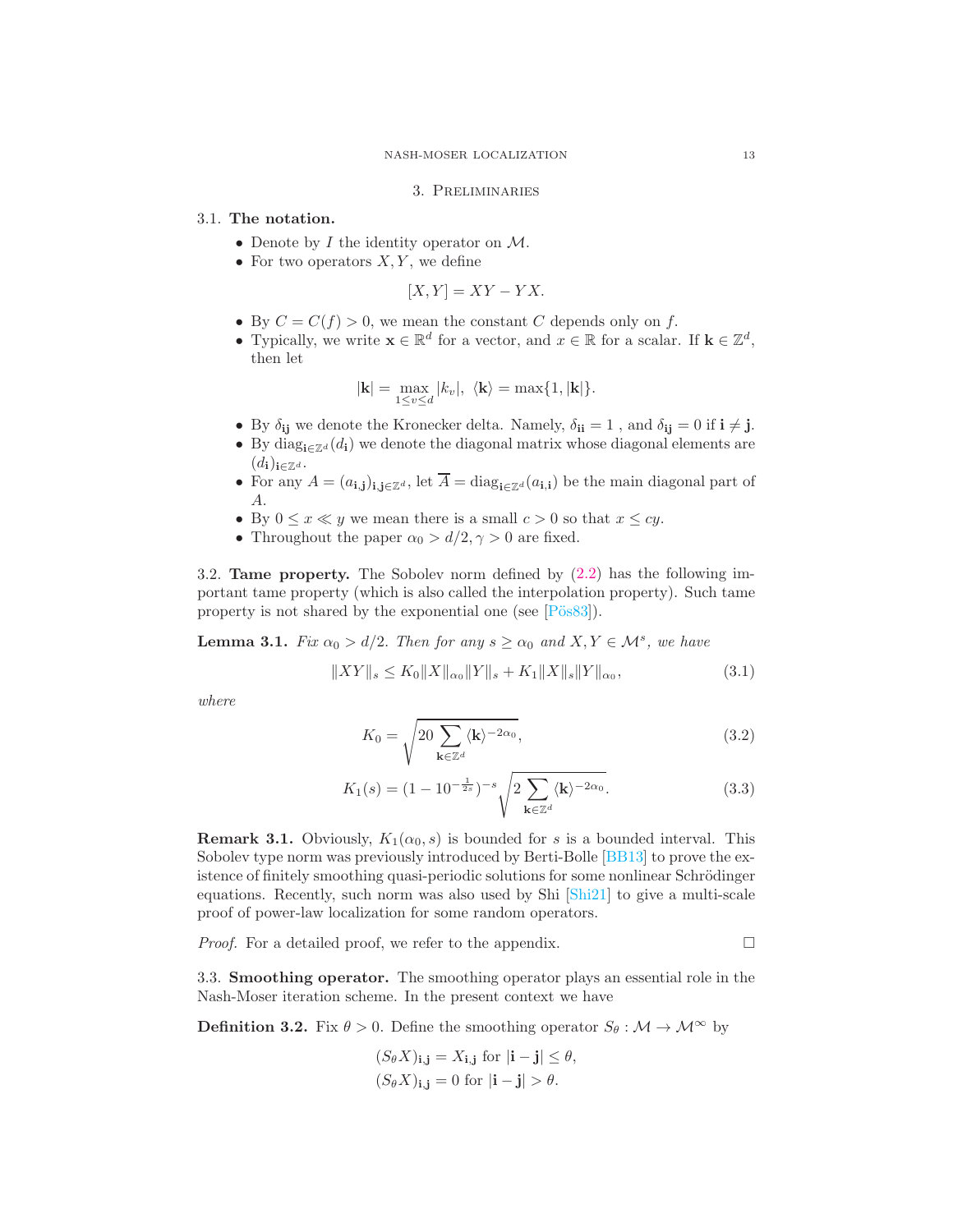## 3. Preliminaries

### 3.1. The notation.

- Denote by $I$ the identity operator on $\mathcal{M}$.
- For two operators $X, Y$, we define

$$[X, Y] = XY - YX.$$

- By $C = C(f) > 0$, we mean the constant $C$ depends only on $f$.
- Typically, we write $\mathbf{x} \in \mathbb{R}^d$ for a vector, and $x \in \mathbb{R}$ for a scalar. If $\mathbf{k} \in \mathbb{Z}^d$, then let

$$|\mathbf{k}| = \max_{1 \le v \le d} |k_v|, \ \langle \mathbf{k} \rangle = \max\{1, |\mathbf{k}|\}.$$

- By $\delta_{\mathbf{i}\mathbf{j}}$ we denote the Kronecker delta. Namely, $\delta_{\mathbf{i}\mathbf{i}} = 1$ , and $\delta_{\mathbf{i}\mathbf{j}} = 0$ if $\mathbf{i} \neq \mathbf{j}$.
- By $\mathrm{diag}_{\mathbf{i} \in \mathbb{Z}^d}(d_{\mathbf{i}})$ we denote the diagonal matrix whose diagonal elements are $(d_{\mathbf{i}})_{\mathbf{i} \in \mathbb{Z}^d}$.
- For any $A = (a_{\mathbf{i},\mathbf{j}})_{\mathbf{i},\mathbf{j} \in \mathbb{Z}^d}$, let $\overline{A} = \mathrm{diag}_{\mathbf{i} \in \mathbb{Z}^d}(a_{\mathbf{i},\mathbf{i}})$ be the main diagonal part of $A$.
- By $0 \le x \ll y$ we mean there is a small $c > 0$ so that $x \le cy$.
- Throughout the paper $\alpha_0 > d/2, \gamma > 0$ are fixed.

### 3.2. Tame property.

The Sobolev norm defined by (2.2) has the following important tame property (which is also called the interpolation property). Such tame property is not shared by the exponential one (see [Pös83]).

**Lemma 3.1.** *Fix $\alpha_0 > d/2$. Then for any $s \ge \alpha_0$ and $X, Y \in \mathcal{M}^s$, we have*

$$\|XY\|_s \le K_0 \|X\|_{\alpha_0} \|Y\|_s + K_1 \|X\|_s \|Y\|_{\alpha_0}, \tag{3.1}$$

*where*

$$K_0 = \sqrt{20 \sum_{\mathbf{k} \in \mathbb{Z}^d} \langle \mathbf{k} \rangle^{-2\alpha_0}}, \tag{3.2}$$

$$K_1(s) = (1 - 10^{-\frac{1}{2s}})^{-s} \sqrt{2 \sum_{\mathbf{k} \in \mathbb{Z}^d} \langle \mathbf{k} \rangle^{-2\alpha_0}}. \tag{3.3}$$

**Remark 3.1.** Obviously, $K_1(\alpha_0, s)$ is bounded for $s$ is a bounded interval. This Sobolev type norm was previously introduced by Berti-Bolle [BB13] to prove the existence of finitely smoothing quasi-periodic solutions for some nonlinear Schrödinger equations. Recently, such norm was also used by Shi [Shi21] to give a multi-scale proof of power-law localization for some random operators.

*Proof.* For a detailed proof, we refer to the appendix. □

### 3.3. Smoothing operator.

The smoothing operator plays an essential role in the Nash-Moser iteration scheme. In the present context we have

**Definition 3.2.** Fix $\theta > 0$. Define the smoothing operator $S_\theta : \mathcal{M} \to \mathcal{M}^\infty$ by

$$(S_\theta X)_{\mathbf{i},\mathbf{j}} = X_{\mathbf{i},\mathbf{j}} \text{ for } |\mathbf{i} - \mathbf{j}| \le \theta,$$
$$(S_\theta X)_{\mathbf{i},\mathbf{j}} = 0 \text{ for } |\mathbf{i} - \mathbf{j}| > \theta.$$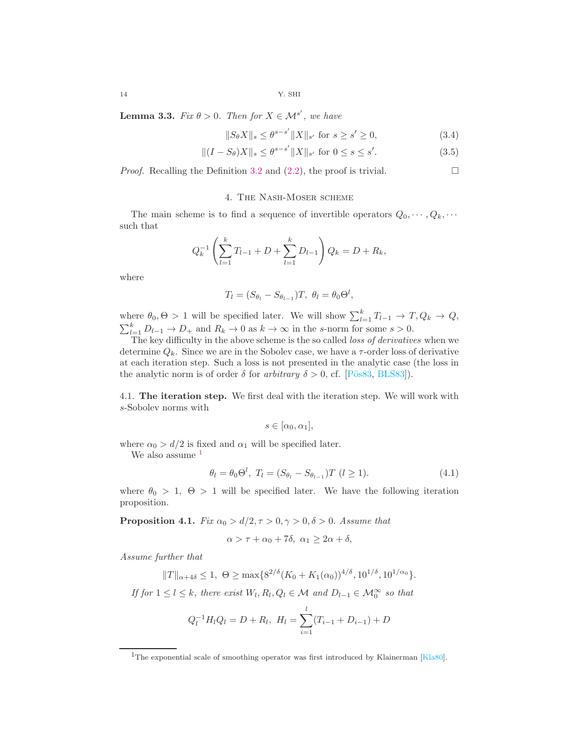**Lemma 3.3.** *Fix $\theta > 0$. Then for $X \in \mathcal{M}^{s'}$, we have*

$$\|S_\theta X\|_s \le \theta^{s-s'}\|X\|_{s'} \text{ for } s \ge s' \ge 0, \tag{3.4}$$

$$\|(I - S_\theta)X\|_s \le \theta^{s-s'}\|X\|_{s'} \text{ for } 0 \le s \le s'. \tag{3.5}$$

*Proof.* Recalling the Definition 3.2 and (2.2), the proof is trivial. $\square$

## 4. The Nash-Moser scheme

The main scheme is to find a sequence of invertible operators $Q_0, \cdots, Q_k, \cdots$ such that

$$Q_k^{-1}\left(\sum_{l=1}^{k} T_{l-1} + D + \sum_{l=1}^{k} D_{l-1}\right) Q_k = D + R_k,$$

where

$$T_l = (S_{\theta_l} - S_{\theta_{l-1}})T, \ \theta_l = \theta_0\Theta^l,$$

where $\theta_0, \Theta > 1$ will be specified later. We will show $\sum_{l=1}^{k} T_{l-1} \to T, Q_k \to Q$, $\sum_{l=1}^{k} D_{l-1} \to D_+$ and $R_k \to 0$ as $k \to \infty$ in the $s$-norm for some $s > 0$.

The key difficulty in the above scheme is the so called *loss of derivatives* when we determine $Q_k$. Since we are in the Sobolev case, we have a $\tau$-order loss of derivative at each iteration step. Such a loss is not presented in the analytic case (the loss in the analytic norm is of order $\delta$ for *arbitrary* $\delta > 0$, cf. [Pös83, BLS83]).

### 4.1. The iteration step.

We first deal with the iteration step. We will work with $s$-Sobolev norms with

$$s \in [\alpha_0, \alpha_1],$$

where $\alpha_0 > d/2$ is fixed and $\alpha_1$ will be specified later.

We also assume [1]

$$\theta_l = \theta_0\Theta^l, \ T_l = (S_{\theta_l} - S_{\theta_{l-1}})T \ (l \ge 1). \tag{4.1}$$

where $\theta_0 > 1, \ \Theta > 1$ will be specified later. We have the following iteration proposition.

**Proposition 4.1.** *Fix $\alpha_0 > d/2, \tau > 0, \gamma > 0, \delta > 0$. Assume that*

$$\alpha > \tau + \alpha_0 + 7\delta, \ \alpha_1 \ge 2\alpha + \delta,$$

*Assume further that*

$$\|T\|_{\alpha+4\delta} \le 1, \ \Theta \ge \max\{8^{2/\delta}(K_0 + K_1(\alpha_0))^{4/\delta}, 10^{1/\delta}, 10^{1/\alpha_0}\}.$$

*If for $1 \le l \le k$, there exist $W_l, R_l, Q_l \in \mathcal{M}$ and $D_{l-1} \in \mathcal{M}_0^\infty$ so that*

$$Q_l^{-1}H_lQ_l = D + R_l, \ H_l = \sum_{i=1}^{l}(T_{i-1} + D_{i-1}) + D$$

[1] The exponential scale of smoothing operator was first introduced by Klainerman [Kla80].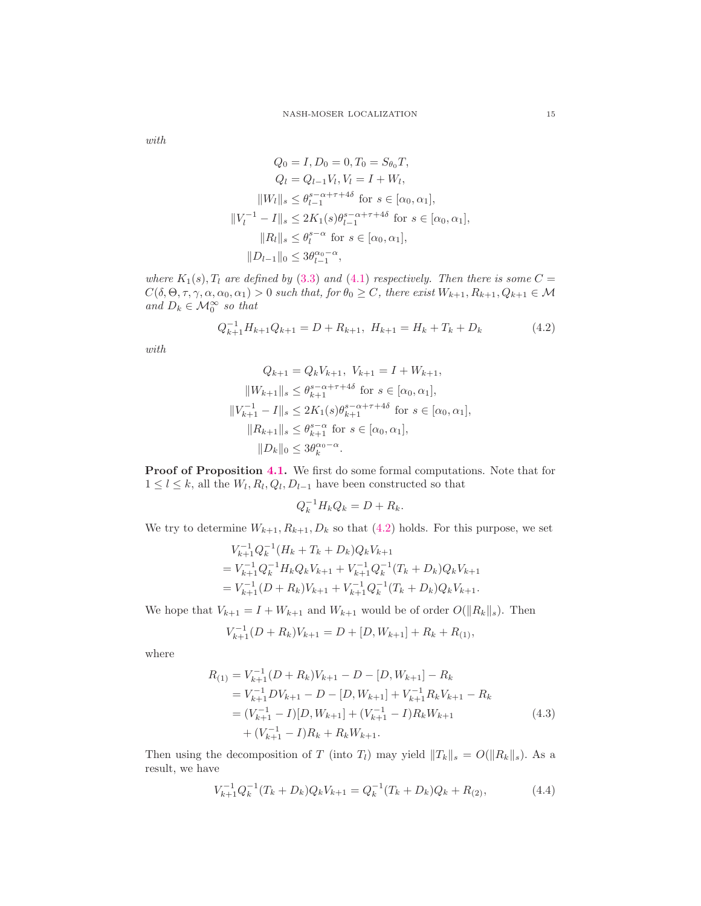*with*

$$
\begin{aligned}
Q_0 &= I, D_0 = 0, T_0 = S_{\theta_0} T,\\
Q_l &= Q_{l-1} V_l, V_l = I + W_l,\\
\|W_l\|_s &\le \theta_{l-1}^{s-\alpha+\tau+4\delta} \text{ for } s \in [\alpha_0, \alpha_1],\\
\|V_l^{-1} - I\|_s &\le 2K_1(s)\theta_{l-1}^{s-\alpha+\tau+4\delta} \text{ for } s \in [\alpha_0, \alpha_1],\\
\|R_l\|_s &\le \theta_l^{s-\alpha} \text{ for } s \in [\alpha_0, \alpha_1],\\
\|D_{l-1}\|_0 &\le 3\theta_{l-1}^{\alpha_0 - \alpha},
\end{aligned}
$$

*where $K_1(s), T_l$ are defined by (3.3) and (4.1) respectively. Then there is some $C = C(\delta, \Theta, \tau, \gamma, \alpha, \alpha_0, \alpha_1) > 0$ such that, for $\theta_0 \ge C$, there exist $W_{k+1}, R_{k+1}, Q_{k+1} \in \mathcal{M}$ and $D_k \in \mathcal{M}_0^\infty$ so that*

$$
Q_{k+1}^{-1} H_{k+1} Q_{k+1} = D + R_{k+1}, \ \ H_{k+1} = H_k + T_k + D_k \tag{4.2}
$$

*with*

$$
\begin{aligned}
Q_{k+1} &= Q_k V_{k+1}, \ V_{k+1} = I + W_{k+1},\\
\|W_{k+1}\|_s &\le \theta_{k+1}^{s-\alpha+\tau+4\delta} \text{ for } s \in [\alpha_0, \alpha_1],\\
\|V_{k+1}^{-1} - I\|_s &\le 2K_1(s)\theta_{k+1}^{s-\alpha+\tau+4\delta} \text{ for } s \in [\alpha_0, \alpha_1],\\
\|R_{k+1}\|_s &\le \theta_{k+1}^{s-\alpha} \text{ for } s \in [\alpha_0, \alpha_1],\\
\|D_k\|_0 &\le 3\theta_k^{\alpha_0 - \alpha}.
\end{aligned}
$$

**Proof of Proposition 4.1.** We first do some formal computations. Note that for $1 \le l \le k$, all the $W_l, R_l, Q_l, D_{l-1}$ have been constructed so that

$$
Q_k^{-1} H_k Q_k = D + R_k.
$$

We try to determine $W_{k+1}, R_{k+1}, D_k$ so that (4.2) holds. For this purpose, we set

$$
\begin{aligned}
&V_{k+1}^{-1} Q_k^{-1}(H_k + T_k + D_k) Q_k V_{k+1}\\
&= V_{k+1}^{-1} Q_k^{-1} H_k Q_k V_{k+1} + V_{k+1}^{-1} Q_k^{-1}(T_k + D_k) Q_k V_{k+1}\\
&= V_{k+1}^{-1}(D + R_k) V_{k+1} + V_{k+1}^{-1} Q_k^{-1}(T_k + D_k) Q_k V_{k+1}.
\end{aligned}
$$

We hope that $V_{k+1} = I + W_{k+1}$ and $W_{k+1}$ would be of order $O(\|R_k\|_s)$. Then

$$
V_{k+1}^{-1}(D + R_k) V_{k+1} = D + [D, W_{k+1}] + R_k + R_{(1)},
$$

where

$$
\begin{aligned}
R_{(1)} &= V_{k+1}^{-1}(D + R_k) V_{k+1} - D - [D, W_{k+1}] - R_k\\
&= V_{k+1}^{-1} D V_{k+1} - D - [D, W_{k+1}] + V_{k+1}^{-1} R_k V_{k+1} - R_k\\
&= (V_{k+1}^{-1} - I)[D, W_{k+1}] + (V_{k+1}^{-1} - I) R_k W_{k+1}\\
&\quad + (V_{k+1}^{-1} - I) R_k + R_k W_{k+1}.
\end{aligned} \tag{4.3}
$$

Then using the decomposition of $T$ (into $T_l$) may yield $\|T_k\|_s = O(\|R_k\|_s)$. As a result, we have

$$
V_{k+1}^{-1} Q_k^{-1}(T_k + D_k) Q_k V_{k+1} = Q_k^{-1}(T_k + D_k) Q_k + R_{(2)}, \tag{4.4}
$$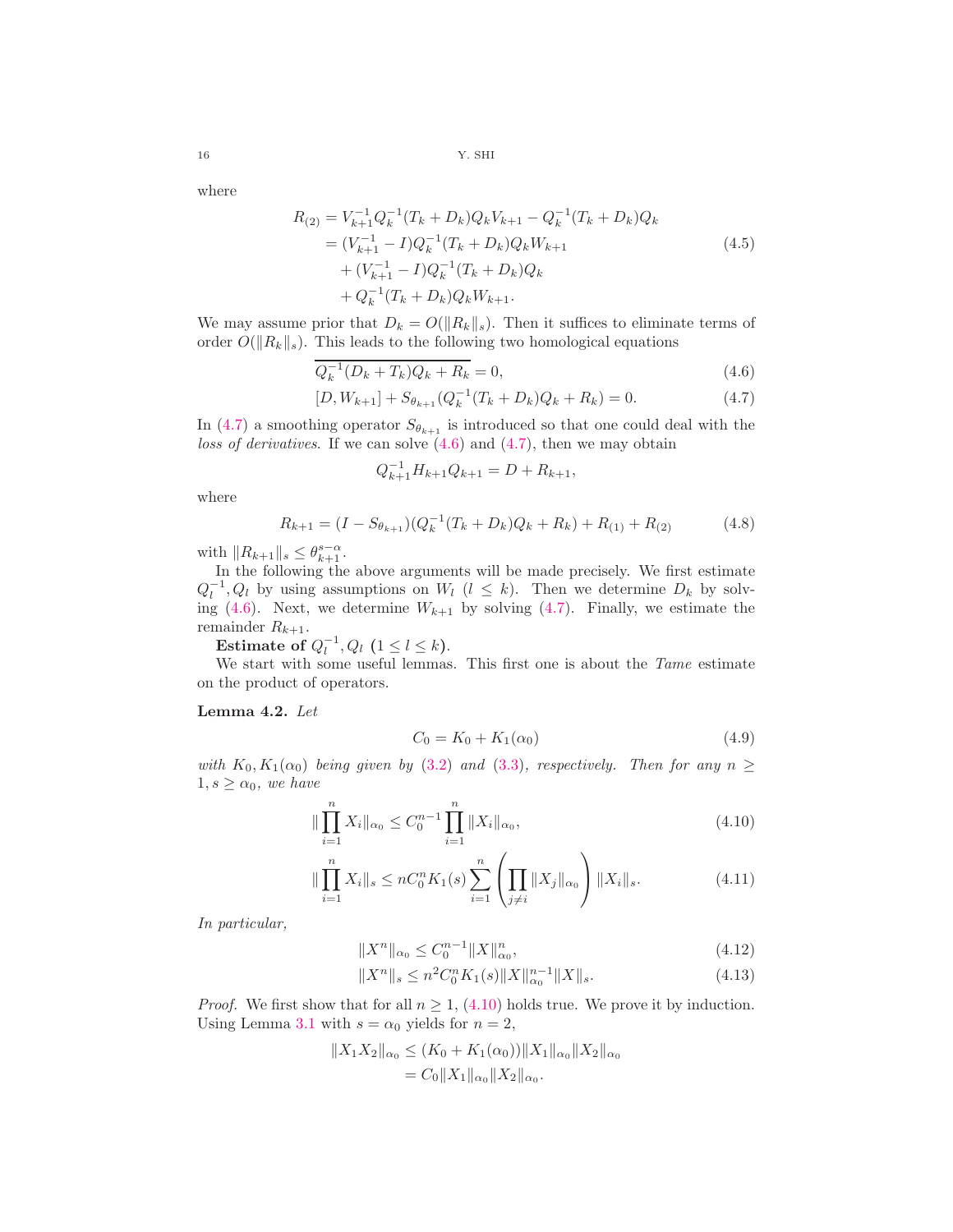where

$$
\begin{aligned}
R_{(2)} &= V_{k+1}^{-1}Q_k^{-1}(T_k+D_k)Q_kV_{k+1} - Q_k^{-1}(T_k+D_k)Q_k \\
&= (V_{k+1}^{-1}-I)Q_k^{-1}(T_k+D_k)Q_kW_{k+1} \\
&\quad + (V_{k+1}^{-1}-I)Q_k^{-1}(T_k+D_k)Q_k \\
&\quad + Q_k^{-1}(T_k+D_k)Q_kW_{k+1}.
\end{aligned} \tag{4.5}
$$

We may assume prior that $D_k = O(\|R_k\|_s)$. Then it suffices to eliminate terms of order $O(\|R_k\|_s)$. This leads to the following two homological equations

$$
\overline{Q_k^{-1}(D_k+T_k)Q_k + R_k} = 0, \tag{4.6}
$$

$$
[D, W_{k+1}] + S_{\theta_{k+1}}(Q_k^{-1}(T_k+D_k)Q_k + R_k) = 0. \tag{4.7}
$$

In (4.7) a smoothing operator $S_{\theta_{k+1}}$ is introduced so that one could deal with the *loss of derivatives*. If we can solve (4.6) and (4.7), then we may obtain

$$
Q_{k+1}^{-1}H_{k+1}Q_{k+1} = D + R_{k+1},
$$

where

$$
R_{k+1} = (I - S_{\theta_{k+1}})(Q_k^{-1}(T_k+D_k)Q_k + R_k) + R_{(1)} + R_{(2)} \tag{4.8}
$$

with $\|R_{k+1}\|_s \le \theta_{k+1}^{s-\alpha}$.

In the following the above arguments will be made precisely. We first estimate $Q_l^{-1}, Q_l$ by using assumptions on $W_l$ $(l \le k)$. Then we determine $D_k$ by solving (4.6). Next, we determine $W_{k+1}$ by solving (4.7). Finally, we estimate the remainder $R_{k+1}$.

**Estimate of $Q_l^{-1}, Q_l$ $(1 \le l \le k)$.**

We start with some useful lemmas. This first one is about the *Tame* estimate on the product of operators.

**Lemma 4.2.** *Let*

$$
C_0 = K_0 + K_1(\alpha_0) \tag{4.9}
$$

*with $K_0, K_1(\alpha_0)$ being given by (3.2) and (3.3), respectively. Then for any $n \ge 1, s \ge \alpha_0$, we have*

$$
\|\prod_{i=1}^{n} X_i\|_{\alpha_0} \le C_0^{n-1}\prod_{i=1}^{n}\|X_i\|_{\alpha_0}, \tag{4.10}
$$

$$
\|\prod_{i=1}^{n} X_i\|_s \le nC_0^nK_1(s)\sum_{i=1}^{n}\left(\prod_{j\ne i}\|X_j\|_{\alpha_0}\right)\|X_i\|_s. \tag{4.11}
$$

*In particular,*

$$
\|X^n\|_{\alpha_0} \le C_0^{n-1}\|X\|_{\alpha_0}^n, \tag{4.12}
$$

$$
\|X^n\|_s \le n^2C_0^nK_1(s)\|X\|_{\alpha_0}^{n-1}\|X\|_s. \tag{4.13}
$$

*Proof.* We first show that for all $n \ge 1$, (4.10) holds true. We prove it by induction. Using Lemma 3.1 with $s = \alpha_0$ yields for $n = 2$,

$$
\begin{aligned}
\|X_1X_2\|_{\alpha_0} &\le (K_0 + K_1(\alpha_0))\|X_1\|_{\alpha_0}\|X_2\|_{\alpha_0} \\
&= C_0\|X_1\|_{\alpha_0}\|X_2\|_{\alpha_0}.
\end{aligned}
$$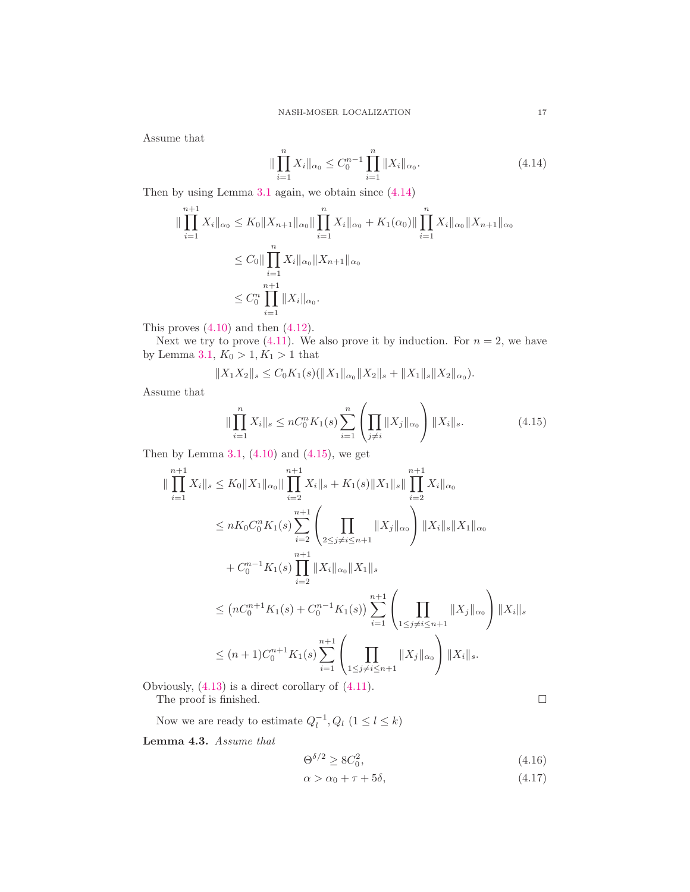Assume that

$$\|\prod_{i=1}^{n} X_i\|_{\alpha_0} \leq C_0^{n-1} \prod_{i=1}^{n} \|X_i\|_{\alpha_0}. \tag{4.14}$$

Then by using Lemma 3.1 again, we obtain since (4.14)

$$\begin{aligned}
\|\prod_{i=1}^{n+1} X_i\|_{\alpha_0} &\leq K_0 \|X_{n+1}\|_{\alpha_0} \|\prod_{i=1}^{n} X_i\|_{\alpha_0} + K_1(\alpha_0) \|\prod_{i=1}^{n} X_i\|_{\alpha_0} \|X_{n+1}\|_{\alpha_0} \\
&\leq C_0 \|\prod_{i=1}^{n} X_i\|_{\alpha_0} \|X_{n+1}\|_{\alpha_0} \\
&\leq C_0^n \prod_{i=1}^{n+1} \|X_i\|_{\alpha_0}.
\end{aligned}$$

This proves (4.10) and then (4.12).

Next we try to prove (4.11). We also prove it by induction. For $n = 2$, we have by Lemma 3.1, $K_0 > 1, K_1 > 1$ that

$$\|X_1 X_2\|_s \leq C_0 K_1(s) (\|X_1\|_{\alpha_0} \|X_2\|_s + \|X_1\|_s \|X_2\|_{\alpha_0}).$$

Assume that

$$\|\prod_{i=1}^{n} X_i\|_s \leq n C_0^n K_1(s) \sum_{i=1}^{n} \left( \prod_{j \neq i} \|X_j\|_{\alpha_0} \right) \|X_i\|_s. \tag{4.15}$$

Then by Lemma 3.1, (4.10) and (4.15), we get

$$\begin{aligned}
\|\prod_{i=1}^{n+1} X_i\|_s &\leq K_0 \|X_1\|_{\alpha_0} \|\prod_{i=2}^{n+1} X_i\|_s + K_1(s) \|X_1\|_s \|\prod_{i=2}^{n+1} X_i\|_{\alpha_0} \\
&\leq n K_0 C_0^n K_1(s) \sum_{i=2}^{n+1} \left( \prod_{2 \leq j \neq i \leq n+1} \|X_j\|_{\alpha_0} \right) \|X_i\|_s \|X_1\|_{\alpha_0} \\
&\quad + C_0^{n-1} K_1(s) \prod_{i=2}^{n+1} \|X_i\|_{\alpha_0} \|X_1\|_s \\
&\leq \left( n C_0^{n+1} K_1(s) + C_0^{n-1} K_1(s) \right) \sum_{i=1}^{n+1} \left( \prod_{1 \leq j \neq i \leq n+1} \|X_j\|_{\alpha_0} \right) \|X_i\|_s \\
&\leq (n+1) C_0^{n+1} K_1(s) \sum_{i=1}^{n+1} \left( \prod_{1 \leq j \neq i \leq n+1} \|X_j\|_{\alpha_0} \right) \|X_i\|_s.
\end{aligned}$$

Obviously, (4.13) is a direct corollary of (4.11).

The proof is finished. $\square$

Now we are ready to estimate $Q_l^{-1}, Q_l$ $(1 \leq l \leq k)$

**Lemma 4.3.** *Assume that*

$$\Theta^{\delta/2} \geq 8 C_0^2, \tag{4.16}$$

$$\alpha > \alpha_0 + \tau + 5\delta, \tag{4.17}$$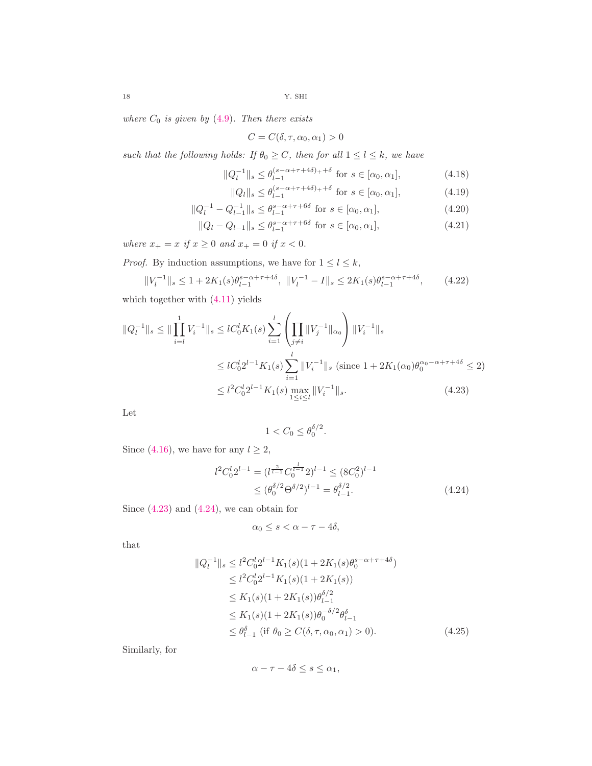*where $C_0$ is given by (4.9). Then there exists*

$$C = C(\delta, \tau, \alpha_0, \alpha_1) > 0$$

*such that the following holds: If $\theta_0 \geq C$, then for all $1 \leq l \leq k$, we have*

$$\|Q_l^{-1}\|_s \leq \theta_{l-1}^{(s-\alpha+\tau+4\delta)_+ + \delta} \text{ for } s \in [\alpha_0, \alpha_1], \tag{4.18}$$

$$\|Q_l\|_s \leq \theta_{l-1}^{(s-\alpha+\tau+4\delta)_+ + \delta} \text{ for } s \in [\alpha_0, \alpha_1], \tag{4.19}$$

$$\|Q_l^{-1} - Q_{l-1}^{-1}\|_s \leq \theta_{l-1}^{s-\alpha+\tau+6\delta} \text{ for } s \in [\alpha_0, \alpha_1], \tag{4.20}$$

$$\|Q_l - Q_{l-1}\|_s \leq \theta_{l-1}^{s-\alpha+\tau+6\delta} \text{ for } s \in [\alpha_0, \alpha_1], \tag{4.21}$$

*where $x_+ = x$ if $x \geq 0$ and $x_+ = 0$ if $x < 0$.*

*Proof.* By induction assumptions, we have for $1 \leq l \leq k$,

$$\|V_l^{-1}\|_s \leq 1 + 2K_1(s)\theta_{l-1}^{s-\alpha+\tau+4\delta}, \ \|V_l^{-1} - I\|_s \leq 2K_1(s)\theta_{l-1}^{s-\alpha+\tau+4\delta}, \tag{4.22}$$

which together with (4.11) yields

$$\begin{aligned}
\|Q_l^{-1}\|_s \leq \|\prod_{i=l}^{1} V_i^{-1}\|_s &\leq l C_0^l K_1(s) \sum_{i=1}^{l} \left( \prod_{j \neq i} \|V_j^{-1}\|_{\alpha_0} \right) \|V_i^{-1}\|_s \\
&\leq l C_0^l 2^{l-1} K_1(s) \sum_{i=1}^{l} \|V_i^{-1}\|_s \text{ (since } 1 + 2K_1(\alpha_0)\theta_0^{\alpha_0-\alpha+\tau+4\delta} \leq 2) \\
&\leq l^2 C_0^l 2^{l-1} K_1(s) \max_{1 \leq i \leq l} \|V_i^{-1}\|_s.
\end{aligned} \tag{4.23}$$

Let

$$1 < C_0 \leq \theta_0^{\delta/2}.$$

Since (4.16), we have for any $l \geq 2$,

$$\begin{aligned}
l^2 C_0^l 2^{l-1} = (l^{\frac{2}{l-1}} C_0^{\frac{l}{l-1}} 2)^{l-1} &\leq (8C_0^2)^{l-1} \\
&\leq (\theta_0^{\delta/2} \Theta^{\delta/2})^{l-1} = \theta_{l-1}^{\delta/2}.
\end{aligned} \tag{4.24}$$

Since (4.23) and (4.24), we can obtain for

$$\alpha_0 \leq s < \alpha - \tau - 4\delta,$$

that

$$\begin{aligned}
\|Q_l^{-1}\|_s &\leq l^2 C_0^l 2^{l-1} K_1(s)(1 + 2K_1(s)\theta_0^{s-\alpha+\tau+4\delta}) \\
&\leq l^2 C_0^l 2^{l-1} K_1(s)(1 + 2K_1(s)) \\
&\leq K_1(s)(1 + 2K_1(s))\theta_{l-1}^{\delta/2} \\
&\leq K_1(s)(1 + 2K_1(s))\theta_0^{-\delta/2}\theta_{l-1}^{\delta} \\
&\leq \theta_{l-1}^{\delta} \text{ (if } \theta_0 \geq C(\delta, \tau, \alpha_0, \alpha_1) > 0).
\end{aligned} \tag{4.25}$$

Similarly, for

$$\alpha - \tau - 4\delta \leq s \leq \alpha_1,$$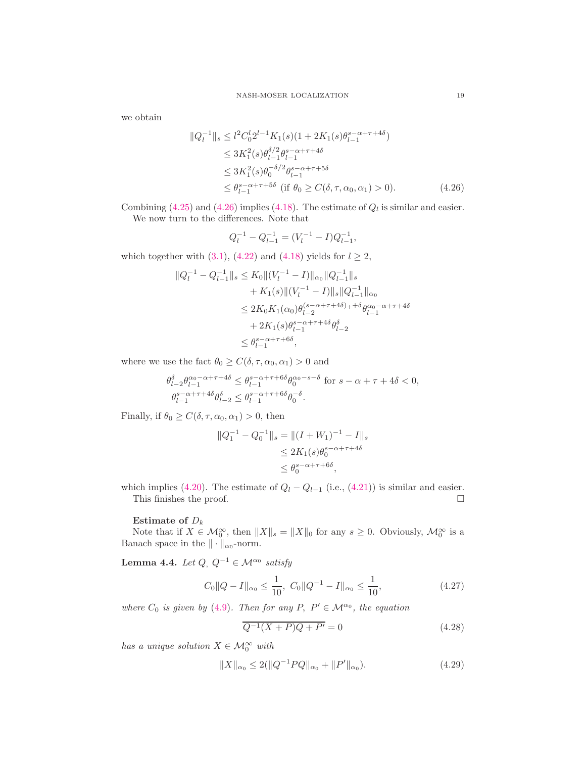we obtain

$$
\begin{aligned}
\|Q_l^{-1}\|_s &\le l^2 C_0^l 2^{l-1} K_1(s)(1+2K_1(s)\theta_{l-1}^{s-\alpha+\tau+4\delta}) \\
&\le 3K_1^2(s)\theta_{l-1}^{\delta/2}\theta_{l-1}^{s-\alpha+\tau+4\delta} \\
&\le 3K_1^2(s)\theta_0^{-\delta/2}\theta_{l-1}^{s-\alpha+\tau+5\delta} \\
&\le \theta_{l-1}^{s-\alpha+\tau+5\delta} \text{ (if } \theta_0 \ge C(\delta,\tau,\alpha_0,\alpha_1)>0). \qquad (4.26)
\end{aligned}
$$

Combining (4.25) and (4.26) implies (4.18). The estimate of $Q_l$ is similar and easier.

We now turn to the differences. Note that

$$
Q_l^{-1} - Q_{l-1}^{-1} = (V_l^{-1} - I)Q_{l-1}^{-1},
$$

which together with (3.1), (4.22) and (4.18) yields for $l \ge 2$,

$$
\begin{aligned}
\|Q_l^{-1} - Q_{l-1}^{-1}\|_s &\le K_0\|(V_l^{-1}-I)\|_{\alpha_0}\|Q_{l-1}^{-1}\|_s \\
&\quad + K_1(s)\|(V_l^{-1}-I)\|_s\|Q_{l-1}^{-1}\|_{\alpha_0} \\
&\le 2K_0K_1(\alpha_0)\theta_{l-2}^{(s-\alpha+\tau+4\delta)_+ + \delta}\theta_{l-1}^{\alpha_0-\alpha+\tau+4\delta} \\
&\quad + 2K_1(s)\theta_{l-1}^{s-\alpha+\tau+4\delta}\theta_{l-2}^{\delta} \\
&\le \theta_{l-1}^{s-\alpha+\tau+6\delta},
\end{aligned}
$$

where we use the fact $\theta_0 \ge C(\delta,\tau,\alpha_0,\alpha_1) > 0$ and

$$
\begin{aligned}
\theta_{l-2}^{\delta}\theta_{l-1}^{\alpha_0-\alpha+\tau+4\delta} &\le \theta_{l-1}^{s-\alpha+\tau+6\delta}\theta_0^{\alpha_0-s-\delta} \text{ for } s-\alpha+\tau+4\delta<0, \\
\theta_{l-1}^{s-\alpha+\tau+4\delta}\theta_{l-2}^{\delta} &\le \theta_{l-1}^{s-\alpha+\tau+6\delta}\theta_0^{-\delta}.
\end{aligned}
$$

Finally, if $\theta_0 \ge C(\delta,\tau,\alpha_0,\alpha_1)>0$, then

$$
\begin{aligned}
\|Q_1^{-1} - Q_0^{-1}\|_s &= \|(I+W_1)^{-1} - I\|_s \\
&\le 2K_1(s)\theta_0^{s-\alpha+\tau+4\delta} \\
&\le \theta_0^{s-\alpha+\tau+6\delta},
\end{aligned}
$$

which implies (4.20). The estimate of $Q_l - Q_{l-1}$ (i.e., (4.21)) is similar and easier.

This finishes the proof. $\square$

**Estimate of $D_k$**

Note that if $X \in \mathcal{M}_0^\infty$, then $\|X\|_s = \|X\|_0$ for any $s \ge 0$. Obviously, $\mathcal{M}_0^\infty$ is a Banach space in the $\|\cdot\|_{\alpha_0}$-norm.

**Lemma 4.4.** *Let $Q,\ Q^{-1} \in \mathcal{M}^{\alpha_0}$ satisfy*

$$
C_0\|Q-I\|_{\alpha_0} \le \frac{1}{10},\ C_0\|Q^{-1}-I\|_{\alpha_0} \le \frac{1}{10}, \qquad (4.27)
$$

*where $C_0$ is given by (4.9). Then for any $P,\ P' \in \mathcal{M}^{\alpha_0}$, the equation*

$$
\overline{Q^{-1}(X+P)Q+P'} = 0 \qquad (4.28)
$$

*has a unique solution $X \in \mathcal{M}_0^\infty$ with*

$$
\|X\|_{\alpha_0} \le 2(\|Q^{-1}PQ\|_{\alpha_0} + \|P'\|_{\alpha_0}). \qquad (4.29)
$$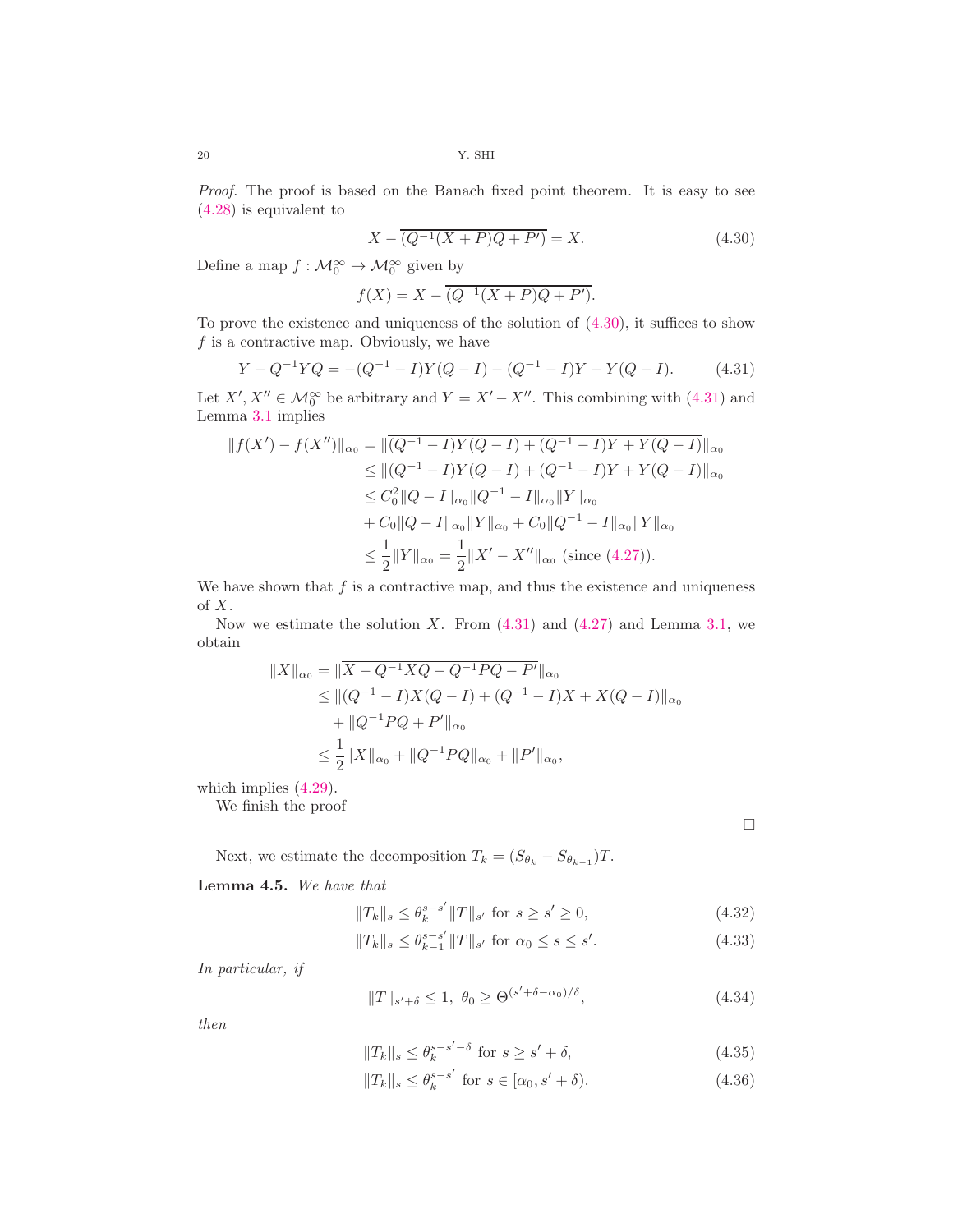*Proof.* The proof is based on the Banach fixed point theorem. It is easy to see (4.28) is equivalent to

$$X - \overline{(Q^{-1}(X+P)Q + P')} = X. \tag{4.30}$$

Define a map $f : \mathcal{M}_0^\infty \to \mathcal{M}_0^\infty$ given by

$$f(X) = X - \overline{(Q^{-1}(X+P)Q + P')}.$$

To prove the existence and uniqueness of the solution of (4.30), it suffices to show $f$ is a contractive map. Obviously, we have

$$Y - Q^{-1}YQ = -(Q^{-1} - I)Y(Q - I) - (Q^{-1} - I)Y - Y(Q - I). \tag{4.31}$$

Let $X', X'' \in \mathcal{M}_0^\infty$ be arbitrary and $Y = X' - X''$. This combining with (4.31) and Lemma 3.1 implies

$$\begin{aligned}
\|f(X') - f(X'')\|_{\alpha_0} &= \|\overline{(Q^{-1} - I)Y(Q - I) + (Q^{-1} - I)Y + Y(Q - I)}\|_{\alpha_0} \\
&\le \|(Q^{-1} - I)Y(Q - I) + (Q^{-1} - I)Y + Y(Q - I)\|_{\alpha_0} \\
&\le C_0^2 \|Q - I\|_{\alpha_0} \|Q^{-1} - I\|_{\alpha_0} \|Y\|_{\alpha_0} \\
&\quad + C_0 \|Q - I\|_{\alpha_0} \|Y\|_{\alpha_0} + C_0 \|Q^{-1} - I\|_{\alpha_0} \|Y\|_{\alpha_0} \\
&\le \frac{1}{2} \|Y\|_{\alpha_0} = \frac{1}{2} \|X' - X''\|_{\alpha_0} \text{ (since (4.27))}.
\end{aligned}$$

We have shown that $f$ is a contractive map, and thus the existence and uniqueness of $X$.

Now we estimate the solution $X$. From (4.31) and (4.27) and Lemma 3.1, we obtain

$$\begin{aligned}
\|X\|_{\alpha_0} &= \|\overline{X - Q^{-1}XQ - Q^{-1}PQ - P'}\|_{\alpha_0} \\
&\le \|(Q^{-1} - I)X(Q - I) + (Q^{-1} - I)X + X(Q - I)\|_{\alpha_0} \\
&\quad + \|Q^{-1}PQ + P'\|_{\alpha_0} \\
&\le \frac{1}{2} \|X\|_{\alpha_0} + \|Q^{-1}PQ\|_{\alpha_0} + \|P'\|_{\alpha_0},
\end{aligned}$$

which implies (4.29).

We finish the proof

∎

Next, we estimate the decomposition $T_k = (S_{\theta_k} - S_{\theta_{k-1}})T$.

**Lemma 4.5.** *We have that*

$$\|T_k\|_s \le \theta_k^{s-s'} \|T\|_{s'} \text{ for } s \ge s' \ge 0, \tag{4.32}$$

$$\|T_k\|_s \le \theta_{k-1}^{s-s'} \|T\|_{s'} \text{ for } \alpha_0 \le s \le s'. \tag{4.33}$$

*In particular, if*

$$\|T\|_{s'+\delta} \le 1, \ \theta_0 \ge \Theta^{(s'+\delta-\alpha_0)/\delta}, \tag{4.34}$$

*then*

$$\|T_k\|_s \le \theta_k^{s-s'-\delta} \text{ for } s \ge s' + \delta, \tag{4.35}$$

$$\|T_k\|_s \le \theta_k^{s-s'} \text{ for } s \in [\alpha_0, s' + \delta). \tag{4.36}$$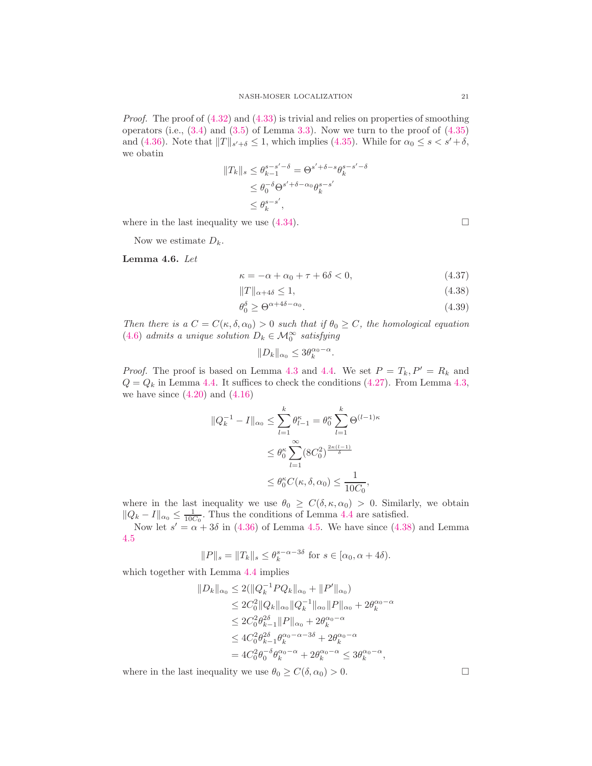*Proof.* The proof of (4.32) and (4.33) is trivial and relies on properties of smoothing operators (i.e., (3.4) and (3.5) of Lemma 3.3). Now we turn to the proof of (4.35) and (4.36). Note that $\|T\|_{s'+\delta} \le 1$, which implies (4.35). While for $\alpha_0 \le s < s'+\delta$, we obatin

$$
\begin{aligned}
\|T_k\|_s &\le \theta_{k-1}^{s-s'-\delta} = \Theta^{s'+\delta-s}\theta_k^{s-s'-\delta} \\
&\le \theta_0^{-\delta}\Theta^{s'+\delta-\alpha_0}\theta_k^{s-s'} \\
&\le \theta_k^{s-s'},
\end{aligned}
$$

where in the last inequality we use (4.34). $\square$

Now we estimate $D_k$.

**Lemma 4.6.** *Let*

$$
\kappa = -\alpha + \alpha_0 + \tau + 6\delta < 0, \tag{4.37}
$$

$$
\|T\|_{\alpha+4\delta} \le 1, \tag{4.38}
$$

$$
\theta_0^{\delta} \ge \Theta^{\alpha+4\delta-\alpha_0}. \tag{4.39}
$$

*Then there is a $C = C(\kappa, \delta, \alpha_0) > 0$ such that if $\theta_0 \ge C$, the homological equation (4.6) admits a unique solution $D_k \in \mathcal{M}_0^{\infty}$ satisfying*

$$
\|D_k\|_{\alpha_0} \le 3\theta_k^{\alpha_0-\alpha}.
$$

*Proof.* The proof is based on Lemma 4.3 and 4.4. We set $P = T_k, P' = R_k$ and $Q = Q_k$ in Lemma 4.4. It suffices to check the conditions (4.27). From Lemma 4.3, we have since (4.20) and (4.16)

$$
\begin{aligned}
\|Q_k^{-1} - I\|_{\alpha_0} &\le \sum_{l=1}^{k} \theta_{l-1}^{\kappa} = \theta_0^{\kappa}\sum_{l=1}^{k}\Theta^{(l-1)\kappa} \\
&\le \theta_0^{\kappa}\sum_{l=1}^{\infty}(8C_0^2)^{\frac{2\kappa(l-1)}{\delta}} \\
&\le \theta_0^{\kappa}C(\kappa,\delta,\alpha_0) \le \frac{1}{10C_0},
\end{aligned}
$$

where in the last inequality we use $\theta_0 \ge C(\delta, \kappa, \alpha_0) > 0$. Similarly, we obtain $\|Q_k - I\|_{\alpha_0} \le \frac{1}{10C_0}$. Thus the conditions of Lemma 4.4 are satisfied.

Now let $s' = \alpha + 3\delta$ in (4.36) of Lemma 4.5. We have since (4.38) and Lemma 4.5

$$
\|P\|_s = \|T_k\|_s \le \theta_k^{s-\alpha-3\delta} \text{ for } s \in [\alpha_0, \alpha+4\delta).
$$

which together with Lemma 4.4 implies

$$
\begin{aligned}
\|D_k\|_{\alpha_0} &\le 2(\|Q_k^{-1}PQ_k\|_{\alpha_0} + \|P'\|_{\alpha_0}) \\
&\le 2C_0^2\|Q_k\|_{\alpha_0}\|Q_k^{-1}\|_{\alpha_0}\|P\|_{\alpha_0} + 2\theta_k^{\alpha_0-\alpha} \\
&\le 2C_0^2\theta_{k-1}^{2\delta}\|P\|_{\alpha_0} + 2\theta_k^{\alpha_0-\alpha} \\
&\le 4C_0^2\theta_{k-1}^{2\delta}\theta_k^{\alpha_0-\alpha-3\delta} + 2\theta_k^{\alpha_0-\alpha} \\
&= 4C_0^2\theta_0^{-\delta}\theta_k^{\alpha_0-\alpha} + 2\theta_k^{\alpha_0-\alpha} \le 3\theta_k^{\alpha_0-\alpha},
\end{aligned}
$$

where in the last inequality we use $\theta_0 \ge C(\delta, \alpha_0) > 0$. $\square$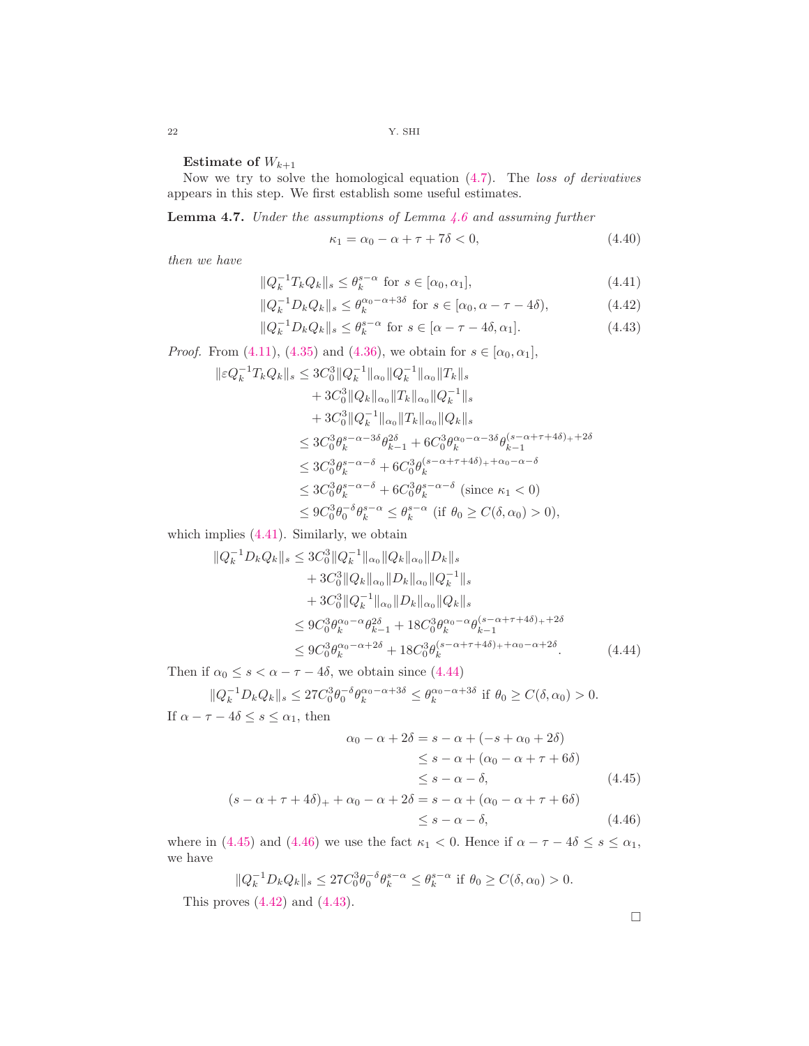**Estimate of $W_{k+1}$**

Now we try to solve the homological equation (4.7). The *loss of derivatives* appears in this step. We first establish some useful estimates.

**Lemma 4.7.** *Under the assumptions of Lemma 4.6 and assuming further*

$$\kappa_1 = \alpha_0 - \alpha + \tau + 7\delta < 0, \tag{4.40}$$

*then we have*

$$\|Q_k^{-1} T_k Q_k\|_s \le \theta_k^{s-\alpha} \text{ for } s \in [\alpha_0, \alpha_1], \tag{4.41}$$

$$\|Q_k^{-1} D_k Q_k\|_s \le \theta_k^{\alpha_0-\alpha+3\delta} \text{ for } s \in [\alpha_0, \alpha - \tau - 4\delta), \tag{4.42}$$

$$\|Q_k^{-1} D_k Q_k\|_s \le \theta_k^{s-\alpha} \text{ for } s \in [\alpha - \tau - 4\delta, \alpha_1]. \tag{4.43}$$

*Proof.* From (4.11), (4.35) and (4.36), we obtain for $s \in [\alpha_0, \alpha_1]$,

$$\begin{aligned}
\|\varepsilon Q_k^{-1} T_k Q_k\|_s &\le 3C_0^3 \|Q_k^{-1}\|_{\alpha_0} \|Q_k^{-1}\|_{\alpha_0} \|T_k\|_s \\
&\quad + 3C_0^3 \|Q_k\|_{\alpha_0} \|T_k\|_{\alpha_0} \|Q_k^{-1}\|_s \\
&\quad + 3C_0^3 \|Q_k^{-1}\|_{\alpha_0} \|T_k\|_{\alpha_0} \|Q_k\|_s \\
&\le 3C_0^3 \theta_k^{s-\alpha-3\delta} \theta_{k-1}^{2\delta} + 6C_0^3 \theta_k^{\alpha_0-\alpha-3\delta} \theta_{k-1}^{(s-\alpha+\tau+4\delta)_+ + 2\delta} \\
&\le 3C_0^3 \theta_k^{s-\alpha-\delta} + 6C_0^3 \theta_k^{(s-\alpha+\tau+4\delta)_+ + \alpha_0 - \alpha - \delta} \\
&\le 3C_0^3 \theta_k^{s-\alpha-\delta} + 6C_0^3 \theta_k^{s-\alpha-\delta} \text{ (since } \kappa_1 < 0) \\
&\le 9C_0^3 \theta_0^{-\delta} \theta_k^{s-\alpha} \le \theta_k^{s-\alpha} \text{ (if } \theta_0 \ge C(\delta, \alpha_0) > 0),
\end{aligned}$$

which implies (4.41). Similarly, we obtain

$$\begin{aligned}
\|Q_k^{-1} D_k Q_k\|_s &\le 3C_0^3 \|Q_k^{-1}\|_{\alpha_0} \|Q_k\|_{\alpha_0} \|D_k\|_s \\
&\quad + 3C_0^3 \|Q_k\|_{\alpha_0} \|D_k\|_{\alpha_0} \|Q_k^{-1}\|_s \\
&\quad + 3C_0^3 \|Q_k^{-1}\|_{\alpha_0} \|D_k\|_{\alpha_0} \|Q_k\|_s \\
&\le 9C_0^3 \theta_k^{\alpha_0-\alpha} \theta_{k-1}^{2\delta} + 18C_0^3 \theta_k^{\alpha_0-\alpha} \theta_{k-1}^{(s-\alpha+\tau+4\delta)_+ + 2\delta} \\
&\le 9C_0^3 \theta_k^{\alpha_0-\alpha+2\delta} + 18C_0^3 \theta_k^{(s-\alpha+\tau+4\delta)_+ + \alpha_0 - \alpha + 2\delta}.
\end{aligned} \tag{4.44}$$

Then if $\alpha_0 \le s < \alpha - \tau - 4\delta$, we obtain since (4.44)

$$\|Q_k^{-1} D_k Q_k\|_s \le 27C_0^3 \theta_0^{-\delta} \theta_k^{\alpha_0-\alpha+3\delta} \le \theta_k^{\alpha_0-\alpha+3\delta} \text{ if } \theta_0 \ge C(\delta, \alpha_0) > 0.$$

If $\alpha - \tau - 4\delta \le s \le \alpha_1$, then

$$\begin{aligned}
\alpha_0 - \alpha + 2\delta &= s - \alpha + (-s + \alpha_0 + 2\delta) \\
&\le s - \alpha + (\alpha_0 - \alpha + \tau + 6\delta) \\
&\le s - \alpha - \delta,
\end{aligned} \tag{4.45}$$

$$\begin{aligned}
(s - \alpha + \tau + 4\delta)_+ + \alpha_0 - \alpha + 2\delta &= s - \alpha + (\alpha_0 - \alpha + \tau + 6\delta) \\
&\le s - \alpha - \delta,
\end{aligned} \tag{4.46}$$

where in (4.45) and (4.46) we use the fact $\kappa_1 < 0$. Hence if $\alpha - \tau - 4\delta \le s \le \alpha_1$, we have

$$\|Q_k^{-1} D_k Q_k\|_s \le 27C_0^3 \theta_0^{-\delta} \theta_k^{s-\alpha} \le \theta_k^{s-\alpha} \text{ if } \theta_0 \ge C(\delta, \alpha_0) > 0.$$

This proves (4.42) and (4.43).

□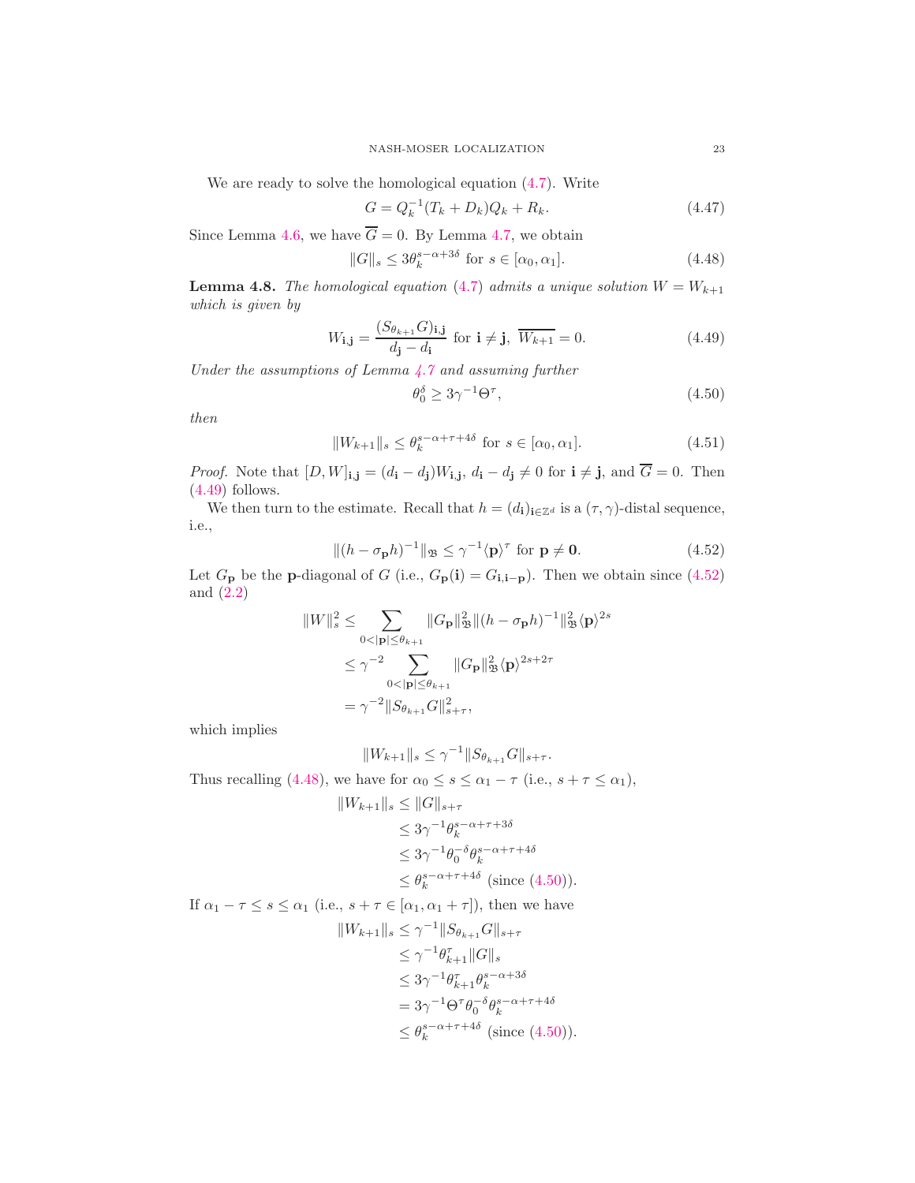We are ready to solve the homological equation (4.7). Write

$$G = Q_k^{-1}(T_k + D_k)Q_k + R_k. \tag{4.47}$$

Since Lemma 4.6, we have $\overline{G} = 0$. By Lemma 4.7, we obtain

$$\|G\|_s \leq 3\theta_k^{s-\alpha+3\delta} \text{ for } s \in [\alpha_0, \alpha_1]. \tag{4.48}$$

**Lemma 4.8.** *The homological equation (4.7) admits a unique solution $W = W_{k+1}$ which is given by*

$$W_{\mathbf{i},\mathbf{j}} = \frac{(S_{\theta_{k+1}}G)_{\mathbf{i},\mathbf{j}}}{d_{\mathbf{j}} - d_{\mathbf{i}}} \text{ for } \mathbf{i} \neq \mathbf{j},\ \overline{W_{k+1}} = 0. \tag{4.49}$$

*Under the assumptions of Lemma 4.7 and assuming further*

$$\theta_0^{\delta} \geq 3\gamma^{-1}\Theta^{\tau}, \tag{4.50}$$

*then*

$$\|W_{k+1}\|_s \leq \theta_k^{s-\alpha+\tau+4\delta} \text{ for } s \in [\alpha_0, \alpha_1]. \tag{4.51}$$

*Proof.* Note that $[D, W]_{\mathbf{i},\mathbf{j}} = (d_{\mathbf{i}} - d_{\mathbf{j}})W_{\mathbf{i},\mathbf{j}}$, $d_{\mathbf{i}} - d_{\mathbf{j}} \neq 0$ for $\mathbf{i} \neq \mathbf{j}$, and $\overline{G} = 0$. Then (4.49) follows.

We then turn to the estimate. Recall that $h = (d_{\mathbf{i}})_{\mathbf{i}\in\mathbb{Z}^d}$ is a $(\tau, \gamma)$-distal sequence, i.e.,

$$\|(h - \sigma_{\mathbf{p}}h)^{-1}\|_{\mathfrak{B}} \leq \gamma^{-1}\langle \mathbf{p}\rangle^{\tau} \text{ for } \mathbf{p} \neq \mathbf{0}. \tag{4.52}$$

Let $G_{\mathbf{p}}$ be the $\mathbf{p}$-diagonal of $G$ (i.e., $G_{\mathbf{p}}(\mathbf{i}) = G_{\mathbf{i},\mathbf{i}-\mathbf{p}}$). Then we obtain since (4.52) and (2.2)

$$\begin{aligned}
\|W\|_s^2 &\leq \sum_{0<|\mathbf{p}|\leq\theta_{k+1}} \|G_{\mathbf{p}}\|_{\mathfrak{B}}^2 \|(h - \sigma_{\mathbf{p}}h)^{-1}\|_{\mathfrak{B}}^2 \langle \mathbf{p}\rangle^{2s} \\
&\leq \gamma^{-2} \sum_{0<|\mathbf{p}|\leq\theta_{k+1}} \|G_{\mathbf{p}}\|_{\mathfrak{B}}^2 \langle \mathbf{p}\rangle^{2s+2\tau} \\
&= \gamma^{-2}\|S_{\theta_{k+1}}G\|_{s+\tau}^2,
\end{aligned}$$

which implies

$$\|W_{k+1}\|_s \leq \gamma^{-1}\|S_{\theta_{k+1}}G\|_{s+\tau}.$$

Thus recalling (4.48), we have for $\alpha_0 \leq s \leq \alpha_1 - \tau$ (i.e., $s + \tau \leq \alpha_1$),

$$\begin{aligned}
\|W_{k+1}\|_s &\leq \|G\|_{s+\tau} \\
&\leq 3\gamma^{-1}\theta_k^{s-\alpha+\tau+3\delta} \\
&\leq 3\gamma^{-1}\theta_0^{-\delta}\theta_k^{s-\alpha+\tau+4\delta} \\
&\leq \theta_k^{s-\alpha+\tau+4\delta} \text{ (since (4.50))}.
\end{aligned}$$

If $\alpha_1 - \tau \leq s \leq \alpha_1$ (i.e., $s + \tau \in [\alpha_1, \alpha_1 + \tau]$), then we have

$$\begin{aligned}
\|W_{k+1}\|_s &\leq \gamma^{-1}\|S_{\theta_{k+1}}G\|_{s+\tau} \\
&\leq \gamma^{-1}\theta_{k+1}^{\tau}\|G\|_s \\
&\leq 3\gamma^{-1}\theta_{k+1}^{\tau}\theta_k^{s-\alpha+3\delta} \\
&= 3\gamma^{-1}\Theta^{\tau}\theta_0^{-\delta}\theta_k^{s-\alpha+\tau+4\delta} \\
&\leq \theta_k^{s-\alpha+\tau+4\delta} \text{ (since (4.50))}.
\end{aligned}$$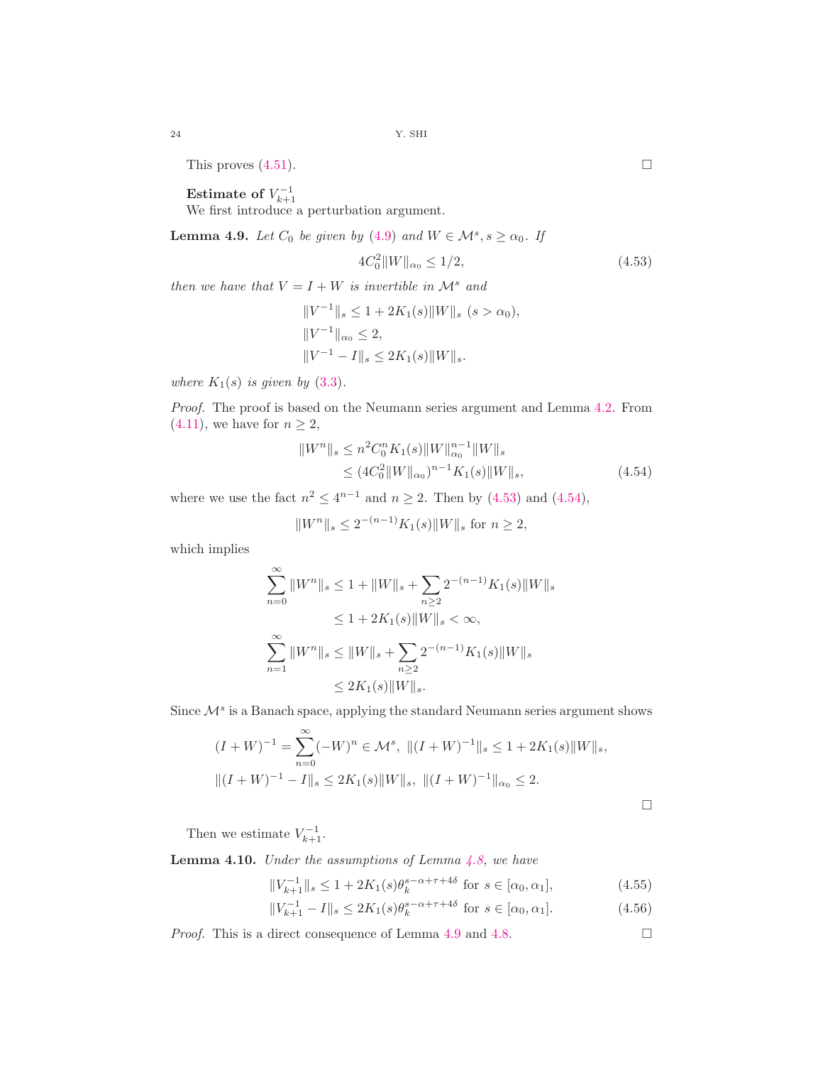This proves (4.51). □

**Estimate of $V_{k+1}^{-1}$**

We first introduce a perturbation argument.

**Lemma 4.9.** *Let $C_0$ be given by (4.9) and $W \in \mathcal{M}^s, s \geq \alpha_0$. If*

$$4C_0^2 \|W\|_{\alpha_0} \leq 1/2, \tag{4.53}$$

*then we have that $V = I + W$ is invertible in $\mathcal{M}^s$ and*

$$\|V^{-1}\|_s \leq 1 + 2K_1(s)\|W\|_s \ (s > \alpha_0),$$
$$\|V^{-1}\|_{\alpha_0} \leq 2,$$
$$\|V^{-1} - I\|_s \leq 2K_1(s)\|W\|_s.$$

*where $K_1(s)$ is given by (3.3).*

*Proof.* The proof is based on the Neumann series argument and Lemma 4.2. From (4.11), we have for $n \geq 2$,

$$\begin{aligned}\|W^n\|_s &\leq n^2 C_0^n K_1(s)\|W\|_{\alpha_0}^{n-1}\|W\|_s \\ &\leq (4C_0^2\|W\|_{\alpha_0})^{n-1}K_1(s)\|W\|_s,\end{aligned} \tag{4.54}$$

where we use the fact $n^2 \leq 4^{n-1}$ and $n \geq 2$. Then by (4.53) and (4.54),

$$\|W^n\|_s \leq 2^{-(n-1)}K_1(s)\|W\|_s \text{ for } n \geq 2,$$

which implies

$$\begin{aligned}\sum_{n=0}^{\infty}\|W^n\|_s &\leq 1 + \|W\|_s + \sum_{n\geq 2} 2^{-(n-1)}K_1(s)\|W\|_s \\ &\leq 1 + 2K_1(s)\|W\|_s < \infty, \\ \sum_{n=1}^{\infty}\|W^n\|_s &\leq \|W\|_s + \sum_{n\geq 2} 2^{-(n-1)}K_1(s)\|W\|_s \\ &\leq 2K_1(s)\|W\|_s.\end{aligned}$$

Since $\mathcal{M}^s$ is a Banach space, applying the standard Neumann series argument shows

$$\begin{aligned}&(I+W)^{-1} = \sum_{n=0}^{\infty}(-W)^n \in \mathcal{M}^s, \ \|(I+W)^{-1}\|_s \leq 1 + 2K_1(s)\|W\|_s, \\ &\|(I+W)^{-1} - I\|_s \leq 2K_1(s)\|W\|_s, \ \|(I+W)^{-1}\|_{\alpha_0} \leq 2.\end{aligned}$$

□

Then we estimate $V_{k+1}^{-1}$.

**Lemma 4.10.** *Under the assumptions of Lemma 4.8, we have*

$$\|V_{k+1}^{-1}\|_s \leq 1 + 2K_1(s)\theta_k^{s-\alpha+\tau+4\delta} \text{ for } s \in [\alpha_0, \alpha_1], \tag{4.55}$$

$$\|V_{k+1}^{-1} - I\|_s \leq 2K_1(s)\theta_k^{s-\alpha+\tau+4\delta} \text{ for } s \in [\alpha_0, \alpha_1]. \tag{4.56}$$

*Proof.* This is a direct consequence of Lemma 4.9 and 4.8. □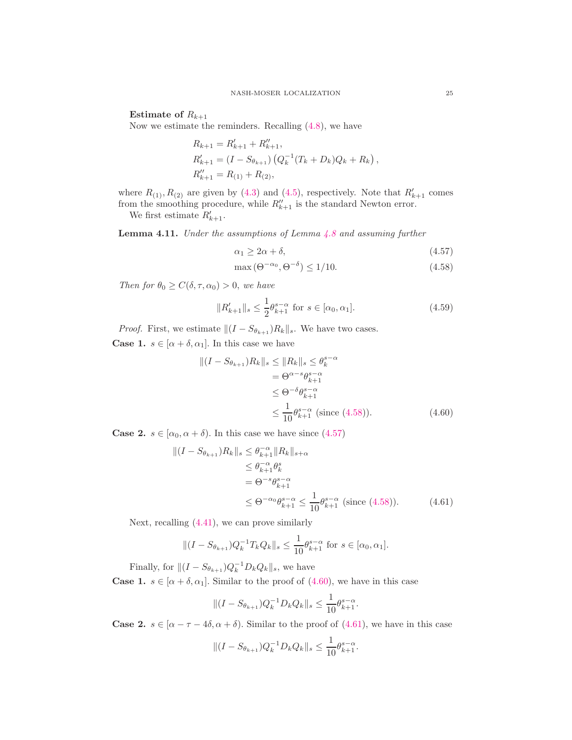**Estimate of $R_{k+1}$**

Now we estimate the reminders. Recalling (4.8), we have

$$
\begin{aligned}
R_{k+1} &= R'_{k+1} + R''_{k+1}, \\
R'_{k+1} &= (I - S_{\theta_{k+1}}) \left( Q_k^{-1}(T_k + D_k) Q_k + R_k \right), \\
R''_{k+1} &= R_{(1)} + R_{(2)},
\end{aligned}
$$

where $R_{(1)}, R_{(2)}$ are given by (4.3) and (4.5), respectively. Note that $R'_{k+1}$ comes from the smoothing procedure, while $R''_{k+1}$ is the standard Newton error.

We first estimate $R'_{k+1}$.

**Lemma 4.11.** *Under the assumptions of Lemma 4.8 and assuming further*

$$\alpha_1 \geq 2\alpha + \delta, \tag{4.57}$$

$$\max\left(\Theta^{-\alpha_0}, \Theta^{-\delta}\right) \leq 1/10. \tag{4.58}$$

*Then for $\theta_0 \geq C(\delta, \tau, \alpha_0) > 0$, we have*

$$\|R'_{k+1}\|_s \leq \frac{1}{2}\theta_{k+1}^{s-\alpha} \text{ for } s \in [\alpha_0, \alpha_1]. \tag{4.59}$$

*Proof.* First, we estimate $\|(I - S_{\theta_{k+1}})R_k\|_s$. We have two cases.

**Case 1.** $s \in [\alpha + \delta, \alpha_1]$. In this case we have

$$
\begin{aligned}
\|(I - S_{\theta_{k+1}})R_k\|_s \leq \|R_k\|_s &\leq \theta_k^{s-\alpha} \\
&= \Theta^{\alpha - s}\theta_{k+1}^{s-\alpha} \\
&\leq \Theta^{-\delta}\theta_{k+1}^{s-\alpha} \\
&\leq \frac{1}{10}\theta_{k+1}^{s-\alpha} \text{ (since (4.58))}.
\end{aligned}
\tag{4.60}
$$

**Case 2.** $s \in [\alpha_0, \alpha + \delta)$. In this case we have since (4.57)

$$
\begin{aligned}
\|(I - S_{\theta_{k+1}})R_k\|_s &\leq \theta_{k+1}^{-\alpha}\|R_k\|_{s+\alpha} \\
&\leq \theta_{k+1}^{-\alpha}\theta_k^{s} \\
&= \Theta^{-s}\theta_{k+1}^{s-\alpha} \\
&\leq \Theta^{-\alpha_0}\theta_{k+1}^{s-\alpha} \leq \frac{1}{10}\theta_{k+1}^{s-\alpha} \text{ (since (4.58))}.
\end{aligned}
\tag{4.61}
$$

Next, recalling (4.41), we can prove similarly

$$\|(I - S_{\theta_{k+1}})Q_k^{-1}T_kQ_k\|_s \leq \frac{1}{10}\theta_{k+1}^{s-\alpha} \text{ for } s \in [\alpha_0, \alpha_1].$$

Finally, for $\|(I - S_{\theta_{k+1}})Q_k^{-1}D_kQ_k\|_s$, we have

**Case 1.** $s \in [\alpha + \delta, \alpha_1]$. Similar to the proof of (4.60), we have in this case

$$\|(I - S_{\theta_{k+1}})Q_k^{-1}D_kQ_k\|_s \leq \frac{1}{10}\theta_{k+1}^{s-\alpha}.$$

**Case 2.** $s \in [\alpha - \tau - 4\delta, \alpha + \delta)$. Similar to the proof of (4.61), we have in this case

$$\|(I - S_{\theta_{k+1}})Q_k^{-1}D_kQ_k\|_s \leq \frac{1}{10}\theta_{k+1}^{s-\alpha}.$$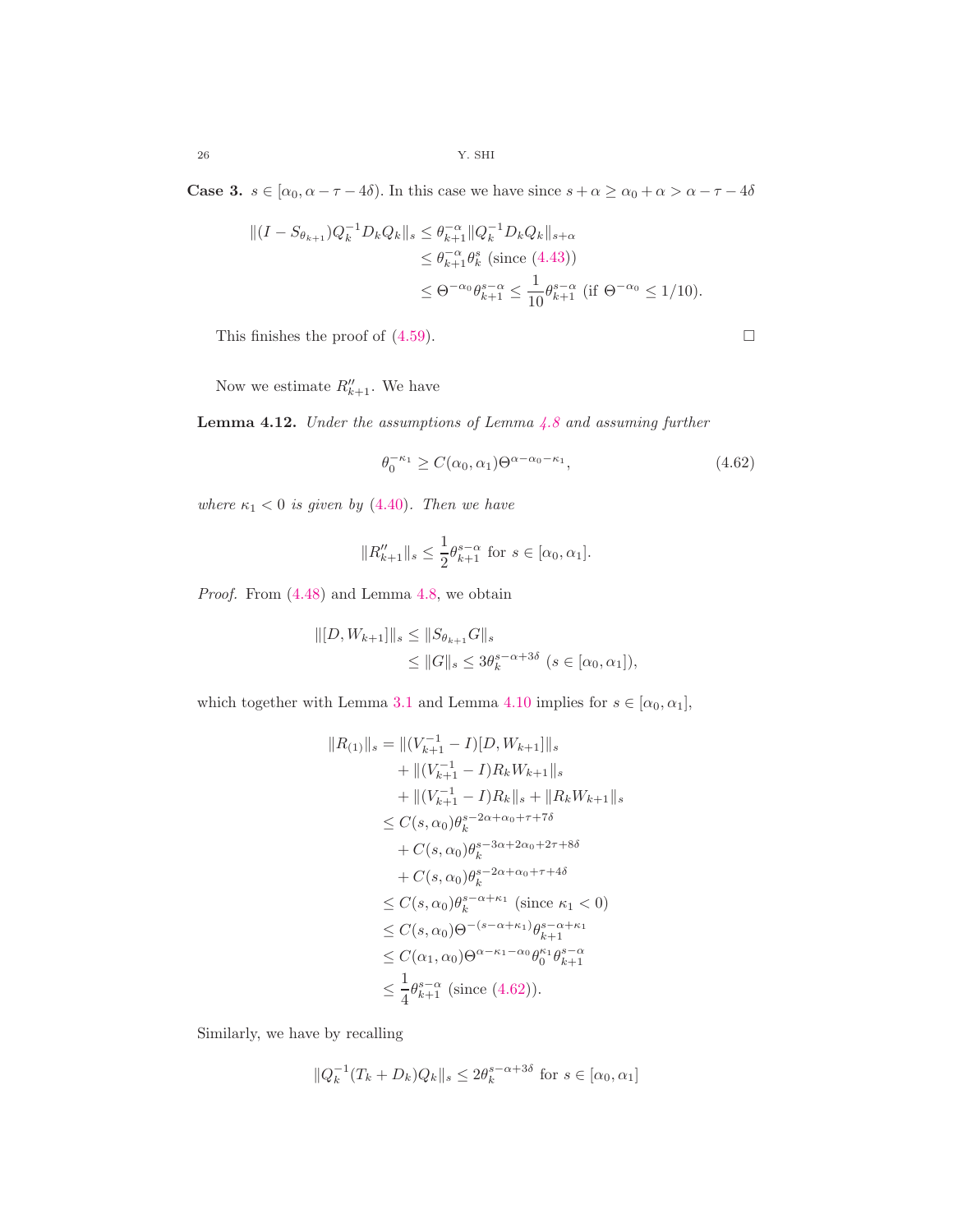**Case 3.** $s \in [\alpha_0, \alpha - \tau - 4\delta)$. In this case we have since $s + \alpha \geq \alpha_0 + \alpha > \alpha - \tau - 4\delta$

$$
\begin{aligned}
\|(I - S_{\theta_{k+1}})Q_k^{-1}D_kQ_k\|_s &\leq \theta_{k+1}^{-\alpha}\|Q_k^{-1}D_kQ_k\|_{s+\alpha} \\
&\leq \theta_{k+1}^{-\alpha}\theta_k^{s} \text{ (since (4.43))} \\
&\leq \Theta^{-\alpha_0}\theta_{k+1}^{s-\alpha} \leq \frac{1}{10}\theta_{k+1}^{s-\alpha} \text{ (if } \Theta^{-\alpha_0} \leq 1/10).
\end{aligned}
$$

This finishes the proof of (4.59). $\square$

Now we estimate $R''_{k+1}$. We have

**Lemma 4.12.** *Under the assumptions of Lemma 4.8 and assuming further*

$$
\theta_0^{-\kappa_1} \geq C(\alpha_0, \alpha_1)\Theta^{\alpha - \alpha_0 - \kappa_1}, \tag{4.62}
$$

*where $\kappa_1 < 0$ is given by (4.40). Then we have*

$$
\|R''_{k+1}\|_s \leq \frac{1}{2}\theta_{k+1}^{s-\alpha} \text{ for } s \in [\alpha_0, \alpha_1].
$$

*Proof.* From (4.48) and Lemma 4.8, we obtain

$$
\begin{aligned}
\|[D, W_{k+1}]\|_s &\leq \|S_{\theta_{k+1}}G\|_s \\
&\leq \|G\|_s \leq 3\theta_k^{s-\alpha+3\delta} \ (s \in [\alpha_0, \alpha_1]),
\end{aligned}
$$

which together with Lemma 3.1 and Lemma 4.10 implies for $s \in [\alpha_0, \alpha_1]$,

$$
\begin{aligned}
\|R_{(1)}\|_s &= \|(V_{k+1}^{-1} - I)[D, W_{k+1}]\|_s \\
&\quad + \|(V_{k+1}^{-1} - I)R_kW_{k+1}\|_s \\
&\quad + \|(V_{k+1}^{-1} - I)R_k\|_s + \|R_kW_{k+1}\|_s \\
&\leq C(s, \alpha_0)\theta_k^{s-2\alpha+\alpha_0+\tau+7\delta} \\
&\quad + C(s, \alpha_0)\theta_k^{s-3\alpha+2\alpha_0+2\tau+8\delta} \\
&\quad + C(s, \alpha_0)\theta_k^{s-2\alpha+\alpha_0+\tau+4\delta} \\
&\leq C(s, \alpha_0)\theta_k^{s-\alpha+\kappa_1} \text{ (since } \kappa_1 < 0) \\
&\leq C(s, \alpha_0)\Theta^{-(s-\alpha+\kappa_1)}\theta_{k+1}^{s-\alpha+\kappa_1} \\
&\leq C(\alpha_1, \alpha_0)\Theta^{\alpha-\kappa_1-\alpha_0}\theta_0^{\kappa_1}\theta_{k+1}^{s-\alpha} \\
&\leq \frac{1}{4}\theta_{k+1}^{s-\alpha} \text{ (since (4.62))}.
\end{aligned}
$$

Similarly, we have by recalling

$$
\|Q_k^{-1}(T_k + D_k)Q_k\|_s \leq 2\theta_k^{s-\alpha+3\delta} \text{ for } s \in [\alpha_0, \alpha_1]
$$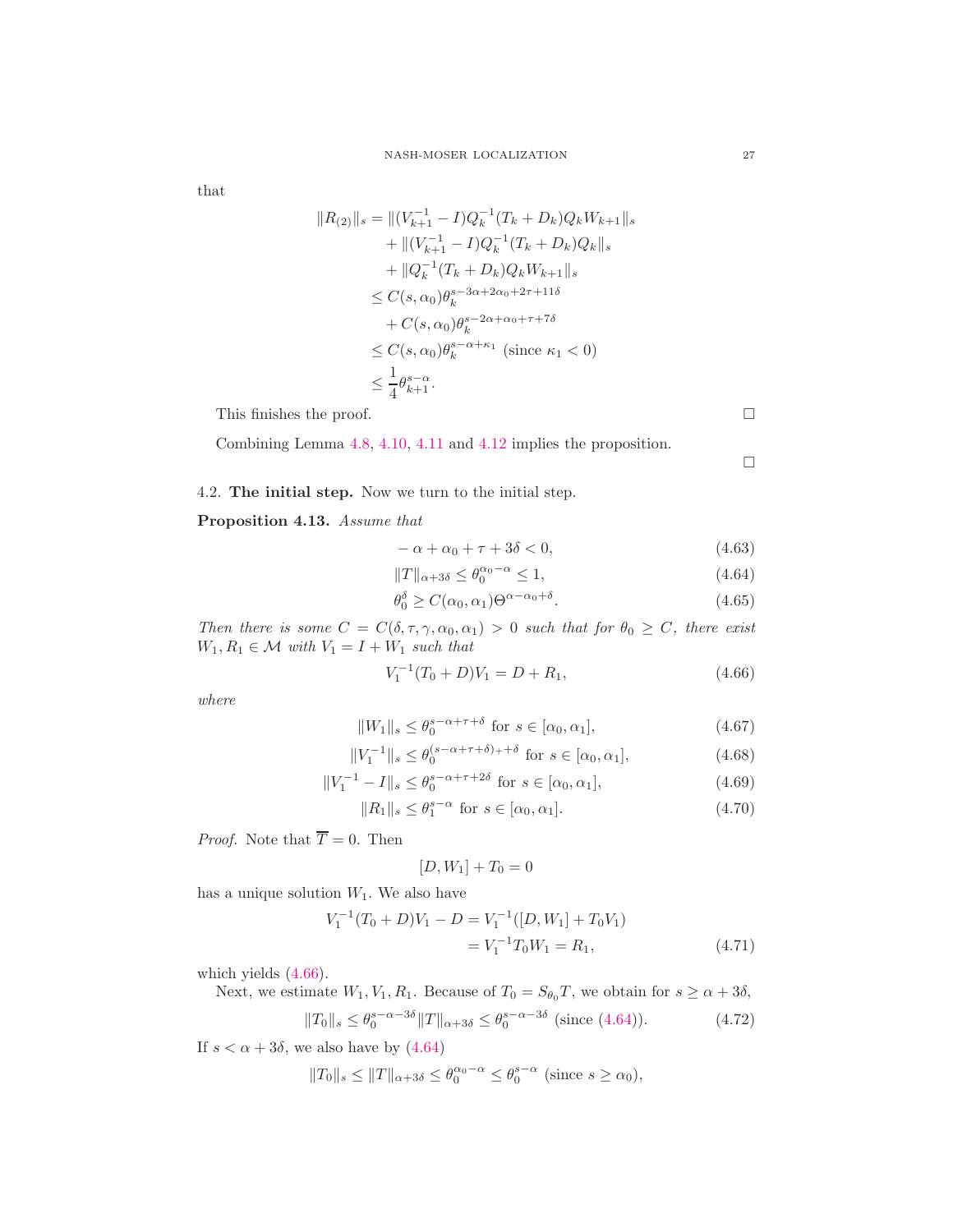that

$$
\begin{aligned}
\|R_{(2)}\|_s &= \|(V_{k+1}^{-1}-I)Q_k^{-1}(T_k+D_k)Q_kW_{k+1}\|_s \\
&\quad + \|(V_{k+1}^{-1}-I)Q_k^{-1}(T_k+D_k)Q_k\|_s \\
&\quad + \|Q_k^{-1}(T_k+D_k)Q_kW_{k+1}\|_s \\
&\le C(s,\alpha_0)\theta_k^{s-3\alpha+2\alpha_0+2\tau+11\delta} \\
&\quad + C(s,\alpha_0)\theta_k^{s-2\alpha+\alpha_0+\tau+7\delta} \\
&\le C(s,\alpha_0)\theta_k^{s-\alpha+\kappa_1} \text{ (since } \kappa_1<0) \\
&\le \frac{1}{4}\theta_{k+1}^{s-\alpha}.
\end{aligned}
$$

This finishes the proof. □

Combining Lemma 4.8, 4.10, 4.11 and 4.12 implies the proposition.

□

## 4.2. The initial step.

Now we turn to the initial step.

**Proposition 4.13.** *Assume that*

$$
-\alpha+\alpha_0+\tau+3\delta<0, \tag{4.63}
$$

$$
\|T\|_{\alpha+3\delta}\le\theta_0^{\alpha_0-\alpha}\le 1, \tag{4.64}
$$

$$
\theta_0^{\delta}\ge C(\alpha_0,\alpha_1)\Theta^{\alpha-\alpha_0+\delta}. \tag{4.65}
$$

*Then there is some $C=C(\delta,\tau,\gamma,\alpha_0,\alpha_1)>0$ such that for $\theta_0\ge C$, there exist $W_1,R_1\in\mathcal{M}$ with $V_1=I+W_1$ such that*

$$
V_1^{-1}(T_0+D)V_1=D+R_1, \tag{4.66}
$$

*where*

$$
\|W_1\|_s\le\theta_0^{s-\alpha+\tau+\delta} \text{ for } s\in[\alpha_0,\alpha_1], \tag{4.67}
$$

$$
\|V_1^{-1}\|_s\le\theta_0^{(s-\alpha+\tau+\delta)_++\delta} \text{ for } s\in[\alpha_0,\alpha_1], \tag{4.68}
$$

$$
\|V_1^{-1}-I\|_s\le\theta_0^{s-\alpha+\tau+2\delta} \text{ for } s\in[\alpha_0,\alpha_1], \tag{4.69}
$$

$$
\|R_1\|_s\le\theta_1^{s-\alpha} \text{ for } s\in[\alpha_0,\alpha_1]. \tag{4.70}
$$

*Proof.* Note that $\overline{T}=0$. Then

$$
[D,W_1]+T_0=0
$$

has a unique solution $W_1$. We also have

$$
\begin{aligned}
V_1^{-1}(T_0+D)V_1-D &= V_1^{-1}([D,W_1]+T_0V_1) \\
&= V_1^{-1}T_0W_1=R_1,
\end{aligned} \tag{4.71}
$$

which yields (4.66).

Next, we estimate $W_1,V_1,R_1$. Because of $T_0=S_{\theta_0}T$, we obtain for $s\ge\alpha+3\delta$,

$$
\|T_0\|_s\le\theta_0^{s-\alpha-3\delta}\|T\|_{\alpha+3\delta}\le\theta_0^{s-\alpha-3\delta} \text{ (since (4.64))}. \tag{4.72}
$$

If $s<\alpha+3\delta$, we also have by (4.64)

$$
\|T_0\|_s\le\|T\|_{\alpha+3\delta}\le\theta_0^{\alpha_0-\alpha}\le\theta_0^{s-\alpha} \text{ (since } s\ge\alpha_0),
$$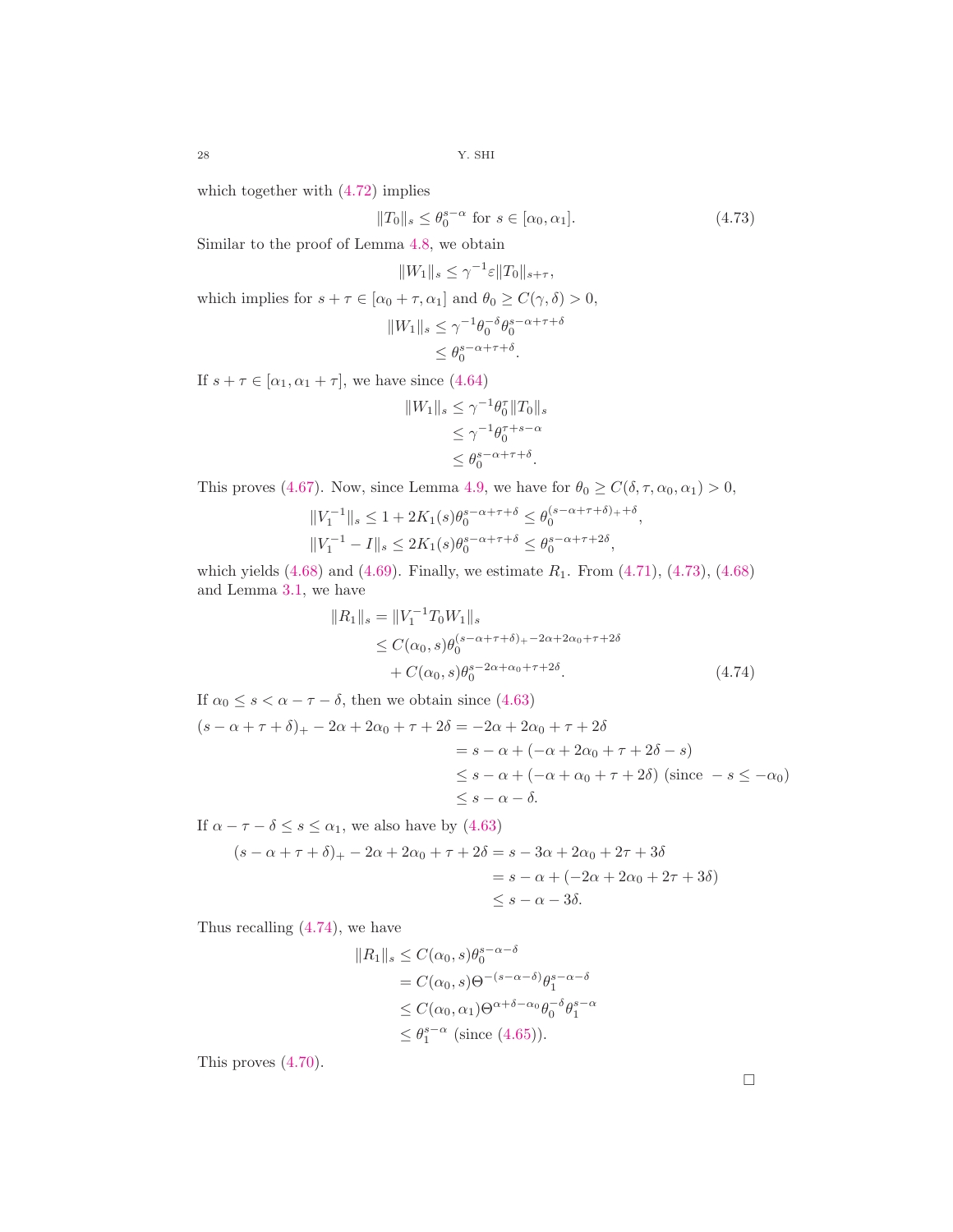which together with (4.72) implies

$$\|T_0\|_s \leq \theta_0^{s-\alpha} \text{ for } s \in [\alpha_0, \alpha_1]. \tag{4.73}$$

Similar to the proof of Lemma 4.8, we obtain

$$\|W_1\|_s \leq \gamma^{-1}\varepsilon\|T_0\|_{s+\tau},$$

which implies for $s+\tau \in [\alpha_0+\tau, \alpha_1]$ and $\theta_0 \geq C(\gamma, \delta) > 0$,

$$\begin{aligned}
\|W_1\|_s &\leq \gamma^{-1}\theta_0^{-\delta}\theta_0^{s-\alpha+\tau+\delta} \\
&\leq \theta_0^{s-\alpha+\tau+\delta}.
\end{aligned}$$

If $s+\tau \in [\alpha_1, \alpha_1+\tau]$, we have since (4.64)

$$\begin{aligned}
\|W_1\|_s &\leq \gamma^{-1}\theta_0^{\tau}\|T_0\|_s \\
&\leq \gamma^{-1}\theta_0^{\tau+s-\alpha} \\
&\leq \theta_0^{s-\alpha+\tau+\delta}.
\end{aligned}$$

This proves (4.67). Now, since Lemma 4.9, we have for $\theta_0 \geq C(\delta, \tau, \alpha_0, \alpha_1) > 0$,

$$\begin{aligned}
\|V_1^{-1}\|_s &\leq 1 + 2K_1(s)\theta_0^{s-\alpha+\tau+\delta} \leq \theta_0^{(s-\alpha+\tau+\delta)_+ + \delta}, \\
\|V_1^{-1} - I\|_s &\leq 2K_1(s)\theta_0^{s-\alpha+\tau+\delta} \leq \theta_0^{s-\alpha+\tau+2\delta},
\end{aligned}$$

which yields (4.68) and (4.69). Finally, we estimate $R_1$. From (4.71), (4.73), (4.68) and Lemma 3.1, we have

$$\begin{aligned}
\|R_1\|_s &= \|V_1^{-1}T_0W_1\|_s \\
&\leq C(\alpha_0, s)\theta_0^{(s-\alpha+\tau+\delta)_+ - 2\alpha + 2\alpha_0 + \tau + 2\delta} \\
&\quad + C(\alpha_0, s)\theta_0^{s-2\alpha+\alpha_0+\tau+2\delta}.
\end{aligned} \tag{4.74}$$

If $\alpha_0 \leq s < \alpha - \tau - \delta$, then we obtain since (4.63)

$$\begin{aligned}
(s-\alpha+\tau+\delta)_+ - 2\alpha + 2\alpha_0 + \tau + 2\delta &= -2\alpha + 2\alpha_0 + \tau + 2\delta \\
&= s - \alpha + (-\alpha + 2\alpha_0 + \tau + 2\delta - s) \\
&\leq s - \alpha + (-\alpha + \alpha_0 + \tau + 2\delta) \text{ (since } -s \leq -\alpha_0) \\
&\leq s - \alpha - \delta.
\end{aligned}$$

If $\alpha - \tau - \delta \leq s \leq \alpha_1$, we also have by (4.63)

$$\begin{aligned}
(s-\alpha+\tau+\delta)_+ - 2\alpha + 2\alpha_0 + \tau + 2\delta &= s - 3\alpha + 2\alpha_0 + 2\tau + 3\delta \\
&= s - \alpha + (-2\alpha + 2\alpha_0 + 2\tau + 3\delta) \\
&\leq s - \alpha - 3\delta.
\end{aligned}$$

Thus recalling (4.74), we have

$$\begin{aligned}
\|R_1\|_s &\leq C(\alpha_0, s)\theta_0^{s-\alpha-\delta} \\
&= C(\alpha_0, s)\Theta^{-(s-\alpha-\delta)}\theta_1^{s-\alpha-\delta} \\
&\leq C(\alpha_0, \alpha_1)\Theta^{\alpha+\delta-\alpha_0}\theta_0^{-\delta}\theta_1^{s-\alpha} \\
&\leq \theta_1^{s-\alpha} \text{ (since (4.65))}.
\end{aligned}$$

This proves (4.70).

$\square$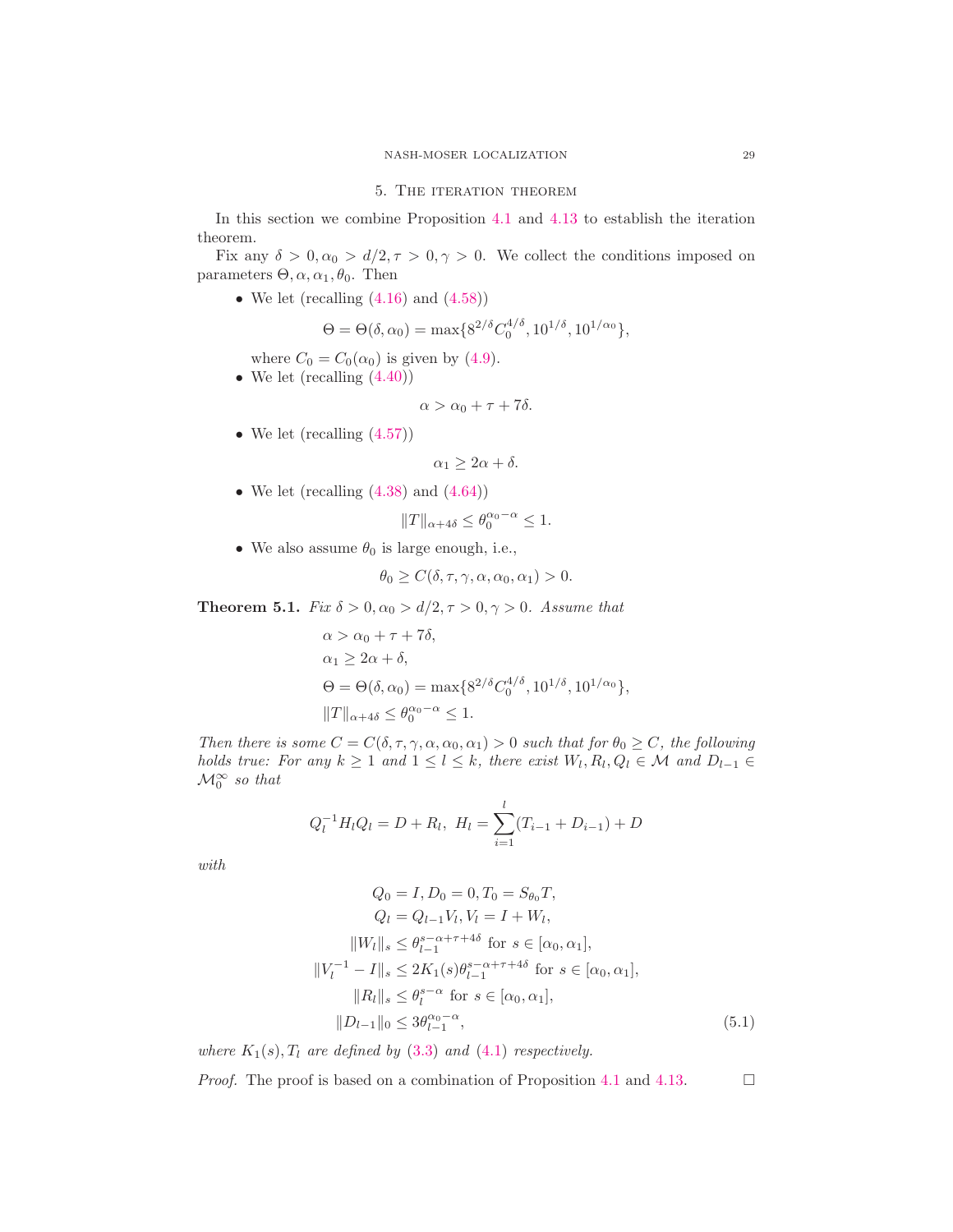## 5. The iteration theorem

In this section we combine Proposition 4.1 and 4.13 to establish the iteration theorem.

Fix any $\delta > 0, \alpha_0 > d/2, \tau > 0, \gamma > 0$. We collect the conditions imposed on parameters $\Theta, \alpha, \alpha_1, \theta_0$. Then

- We let (recalling (4.16) and (4.58))
$$\Theta = \Theta(\delta, \alpha_0) = \max\{8^{2/\delta} C_0^{4/\delta}, 10^{1/\delta}, 10^{1/\alpha_0}\},$$
where $C_0 = C_0(\alpha_0)$ is given by (4.9).
- We let (recalling (4.40))
$$\alpha > \alpha_0 + \tau + 7\delta.$$
- We let (recalling (4.57))
$$\alpha_1 \geq 2\alpha + \delta.$$
- We let (recalling (4.38) and (4.64))
$$\|T\|_{\alpha+4\delta} \leq \theta_0^{\alpha_0 - \alpha} \leq 1.$$
- We also assume $\theta_0$ is large enough, i.e.,
$$\theta_0 \geq C(\delta, \tau, \gamma, \alpha, \alpha_0, \alpha_1) > 0.$$

**Theorem 5.1.** *Fix $\delta > 0, \alpha_0 > d/2, \tau > 0, \gamma > 0$. Assume that*
$$\begin{aligned}
&\alpha > \alpha_0 + \tau + 7\delta, \\
&\alpha_1 \geq 2\alpha + \delta, \\
&\Theta = \Theta(\delta, \alpha_0) = \max\{8^{2/\delta} C_0^{4/\delta}, 10^{1/\delta}, 10^{1/\alpha_0}\}, \\
&\|T\|_{\alpha+4\delta} \leq \theta_0^{\alpha_0 - \alpha} \leq 1.
\end{aligned}$$
*Then there is some $C = C(\delta, \tau, \gamma, \alpha, \alpha_0, \alpha_1) > 0$ such that for $\theta_0 \geq C$, the following holds true: For any $k \geq 1$ and $1 \leq l \leq k$, there exist $W_l, R_l, Q_l \in \mathcal{M}$ and $D_{l-1} \in \mathcal{M}_0^\infty$ so that*
$$Q_l^{-1} H_l Q_l = D + R_l, \ \ H_l = \sum_{i=1}^{l} (T_{i-1} + D_{i-1}) + D$$
*with*
$$\begin{aligned}
Q_0 = I, D_0 &= 0, T_0 = S_{\theta_0} T, \\
Q_l &= Q_{l-1} V_l, V_l = I + W_l, \\
\|W_l\|_s &\leq \theta_{l-1}^{s-\alpha+\tau+4\delta} \text{ for } s \in [\alpha_0, \alpha_1], \\
\|V_l^{-1} - I\|_s &\leq 2K_1(s)\theta_{l-1}^{s-\alpha+\tau+4\delta} \text{ for } s \in [\alpha_0, \alpha_1], \\
\|R_l\|_s &\leq \theta_l^{s-\alpha} \text{ for } s \in [\alpha_0, \alpha_1], \\
\|D_{l-1}\|_0 &\leq 3\theta_{l-1}^{\alpha_0 - \alpha},
\end{aligned} \tag{5.1}$$
*where $K_1(s), T_l$ are defined by (3.3) and (4.1) respectively.*

*Proof.* The proof is based on a combination of Proposition 4.1 and 4.13. □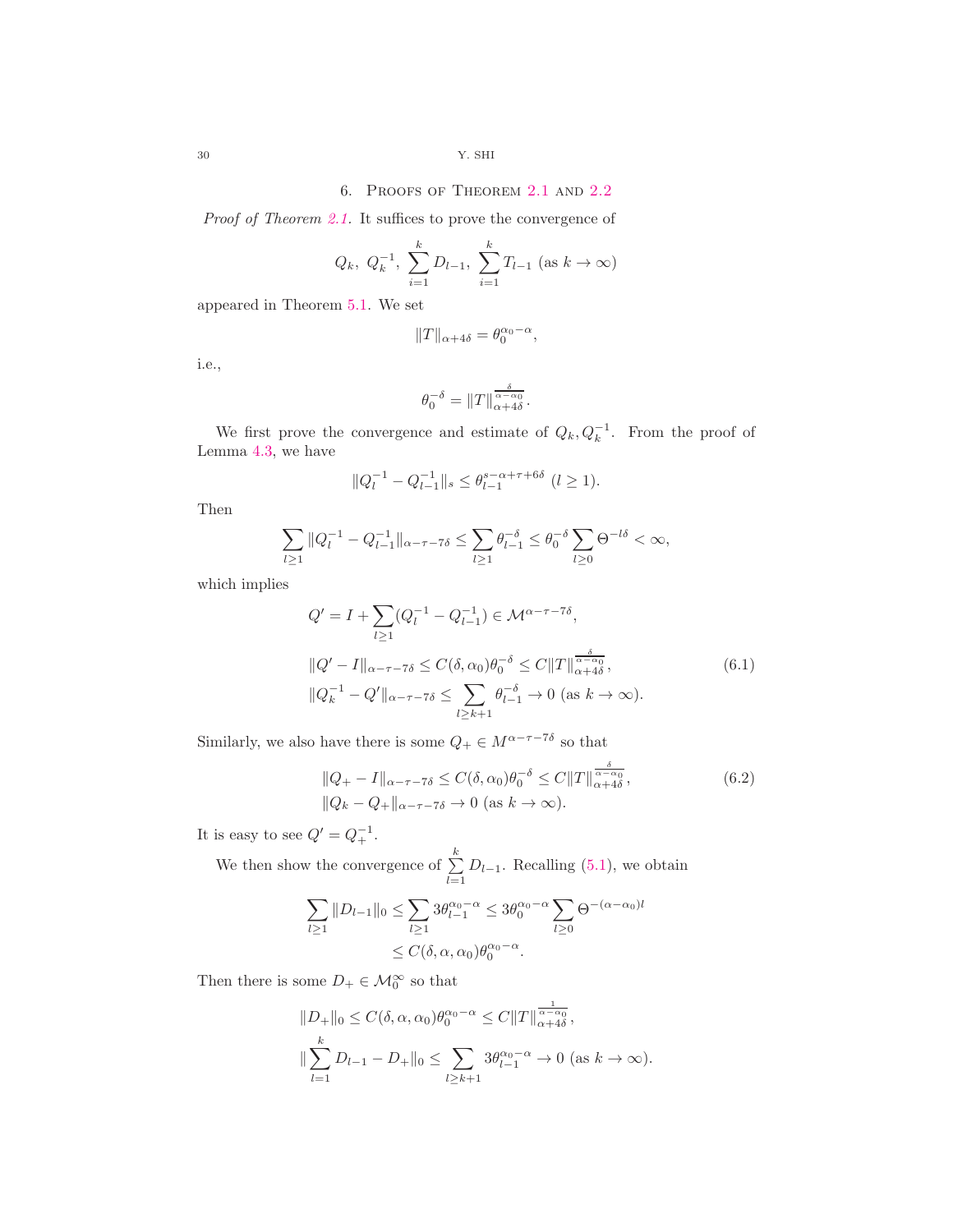## 6. Proofs of Theorem 2.1 and 2.2

*Proof of Theorem 2.1.* It suffices to prove the convergence of

$$Q_k,\ Q_k^{-1},\ \sum_{i=1}^{k} D_{l-1},\ \sum_{i=1}^{k} T_{l-1}\ (\text{as } k \to \infty)$$

appeared in Theorem 5.1. We set

$$\|T\|_{\alpha+4\delta} = \theta_0^{\alpha_0-\alpha},$$

i.e.,

$$\theta_0^{-\delta} = \|T\|_{\alpha+4\delta}^{\frac{\delta}{\alpha-\alpha_0}}.$$

We first prove the convergence and estimate of $Q_k, Q_k^{-1}$. From the proof of Lemma 4.3, we have

$$\|Q_l^{-1} - Q_{l-1}^{-1}\|_s \le \theta_{l-1}^{s-\alpha+\tau+6\delta}\ (l \ge 1).$$

Then

$$\sum_{l\ge 1} \|Q_l^{-1} - Q_{l-1}^{-1}\|_{\alpha-\tau-7\delta} \le \sum_{l\ge 1} \theta_{l-1}^{-\delta} \le \theta_0^{-\delta} \sum_{l\ge 0} \Theta^{-l\delta} < \infty,$$

which implies

$$\begin{aligned}
&Q' = I + \sum_{l\ge 1}(Q_l^{-1} - Q_{l-1}^{-1}) \in \mathcal{M}^{\alpha-\tau-7\delta},\\
&\|Q' - I\|_{\alpha-\tau-7\delta} \le C(\delta,\alpha_0)\theta_0^{-\delta} \le C\|T\|_{\alpha+4\delta}^{\frac{\delta}{\alpha-\alpha_0}}, \qquad (6.1)\\
&\|Q_k^{-1} - Q'\|_{\alpha-\tau-7\delta} \le \sum_{l\ge k+1} \theta_{l-1}^{-\delta} \to 0\ (\text{as } k \to \infty).
\end{aligned}$$

Similarly, we also have there is some $Q_+ \in M^{\alpha-\tau-7\delta}$ so that

$$\begin{aligned}
&\|Q_+ - I\|_{\alpha-\tau-7\delta} \le C(\delta,\alpha_0)\theta_0^{-\delta} \le C\|T\|_{\alpha+4\delta}^{\frac{\delta}{\alpha-\alpha_0}}, \qquad (6.2)\\
&\|Q_k - Q_+\|_{\alpha-\tau-7\delta} \to 0\ (\text{as } k \to \infty).
\end{aligned}$$

It is easy to see $Q' = Q_+^{-1}$.

We then show the convergence of $\sum_{l=1}^{k} D_{l-1}$. Recalling (5.1), we obtain

$$\begin{aligned}
\sum_{l\ge 1} \|D_{l-1}\|_0 &\le \sum_{l\ge 1} 3\theta_{l-1}^{\alpha_0-\alpha} \le 3\theta_0^{\alpha_0-\alpha} \sum_{l\ge 0} \Theta^{-(\alpha-\alpha_0)l}\\
&\le C(\delta,\alpha,\alpha_0)\theta_0^{\alpha_0-\alpha}.
\end{aligned}$$

Then there is some $D_+ \in \mathcal{M}_0^\infty$ so that

$$\begin{aligned}
&\|D_+\|_0 \le C(\delta,\alpha,\alpha_0)\theta_0^{\alpha_0-\alpha} \le C\|T\|_{\alpha+4\delta}^{\frac{1}{\alpha-\alpha_0}},\\
&\|\sum_{l=1}^{k} D_{l-1} - D_+\|_0 \le \sum_{l\ge k+1} 3\theta_{l-1}^{\alpha_0-\alpha} \to 0\ (\text{as } k \to \infty).
\end{aligned}$$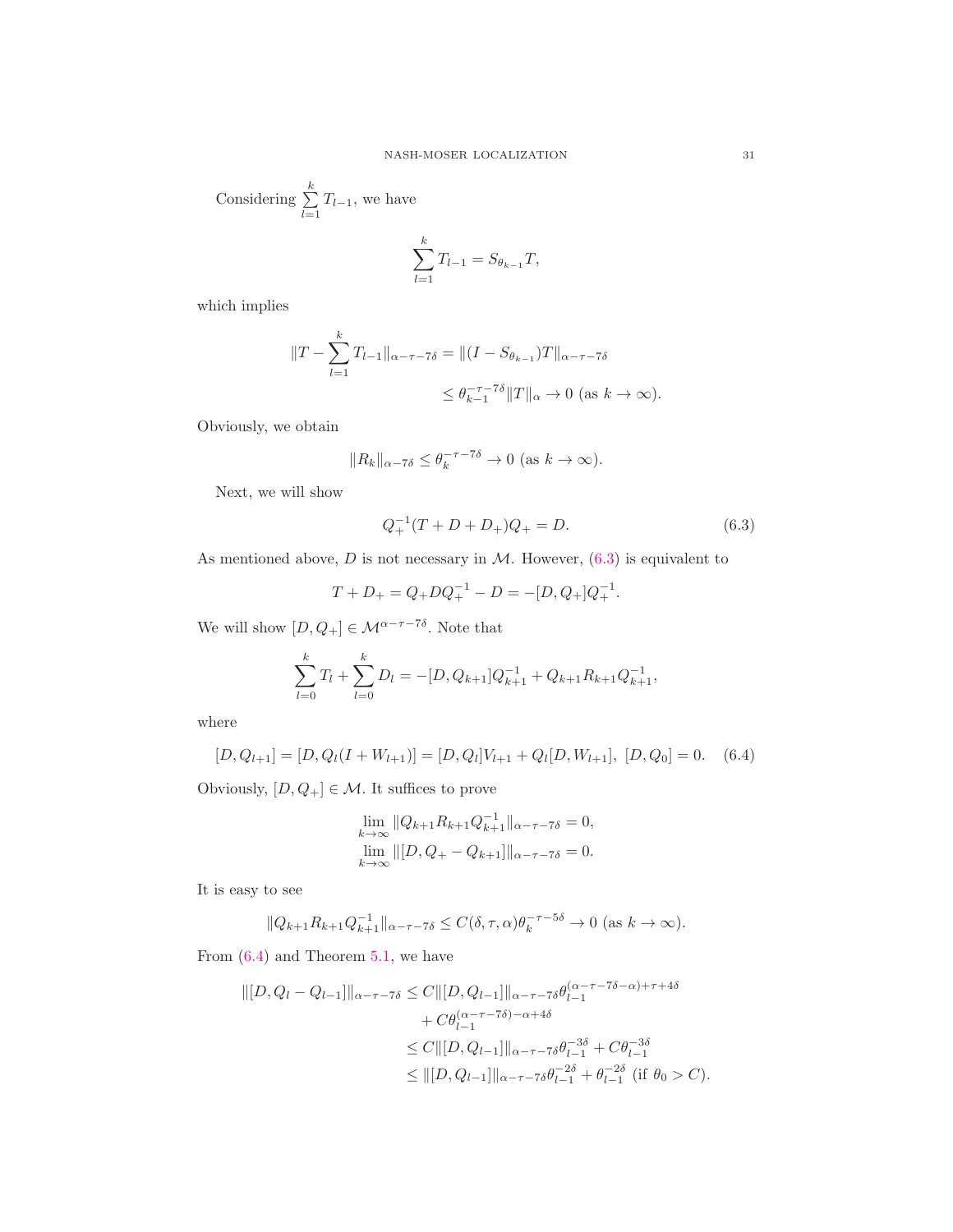Considering $\sum_{l=1}^{k} T_{l-1}$, we have

$$\sum_{l=1}^{k} T_{l-1} = S_{\theta_{k-1}} T,$$

which implies

$$\begin{aligned}\|T - \sum_{l=1}^{k} T_{l-1}\|_{\alpha-\tau-7\delta} &= \|(I - S_{\theta_{k-1}})T\|_{\alpha-\tau-7\delta} \\ &\leq \theta_{k-1}^{-\tau-7\delta}\|T\|_{\alpha} \to 0 \text{ (as } k \to \infty).\end{aligned}$$

Obviously, we obtain

$$\|R_k\|_{\alpha-7\delta} \leq \theta_k^{-\tau-7\delta} \to 0 \text{ (as } k \to \infty).$$

Next, we will show

$$Q_+^{-1}(T + D + D_+)Q_+ = D. \tag{6.3}$$

As mentioned above, $D$ is not necessary in $\mathcal{M}$. However, (6.3) is equivalent to

$$T + D_+ = Q_+ D Q_+^{-1} - D = -[D, Q_+]Q_+^{-1}.$$

We will show $[D, Q_+] \in \mathcal{M}^{\alpha-\tau-7\delta}$. Note that

$$\sum_{l=0}^{k} T_l + \sum_{l=0}^{k} D_l = -[D, Q_{k+1}]Q_{k+1}^{-1} + Q_{k+1}R_{k+1}Q_{k+1}^{-1},$$

where

$$[D, Q_{l+1}] = [D, Q_l(I + W_{l+1})] = [D, Q_l]V_{l+1} + Q_l[D, W_{l+1}],\ [D, Q_0] = 0. \tag{6.4}$$

Obviously, $[D, Q_+] \in \mathcal{M}$. It suffices to prove

$$\lim_{k\to\infty} \|Q_{k+1}R_{k+1}Q_{k+1}^{-1}\|_{\alpha-\tau-7\delta} = 0,$$
$$\lim_{k\to\infty} \|[D, Q_+ - Q_{k+1}]\|_{\alpha-\tau-7\delta} = 0.$$

It is easy to see

$$\|Q_{k+1}R_{k+1}Q_{k+1}^{-1}\|_{\alpha-\tau-7\delta} \leq C(\delta, \tau, \alpha)\theta_k^{-\tau-5\delta} \to 0 \text{ (as } k \to \infty).$$

From (6.4) and Theorem 5.1, we have

$$\begin{aligned}\|[D, Q_l - Q_{l-1}]\|_{\alpha-\tau-7\delta} &\leq C\|[D, Q_{l-1}]\|_{\alpha-\tau-7\delta}\theta_{l-1}^{(\alpha-\tau-7\delta-\alpha)+\tau+4\delta} \\ &\quad + C\theta_{l-1}^{(\alpha-\tau-7\delta)-\alpha+4\delta} \\ &\leq C\|[D, Q_{l-1}]\|_{\alpha-\tau-7\delta}\theta_{l-1}^{-3\delta} + C\theta_{l-1}^{-3\delta} \\ &\leq \|[D, Q_{l-1}]\|_{\alpha-\tau-7\delta}\theta_{l-1}^{-2\delta} + \theta_{l-1}^{-2\delta} \text{ (if } \theta_0 > C).\end{aligned}$$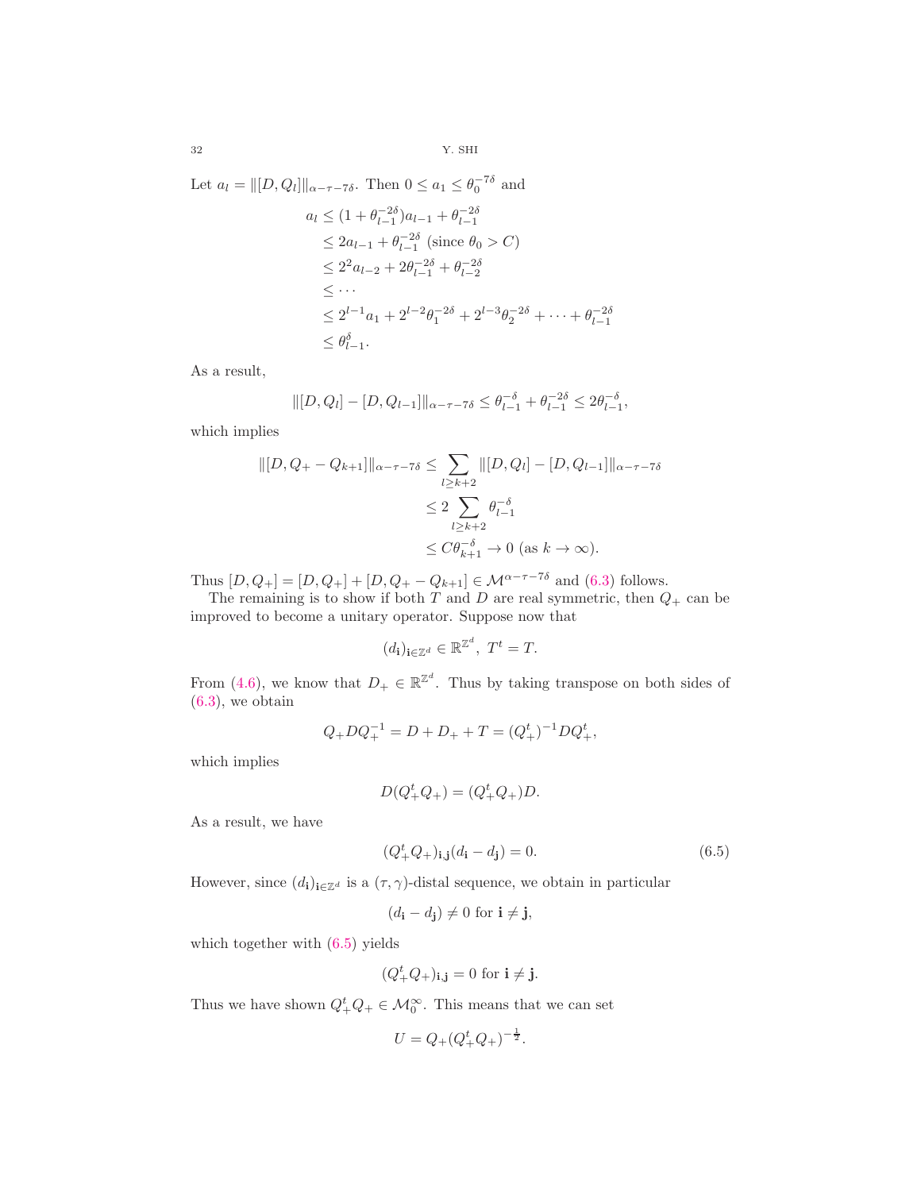Let $a_l = \|[D, Q_l]\|_{\alpha-\tau-7\delta}$. Then $0 \le a_1 \le \theta_0^{-7\delta}$ and

$$
\begin{aligned}
a_l &\le (1+\theta_{l-1}^{-2\delta})a_{l-1} + \theta_{l-1}^{-2\delta} \\
&\le 2a_{l-1} + \theta_{l-1}^{-2\delta} \text{ (since } \theta_0 > C) \\
&\le 2^2 a_{l-2} + 2\theta_{l-1}^{-2\delta} + \theta_{l-2}^{-2\delta} \\
&\le \cdots \\
&\le 2^{l-1}a_1 + 2^{l-2}\theta_1^{-2\delta} + 2^{l-3}\theta_2^{-2\delta} + \cdots + \theta_{l-1}^{-2\delta} \\
&\le \theta_{l-1}^{\delta}.
\end{aligned}
$$

As a result,

$$\|[D, Q_l] - [D, Q_{l-1}]\|_{\alpha-\tau-7\delta} \le \theta_{l-1}^{-\delta} + \theta_{l-1}^{-2\delta} \le 2\theta_{l-1}^{-\delta},$$

which implies

$$
\begin{aligned}
\|[D, Q_+ - Q_{k+1}]\|_{\alpha-\tau-7\delta} &\le \sum_{l \ge k+2} \|[D, Q_l] - [D, Q_{l-1}]\|_{\alpha-\tau-7\delta} \\
&\le 2\sum_{l \ge k+2} \theta_{l-1}^{-\delta} \\
&\le C\theta_{k+1}^{-\delta} \to 0 \text{ (as } k \to \infty).
\end{aligned}
$$

Thus $[D, Q_+] = [D, Q_+] + [D, Q_+ - Q_{k+1}] \in \mathcal{M}^{\alpha-\tau-7\delta}$ and (6.3) follows.

The remaining is to show if both $T$ and $D$ are real symmetric, then $Q_+$ can be improved to become a unitary operator. Suppose now that

$$(d_{\mathbf{i}})_{\mathbf{i}\in\mathbb{Z}^d} \in \mathbb{R}^{\mathbb{Z}^d}, \ T^t = T.$$

From (4.6), we know that $D_+ \in \mathbb{R}^{\mathbb{Z}^d}$. Thus by taking transpose on both sides of (6.3), we obtain

$$Q_+ D Q_+^{-1} = D + D_+ + T = (Q_+^t)^{-1} D Q_+^t,$$

which implies

$$D(Q_+^t Q_+) = (Q_+^t Q_+) D.$$

As a result, we have

$$(Q_+^t Q_+)_{\mathbf{i},\mathbf{j}}(d_{\mathbf{i}} - d_{\mathbf{j}}) = 0. \tag{6.5}$$

However, since $(d_{\mathbf{i}})_{\mathbf{i}\in\mathbb{Z}^d}$ is a $(\tau, \gamma)$-distal sequence, we obtain in particular

$$(d_{\mathbf{i}} - d_{\mathbf{j}}) \ne 0 \text{ for } \mathbf{i} \ne \mathbf{j},$$

which together with (6.5) yields

$$(Q_+^t Q_+)_{\mathbf{i},\mathbf{j}} = 0 \text{ for } \mathbf{i} \ne \mathbf{j}.$$

Thus we have shown $Q_+^t Q_+ \in \mathcal{M}_0^\infty$. This means that we can set

$$U = Q_+(Q_+^t Q_+)^{-\frac{1}{2}}.$$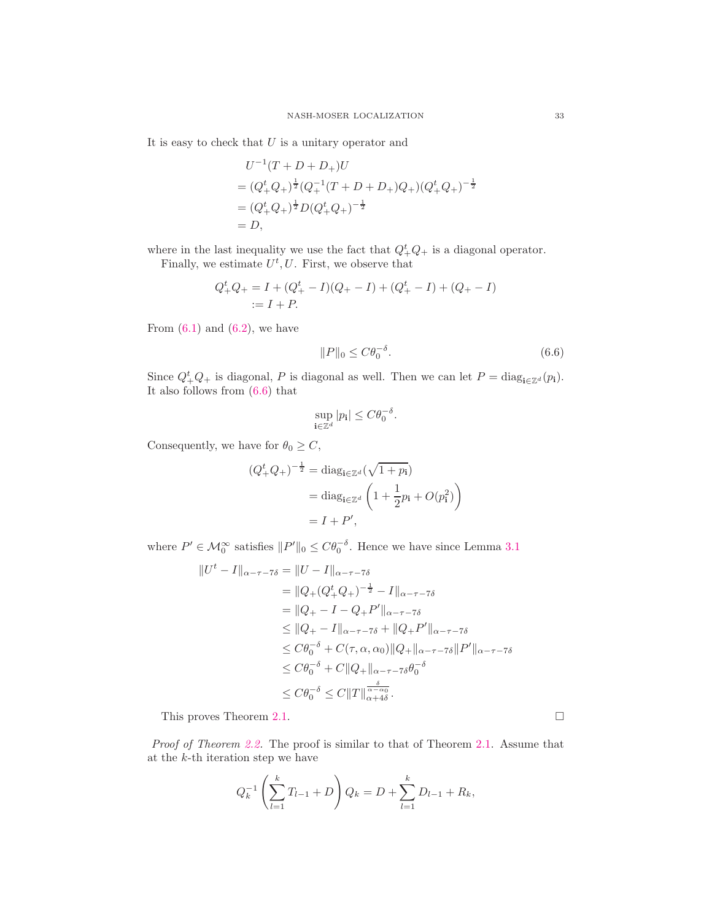It is easy to check that $U$ is a unitary operator and

$$
\begin{aligned}
& U^{-1}(T+D+D_+)U \\
&= (Q_+^t Q_+)^{\frac{1}{2}}(Q_+^{-1}(T+D+D_+)Q_+)(Q_+^t Q_+)^{-\frac{1}{2}} \\
&= (Q_+^t Q_+)^{\frac{1}{2}} D (Q_+^t Q_+)^{-\frac{1}{2}} \\
&= D,
\end{aligned}
$$

where in the last inequality we use the fact that $Q_+^t Q_+$ is a diagonal operator.

Finally, we estimate $U^t, U$. First, we observe that

$$
\begin{aligned}
Q_+^t Q_+ &= I + (Q_+^t - I)(Q_+ - I) + (Q_+^t - I) + (Q_+ - I) \\
&:= I + P.
\end{aligned}
$$

From (6.1) and (6.2), we have

$$
\|P\|_0 \leq C\theta_0^{-\delta}. \tag{6.6}
$$

Since $Q_+^t Q_+$ is diagonal, $P$ is diagonal as well. Then we can let $P = \mathrm{diag}_{\mathbf{i}\in\mathbb{Z}^d}(p_{\mathbf{i}})$. It also follows from (6.6) that

$$
\sup_{\mathbf{i}\in\mathbb{Z}^d} |p_{\mathbf{i}}| \leq C\theta_0^{-\delta}.
$$

Consequently, we have for $\theta_0 \geq C$,

$$
\begin{aligned}
(Q_+^t Q_+)^{-\frac{1}{2}} &= \mathrm{diag}_{\mathbf{i}\in\mathbb{Z}^d}(\sqrt{1+p_{\mathbf{i}}}) \\
&= \mathrm{diag}_{\mathbf{i}\in\mathbb{Z}^d}\left(1 + \frac{1}{2}p_{\mathbf{i}} + O(p_{\mathbf{i}}^2)\right) \\
&= I + P',
\end{aligned}
$$

where $P' \in \mathcal{M}_0^\infty$ satisfies $\|P'\|_0 \leq C\theta_0^{-\delta}$. Hence we have since Lemma 3.1

$$
\begin{aligned}
\|U^t - I\|_{\alpha-\tau-7\delta} &= \|U - I\|_{\alpha-\tau-7\delta} \\
&= \|Q_+(Q_+^t Q_+)^{-\frac{1}{2}} - I\|_{\alpha-\tau-7\delta} \\
&= \|Q_+ - I - Q_+ P'\|_{\alpha-\tau-7\delta} \\
&\leq \|Q_+ - I\|_{\alpha-\tau-7\delta} + \|Q_+ P'\|_{\alpha-\tau-7\delta} \\
&\leq C\theta_0^{-\delta} + C(\tau, \alpha, \alpha_0)\|Q_+\|_{\alpha-\tau-7\delta}\|P'\|_{\alpha-\tau-7\delta} \\
&\leq C\theta_0^{-\delta} + C\|Q_+\|_{\alpha-\tau-7\delta}\theta_0^{-\delta} \\
&\leq C\theta_0^{-\delta} \leq C\|T\|_{\alpha+4\delta}^{\frac{\delta}{\alpha-\alpha_0}}.
\end{aligned}
$$

This proves Theorem 2.1. $\square$

*Proof of Theorem 2.2.* The proof is similar to that of Theorem 2.1. Assume that at the $k$-th iteration step we have

$$
Q_k^{-1}\left(\sum_{l=1}^{k} T_{l-1} + D\right)Q_k = D + \sum_{l=1}^{k} D_{l-1} + R_k,
$$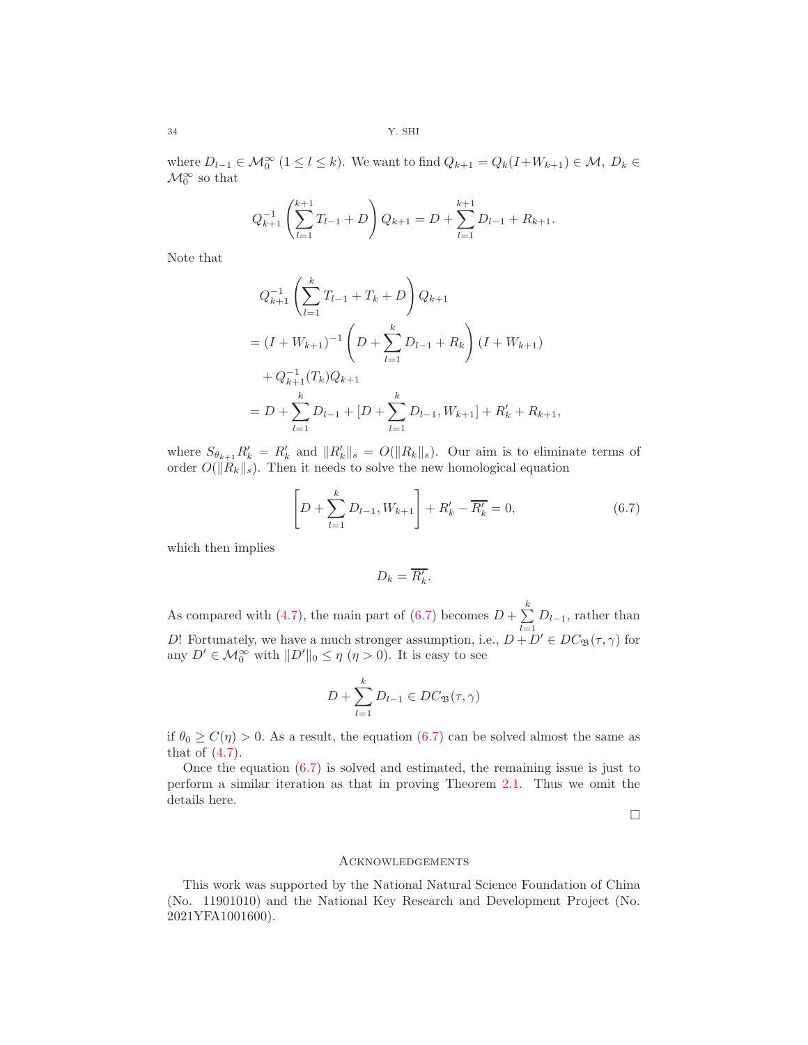where $D_{l-1} \in \mathcal{M}_0^\infty$ $(1 \le l \le k)$. We want to find $Q_{k+1} = Q_k(I + W_{k+1}) \in \mathcal{M}$, $D_k \in \mathcal{M}_0^\infty$ so that

$$Q_{k+1}^{-1} \left( \sum_{l=1}^{k+1} T_{l-1} + D \right) Q_{k+1} = D + \sum_{l=1}^{k+1} D_{l-1} + R_{k+1}.$$

Note that

$$\begin{aligned}
&Q_{k+1}^{-1} \left( \sum_{l=1}^{k} T_{l-1} + T_k + D \right) Q_{k+1} \\
&= (I + W_{k+1})^{-1} \left( D + \sum_{l=1}^{k} D_{l-1} + R_k \right) (I + W_{k+1}) \\
&\quad + Q_{k+1}^{-1}(T_k) Q_{k+1} \\
&= D + \sum_{l=1}^{k} D_{l-1} + [D + \sum_{l=1}^{k} D_{l-1}, W_{k+1}] + R_k' + R_{k+1},
\end{aligned}$$

where $S_{\theta_{k+1}} R_k' = R_k'$ and $\|R_k'\|_s = O(\|R_k\|_s)$. Our aim is to eliminate terms of order $O(\|R_k\|_s)$. Then it needs to solve the new homological equation

$$\left[ D + \sum_{l=1}^{k} D_{l-1}, W_{k+1} \right] + R_k' - \overline{R_k'} = 0, \tag{6.7}$$

which then implies

$$D_k = \overline{R_k'}.$$

As compared with (4.7), the main part of (6.7) becomes $D + \sum_{l=1}^{k} D_{l-1}$, rather than $D$! Fortunately, we have a much stronger assumption, i.e., $D + D' \in DC_{\mathfrak{B}}(\tau, \gamma)$ for any $D' \in \mathcal{M}_0^\infty$ with $\|D'\|_0 \le \eta$ $(\eta > 0)$. It is easy to see

$$D + \sum_{l=1}^{k} D_{l-1} \in DC_{\mathfrak{B}}(\tau, \gamma)$$

if $\theta_0 \ge C(\eta) > 0$. As a result, the equation (6.7) can be solved almost the same as that of (4.7).

Once the equation (6.7) is solved and estimated, the remaining issue is just to perform a similar iteration as that in proving Theorem 2.1. Thus we omit the details here.

□

## Acknowledgements

This work was supported by the National Natural Science Foundation of China (No. 11901010) and the National Key Research and Development Project (No. 2021YFA1001600).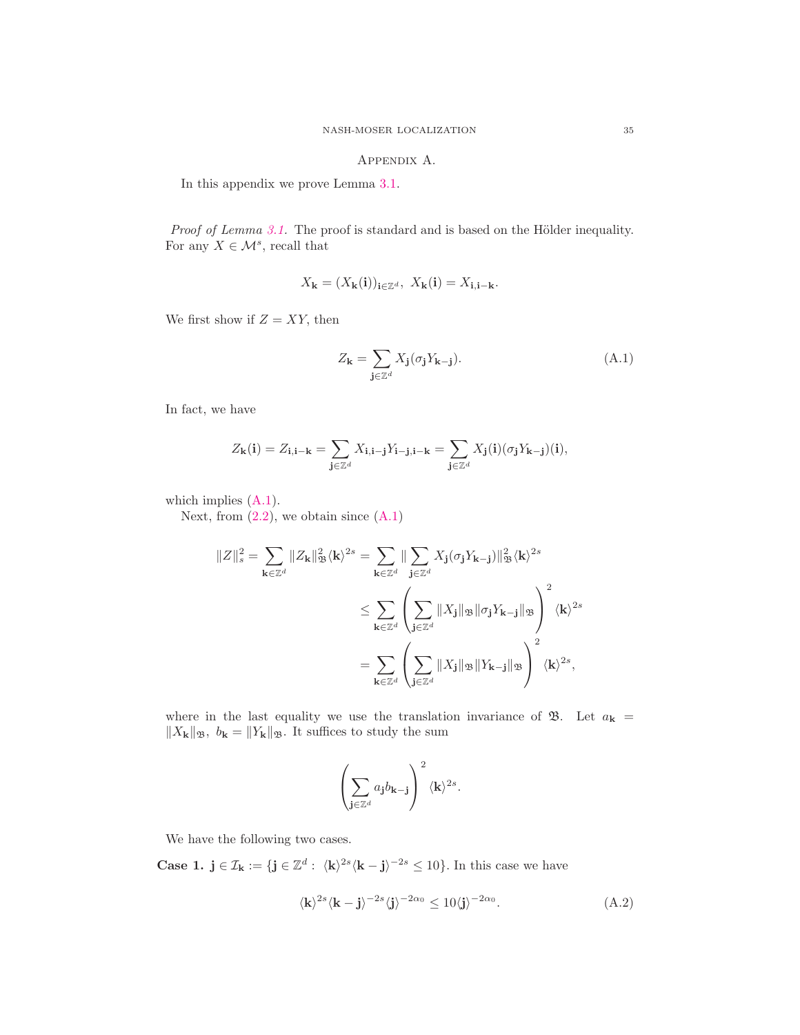## Appendix A.

In this appendix we prove Lemma 3.1.

*Proof of Lemma 3.1.* The proof is standard and is based on the Hölder inequality. For any $X \in \mathcal{M}^s$, recall that

$$X_{\mathbf{k}} = (X_{\mathbf{k}}(\mathbf{i}))_{\mathbf{i}\in\mathbb{Z}^d},\ X_{\mathbf{k}}(\mathbf{i}) = X_{\mathbf{i},\mathbf{i}-\mathbf{k}}.$$

We first show if $Z = XY$, then

$$Z_{\mathbf{k}} = \sum_{\mathbf{j}\in\mathbb{Z}^d} X_{\mathbf{j}}(\sigma_{\mathbf{j}} Y_{\mathbf{k}-\mathbf{j}}). \tag{A.1}$$

In fact, we have

$$Z_{\mathbf{k}}(\mathbf{i}) = Z_{\mathbf{i},\mathbf{i}-\mathbf{k}} = \sum_{\mathbf{j}\in\mathbb{Z}^d} X_{\mathbf{i},\mathbf{i}-\mathbf{j}} Y_{\mathbf{i}-\mathbf{j},\mathbf{i}-\mathbf{k}} = \sum_{\mathbf{j}\in\mathbb{Z}^d} X_{\mathbf{j}}(\mathbf{i})(\sigma_{\mathbf{j}} Y_{\mathbf{k}-\mathbf{j}})(\mathbf{i}),$$

which implies (A.1).

Next, from (2.2), we obtain since (A.1)

$$\begin{aligned}
\|Z\|_s^2 = \sum_{\mathbf{k}\in\mathbb{Z}^d} \|Z_{\mathbf{k}}\|_{\mathfrak{B}}^2 \langle\mathbf{k}\rangle^{2s} &= \sum_{\mathbf{k}\in\mathbb{Z}^d} \|\sum_{\mathbf{j}\in\mathbb{Z}^d} X_{\mathbf{j}}(\sigma_{\mathbf{j}} Y_{\mathbf{k}-\mathbf{j}})\|_{\mathfrak{B}}^2 \langle\mathbf{k}\rangle^{2s} \\
&\leq \sum_{\mathbf{k}\in\mathbb{Z}^d} \left(\sum_{\mathbf{j}\in\mathbb{Z}^d} \|X_{\mathbf{j}}\|_{\mathfrak{B}} \|\sigma_{\mathbf{j}} Y_{\mathbf{k}-\mathbf{j}}\|_{\mathfrak{B}}\right)^2 \langle\mathbf{k}\rangle^{2s} \\
&= \sum_{\mathbf{k}\in\mathbb{Z}^d} \left(\sum_{\mathbf{j}\in\mathbb{Z}^d} \|X_{\mathbf{j}}\|_{\mathfrak{B}} \|Y_{\mathbf{k}-\mathbf{j}}\|_{\mathfrak{B}}\right)^2 \langle\mathbf{k}\rangle^{2s},
\end{aligned}$$

where in the last equality we use the translation invariance of $\mathfrak{B}$. Let $a_{\mathbf{k}} = \|X_{\mathbf{k}}\|_{\mathfrak{B}},\ b_{\mathbf{k}} = \|Y_{\mathbf{k}}\|_{\mathfrak{B}}$. It suffices to study the sum

$$\left(\sum_{\mathbf{j}\in\mathbb{Z}^d} a_{\mathbf{j}} b_{\mathbf{k}-\mathbf{j}}\right)^2 \langle\mathbf{k}\rangle^{2s}.$$

We have the following two cases.

**Case 1.** $\mathbf{j} \in \mathcal{I}_{\mathbf{k}} := \{\mathbf{j} \in \mathbb{Z}^d :\ \langle\mathbf{k}\rangle^{2s}\langle\mathbf{k}-\mathbf{j}\rangle^{-2s} \leq 10\}$. In this case we have

$$\langle\mathbf{k}\rangle^{2s}\langle\mathbf{k}-\mathbf{j}\rangle^{-2s}\langle\mathbf{j}\rangle^{-2\alpha_0} \leq 10\langle\mathbf{j}\rangle^{-2\alpha_0}. \tag{A.2}$$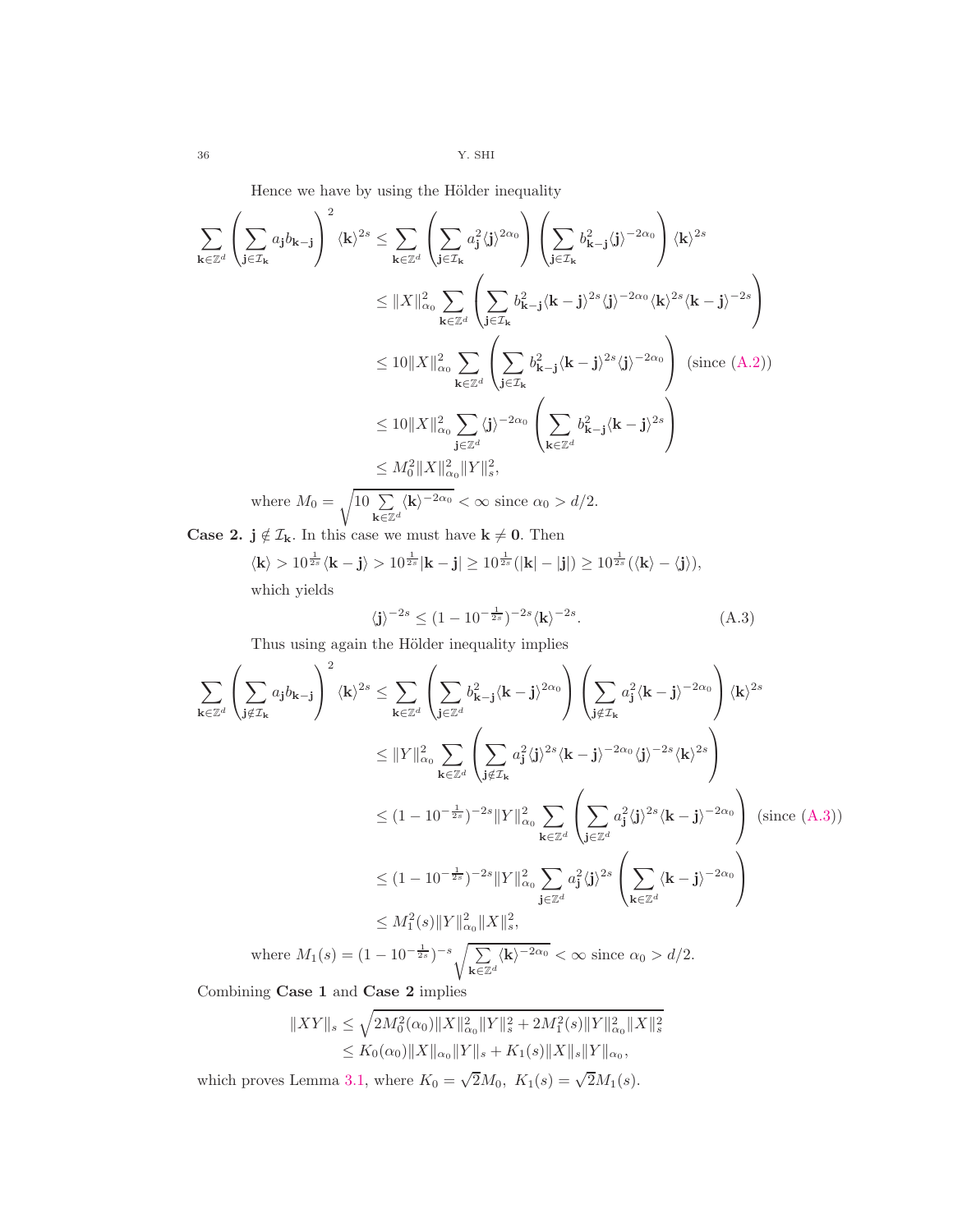Hence we have by using the Hölder inequality

$$
\begin{aligned}
\sum_{\mathbf{k}\in\mathbb{Z}^d}\left(\sum_{\mathbf{j}\in\mathcal{I}_\mathbf{k}} a_\mathbf{j} b_{\mathbf{k}-\mathbf{j}}\right)^2 \langle\mathbf{k}\rangle^{2s} &\le \sum_{\mathbf{k}\in\mathbb{Z}^d}\left(\sum_{\mathbf{j}\in\mathcal{I}_\mathbf{k}} a_\mathbf{j}^2\langle\mathbf{j}\rangle^{2\alpha_0}\right)\left(\sum_{\mathbf{j}\in\mathcal{I}_\mathbf{k}} b_{\mathbf{k}-\mathbf{j}}^2\langle\mathbf{j}\rangle^{-2\alpha_0}\right)\langle\mathbf{k}\rangle^{2s}\\
&\le \|X\|_{\alpha_0}^2\sum_{\mathbf{k}\in\mathbb{Z}^d}\left(\sum_{\mathbf{j}\in\mathcal{I}_\mathbf{k}} b_{\mathbf{k}-\mathbf{j}}^2\langle\mathbf{k}-\mathbf{j}\rangle^{2s}\langle\mathbf{j}\rangle^{-2\alpha_0}\langle\mathbf{k}\rangle^{2s}\langle\mathbf{k}-\mathbf{j}\rangle^{-2s}\right)\\
&\le 10\|X\|_{\alpha_0}^2\sum_{\mathbf{k}\in\mathbb{Z}^d}\left(\sum_{\mathbf{j}\in\mathcal{I}_\mathbf{k}} b_{\mathbf{k}-\mathbf{j}}^2\langle\mathbf{k}-\mathbf{j}\rangle^{2s}\langle\mathbf{j}\rangle^{-2\alpha_0}\right)\ \text{(since (A.2))}\\
&\le 10\|X\|_{\alpha_0}^2\sum_{\mathbf{j}\in\mathbb{Z}^d}\langle\mathbf{j}\rangle^{-2\alpha_0}\left(\sum_{\mathbf{k}\in\mathbb{Z}^d} b_{\mathbf{k}-\mathbf{j}}^2\langle\mathbf{k}-\mathbf{j}\rangle^{2s}\right)\\
&\le M_0^2\|X\|_{\alpha_0}^2\|Y\|_s^2,
\end{aligned}
$$

where $M_0=\sqrt{10\sum_{\mathbf{k}\in\mathbb{Z}^d}\langle\mathbf{k}\rangle^{-2\alpha_0}}<\infty$ since $\alpha_0>d/2$.

**Case 2.** $\mathbf{j}\notin\mathcal{I}_\mathbf{k}$. In this case we must have $\mathbf{k}\neq\mathbf{0}$. Then

$$\langle\mathbf{k}\rangle>10^{\frac{1}{2s}}\langle\mathbf{k}-\mathbf{j}\rangle>10^{\frac{1}{2s}}|\mathbf{k}-\mathbf{j}|\ge 10^{\frac{1}{2s}}(|\mathbf{k}|-|\mathbf{j}|)\ge 10^{\frac{1}{2s}}(\langle\mathbf{k}\rangle-\langle\mathbf{j}\rangle),$$

which yields

$$\langle\mathbf{j}\rangle^{-2s}\le(1-10^{-\frac{1}{2s}})^{-2s}\langle\mathbf{k}\rangle^{-2s}. \tag{A.3}$$

Thus using again the Hölder inequality implies

$$
\begin{aligned}
\sum_{\mathbf{k}\in\mathbb{Z}^d}\left(\sum_{\mathbf{j}\notin\mathcal{I}_\mathbf{k}} a_\mathbf{j} b_{\mathbf{k}-\mathbf{j}}\right)^2 \langle\mathbf{k}\rangle^{2s} &\le \sum_{\mathbf{k}\in\mathbb{Z}^d}\left(\sum_{\mathbf{j}\in\mathbb{Z}^d} b_{\mathbf{k}-\mathbf{j}}^2\langle\mathbf{k}-\mathbf{j}\rangle^{2\alpha_0}\right)\left(\sum_{\mathbf{j}\notin\mathcal{I}_\mathbf{k}} a_\mathbf{j}^2\langle\mathbf{k}-\mathbf{j}\rangle^{-2\alpha_0}\right)\langle\mathbf{k}\rangle^{2s}\\
&\le \|Y\|_{\alpha_0}^2\sum_{\mathbf{k}\in\mathbb{Z}^d}\left(\sum_{\mathbf{j}\notin\mathcal{I}_\mathbf{k}} a_\mathbf{j}^2\langle\mathbf{j}\rangle^{2s}\langle\mathbf{k}-\mathbf{j}\rangle^{-2\alpha_0}\langle\mathbf{j}\rangle^{-2s}\langle\mathbf{k}\rangle^{2s}\right)\\
&\le (1-10^{-\frac{1}{2s}})^{-2s}\|Y\|_{\alpha_0}^2\sum_{\mathbf{k}\in\mathbb{Z}^d}\left(\sum_{\mathbf{j}\in\mathbb{Z}^d} a_\mathbf{j}^2\langle\mathbf{j}\rangle^{2s}\langle\mathbf{k}-\mathbf{j}\rangle^{-2\alpha_0}\right)\ \text{(since (A.3))}\\
&\le (1-10^{-\frac{1}{2s}})^{-2s}\|Y\|_{\alpha_0}^2\sum_{\mathbf{j}\in\mathbb{Z}^d} a_\mathbf{j}^2\langle\mathbf{j}\rangle^{2s}\left(\sum_{\mathbf{k}\in\mathbb{Z}^d}\langle\mathbf{k}-\mathbf{j}\rangle^{-2\alpha_0}\right)\\
&\le M_1^2(s)\|Y\|_{\alpha_0}^2\|X\|_s^2,
\end{aligned}
$$

where $M_1(s)=(1-10^{-\frac{1}{2s}})^{-s}\sqrt{\sum_{\mathbf{k}\in\mathbb{Z}^d}\langle\mathbf{k}\rangle^{-2\alpha_0}}<\infty$ since $\alpha_0>d/2$.

Combining **Case 1** and **Case 2** implies

$$
\begin{aligned}
\|XY\|_s &\le \sqrt{2M_0^2(\alpha_0)\|X\|_{\alpha_0}^2\|Y\|_s^2+2M_1^2(s)\|Y\|_{\alpha_0}^2\|X\|_s^2}\\
&\le K_0(\alpha_0)\|X\|_{\alpha_0}\|Y\|_s+K_1(s)\|X\|_s\|Y\|_{\alpha_0},
\end{aligned}
$$

which proves Lemma 3.1, where $K_0=\sqrt{2}M_0,\ K_1(s)=\sqrt{2}M_1(s)$.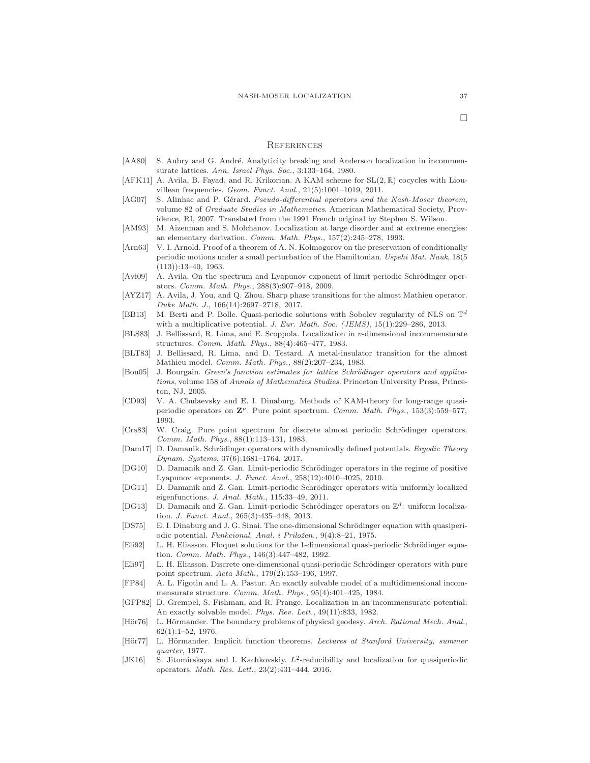□

# References

[AA80] S. Aubry and G. André. Analyticity breaking and Anderson localization in incommensurate lattices. *Ann. Israel Phys. Soc.*, 3:133–164, 1980.

[AFK11] A. Avila, B. Fayad, and R. Krikorian. A KAM scheme for $\mathrm{SL}(2,\mathbb{R})$ cocycles with Liouvillean frequencies. *Geom. Funct. Anal.*, 21(5):1001–1019, 2011.

[AG07] S. Alinhac and P. Gérard. *Pseudo-differential operators and the Nash-Moser theorem*, volume 82 of *Graduate Studies in Mathematics*. American Mathematical Society, Providence, RI, 2007. Translated from the 1991 French original by Stephen S. Wilson.

[AM93] M. Aizenman and S. Molchanov. Localization at large disorder and at extreme energies: an elementary derivation. *Comm. Math. Phys.*, 157(2):245–278, 1993.

[Arn63] V. I. Arnold. Proof of a theorem of A. N. Kolmogorov on the preservation of conditionally periodic motions under a small perturbation of the Hamiltonian. *Uspehi Mat. Nauk*, 18(5 (113)):13–40, 1963.

[Avi09] A. Avila. On the spectrum and Lyapunov exponent of limit periodic Schrödinger operators. *Comm. Math. Phys.*, 288(3):907–918, 2009.

[AYZ17] A. Avila, J. You, and Q. Zhou. Sharp phase transitions for the almost Mathieu operator. *Duke Math. J.*, 166(14):2697–2718, 2017.

[BB13] M. Berti and P. Bolle. Quasi-periodic solutions with Sobolev regularity of NLS on $\mathbb{T}^d$ with a multiplicative potential. *J. Eur. Math. Soc. (JEMS)*, 15(1):229–286, 2013.

[BLS83] J. Bellissard, R. Lima, and E. Scoppola. Localization in $v$-dimensional incommensurate structures. *Comm. Math. Phys.*, 88(4):465–477, 1983.

[BLT83] J. Bellissard, R. Lima, and D. Testard. A metal-insulator transition for the almost Mathieu model. *Comm. Math. Phys.*, 88(2):207–234, 1983.

[Bou05] J. Bourgain. *Green's function estimates for lattice Schrödinger operators and applications*, volume 158 of *Annals of Mathematics Studies*. Princeton University Press, Princeton, NJ, 2005.

[CD93] V. A. Chulaevsky and E. I. Dinaburg. Methods of KAM-theory for long-range quasi-periodic operators on $\mathbf{Z}^\nu$. Pure point spectrum. *Comm. Math. Phys.*, 153(3):559–577, 1993.

[Cra83] W. Craig. Pure point spectrum for discrete almost periodic Schrödinger operators. *Comm. Math. Phys.*, 88(1):113–131, 1983.

[Dam17] D. Damanik. Schrödinger operators with dynamically defined potentials. *Ergodic Theory Dynam. Systems*, 37(6):1681–1764, 2017.

[DG10] D. Damanik and Z. Gan. Limit-periodic Schrödinger operators in the regime of positive Lyapunov exponents. *J. Funct. Anal.*, 258(12):4010–4025, 2010.

[DG11] D. Damanik and Z. Gan. Limit-periodic Schrödinger operators with uniformly localized eigenfunctions. *J. Anal. Math.*, 115:33–49, 2011.

[DG13] D. Damanik and Z. Gan. Limit-periodic Schrödinger operators on $\mathbb{Z}^d$: uniform localization. *J. Funct. Anal.*, 265(3):435–448, 2013.

[DS75] E. I. Dinaburg and J. G. Sinai. The one-dimensional Schrödinger equation with quasiperiodic potential. *Funkcional. Anal. i Priložen.*, 9(4):8–21, 1975.

[Eli92] L. H. Eliasson. Floquet solutions for the 1-dimensional quasi-periodic Schrödinger equation. *Comm. Math. Phys.*, 146(3):447–482, 1992.

[Eli97] L. H. Eliasson. Discrete one-dimensional quasi-periodic Schrödinger operators with pure point spectrum. *Acta Math.*, 179(2):153–196, 1997.

[FP84] A. L. Figotin and L. A. Pastur. An exactly solvable model of a multidimensional incommensurate structure. *Comm. Math. Phys.*, 95(4):401–425, 1984.

[GFP82] D. Grempel, S. Fishman, and R. Prange. Localization in an incommensurate potential: An exactly solvable model. *Phys. Rev. Lett.*, 49(11):833, 1982.

[Hör76] L. Hörmander. The boundary problems of physical geodesy. *Arch. Rational Mech. Anal.*, 62(1):1–52, 1976.

[Hör77] L. Hörmander. Implicit function theorems. *Lectures at Stanford University, summer quarter*, 1977.

[JK16] S. Jitomirskaya and I. Kachkovskiy. $L^2$-reducibility and localization for quasiperiodic operators. *Math. Res. Lett.*, 23(2):431–444, 2016.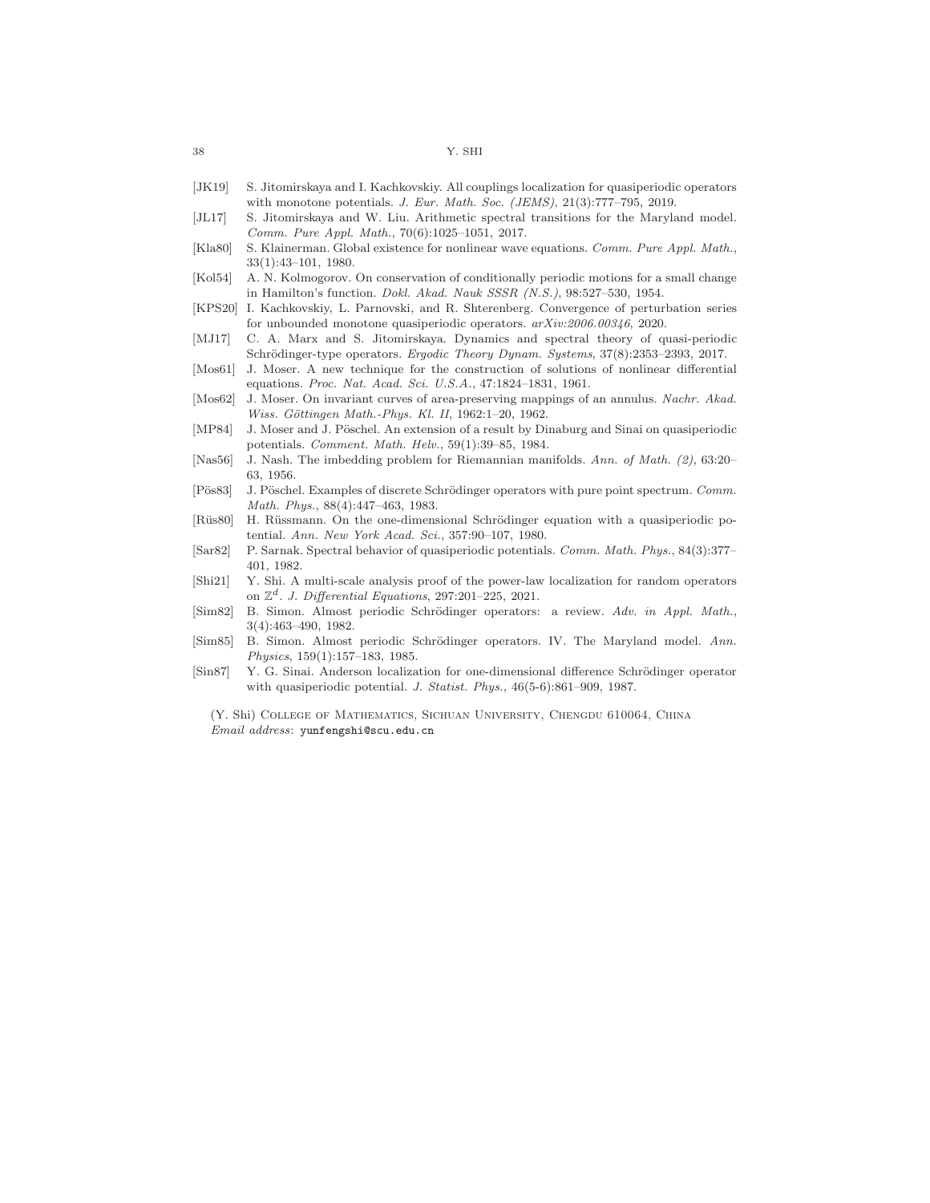[JK19] S. Jitomirskaya and I. Kachkovskiy. All couplings localization for quasiperiodic operators with monotone potentials. *J. Eur. Math. Soc. (JEMS)*, 21(3):777–795, 2019.

[JL17] S. Jitomirskaya and W. Liu. Arithmetic spectral transitions for the Maryland model. *Comm. Pure Appl. Math.*, 70(6):1025–1051, 2017.

[Kla80] S. Klainerman. Global existence for nonlinear wave equations. *Comm. Pure Appl. Math.*, 33(1):43–101, 1980.

[Kol54] A. N. Kolmogorov. On conservation of conditionally periodic motions for a small change in Hamilton's function. *Dokl. Akad. Nauk SSSR (N.S.)*, 98:527–530, 1954.

[KPS20] I. Kachkovskiy, L. Parnovski, and R. Shterenberg. Convergence of perturbation series for unbounded monotone quasiperiodic operators. *arXiv:2006.00346*, 2020.

[MJ17] C. A. Marx and S. Jitomirskaya. Dynamics and spectral theory of quasi-periodic Schrödinger-type operators. *Ergodic Theory Dynam. Systems*, 37(8):2353–2393, 2017.

[Mos61] J. Moser. A new technique for the construction of solutions of nonlinear differential equations. *Proc. Nat. Acad. Sci. U.S.A.*, 47:1824–1831, 1961.

[Mos62] J. Moser. On invariant curves of area-preserving mappings of an annulus. *Nachr. Akad. Wiss. Göttingen Math.-Phys. Kl. II*, 1962:1–20, 1962.

[MP84] J. Moser and J. Pöschel. An extension of a result by Dinaburg and Sinai on quasiperiodic potentials. *Comment. Math. Helv.*, 59(1):39–85, 1984.

[Nas56] J. Nash. The imbedding problem for Riemannian manifolds. *Ann. of Math. (2)*, 63:20–63, 1956.

[Pös83] J. Pöschel. Examples of discrete Schrödinger operators with pure point spectrum. *Comm. Math. Phys.*, 88(4):447–463, 1983.

[Rüs80] H. Rüssmann. On the one-dimensional Schrödinger equation with a quasiperiodic potential. *Ann. New York Acad. Sci.*, 357:90–107, 1980.

[Sar82] P. Sarnak. Spectral behavior of quasiperiodic potentials. *Comm. Math. Phys.*, 84(3):377–401, 1982.

[Shi21] Y. Shi. A multi-scale analysis proof of the power-law localization for random operators on $\mathbb{Z}^d$. *J. Differential Equations*, 297:201–225, 2021.

[Sim82] B. Simon. Almost periodic Schrödinger operators: a review. *Adv. in Appl. Math.*, 3(4):463–490, 1982.

[Sim85] B. Simon. Almost periodic Schrödinger operators. IV. The Maryland model. *Ann. Physics*, 159(1):157–183, 1985.

[Sin87] Y. G. Sinai. Anderson localization for one-dimensional difference Schrödinger operator with quasiperiodic potential. *J. Statist. Phys.*, 46(5-6):861–909, 1987.

(Y. Shi) College of Mathematics, Sichuan University, Chengdu 610064, China
*Email address*: yunfengshi@scu.edu.cn